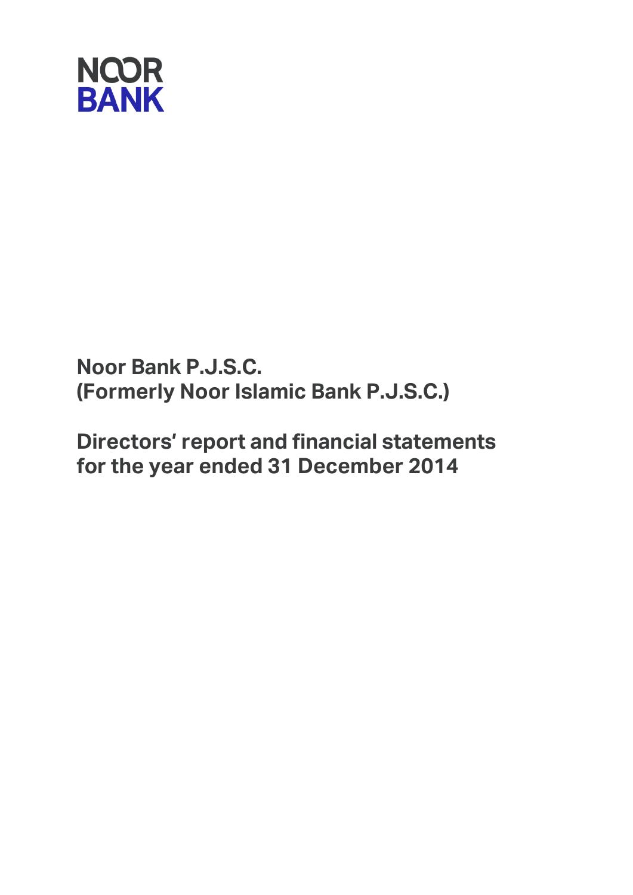NOOR
BANK

# Noor Bank P.J.S.C.
# (Formerly Noor Islamic Bank P.J.S.C.)

## Directors' report and financial statements for the year ended 31 December 2014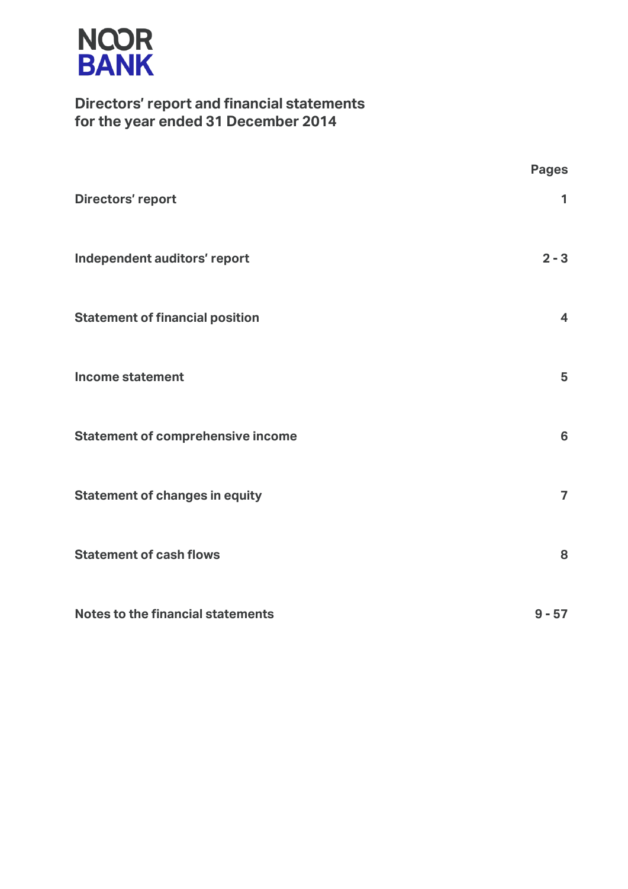NOOR BANK

# Directors' report and financial statements for the year ended 31 December 2014

| | Pages |
|---|---|
| **Directors' report** | **1** |
| **Independent auditors' report** | **2 - 3** |
| **Statement of financial position** | **4** |
| **Income statement** | **5** |
| **Statement of comprehensive income** | **6** |
| **Statement of changes in equity** | **7** |
| **Statement of cash flows** | **8** |
| **Notes to the financial statements** | **9 - 57** |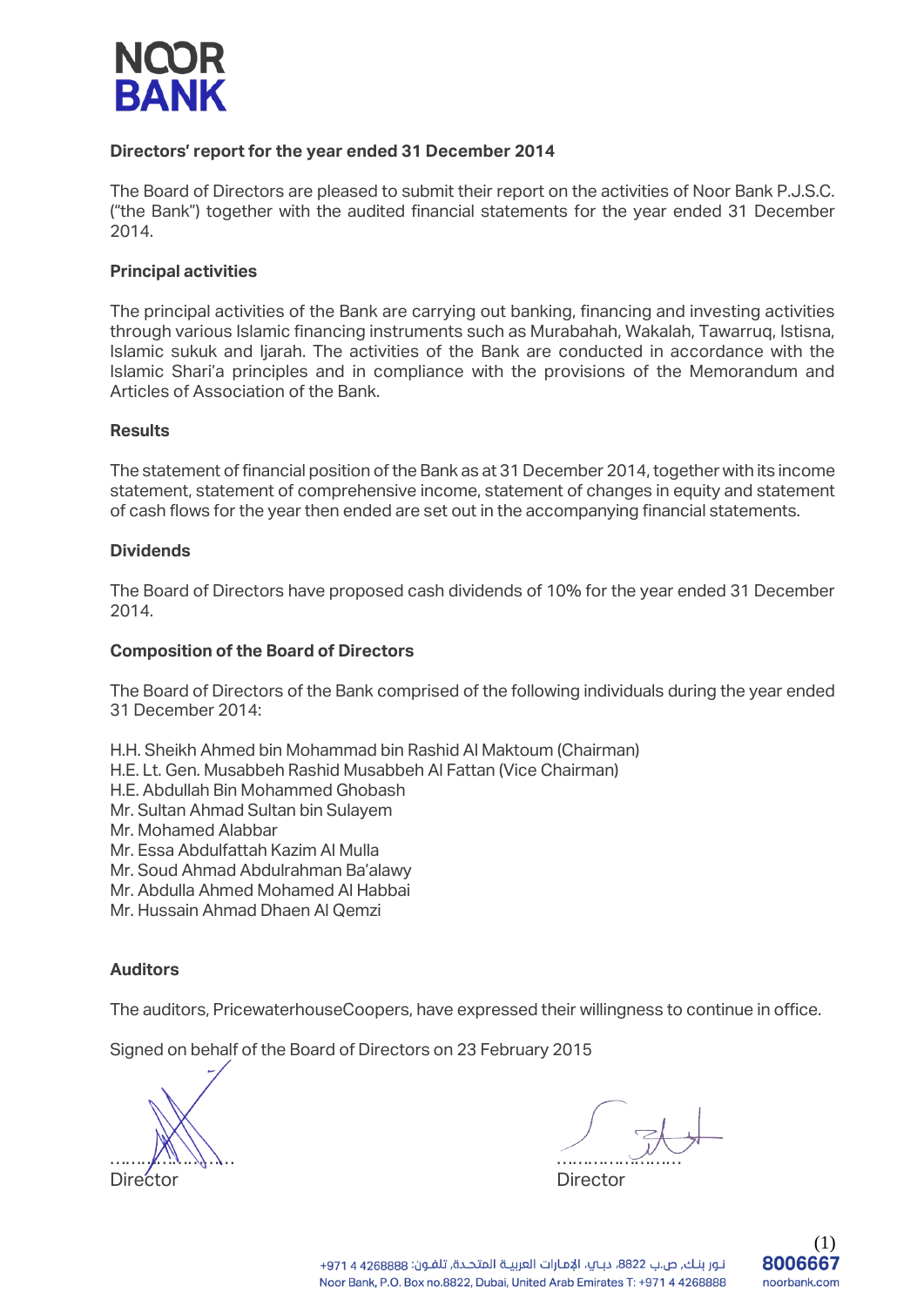**Directors' report for the year ended 31 December 2014**

The Board of Directors are pleased to submit their report on the activities of Noor Bank P.J.S.C. ("the Bank") together with the audited financial statements for the year ended 31 December 2014.

**Principal activities**

The principal activities of the Bank are carrying out banking, financing and investing activities through various Islamic financing instruments such as Murabahah, Wakalah, Tawarruq, Istisna, Islamic sukuk and Ijarah. The activities of the Bank are conducted in accordance with the Islamic Shari'a principles and in compliance with the provisions of the Memorandum and Articles of Association of the Bank.

**Results**

The statement of financial position of the Bank as at 31 December 2014, together with its income statement, statement of comprehensive income, statement of changes in equity and statement of cash flows for the year then ended are set out in the accompanying financial statements.

**Dividends**

The Board of Directors have proposed cash dividends of 10% for the year ended 31 December 2014.

**Composition of the Board of Directors**

The Board of Directors of the Bank comprised of the following individuals during the year ended 31 December 2014:

H.H. Sheikh Ahmed bin Mohammad bin Rashid Al Maktoum (Chairman)
H.E. Lt. Gen. Musabbeh Rashid Musabbeh Al Fattan (Vice Chairman)
H.E. Abdullah Bin Mohammed Ghobash
Mr. Sultan Ahmad Sultan bin Sulayem
Mr. Mohamed Alabbar
Mr. Essa Abdulfattah Kazim Al Mulla
Mr. Soud Ahmad Abdulrahman Ba'alawy
Mr. Abdulla Ahmed Mohamed Al Habbai
Mr. Hussain Ahmad Dhaen Al Qemzi

**Auditors**

The auditors, PricewaterhouseCoopers, have expressed their willingness to continue in office.

Signed on behalf of the Board of Directors on 23 February 2015

……………………  
Director

……………………  
Director

نور بنك، ص.ب 8822، دبي، الإمارات العربية المتحدة، تلفون: 4268888 4 971+
Noor Bank, P.O. Box no.8822, Dubai, United Arab Emirates T: +971 4 4268888
8006667
noorbank.com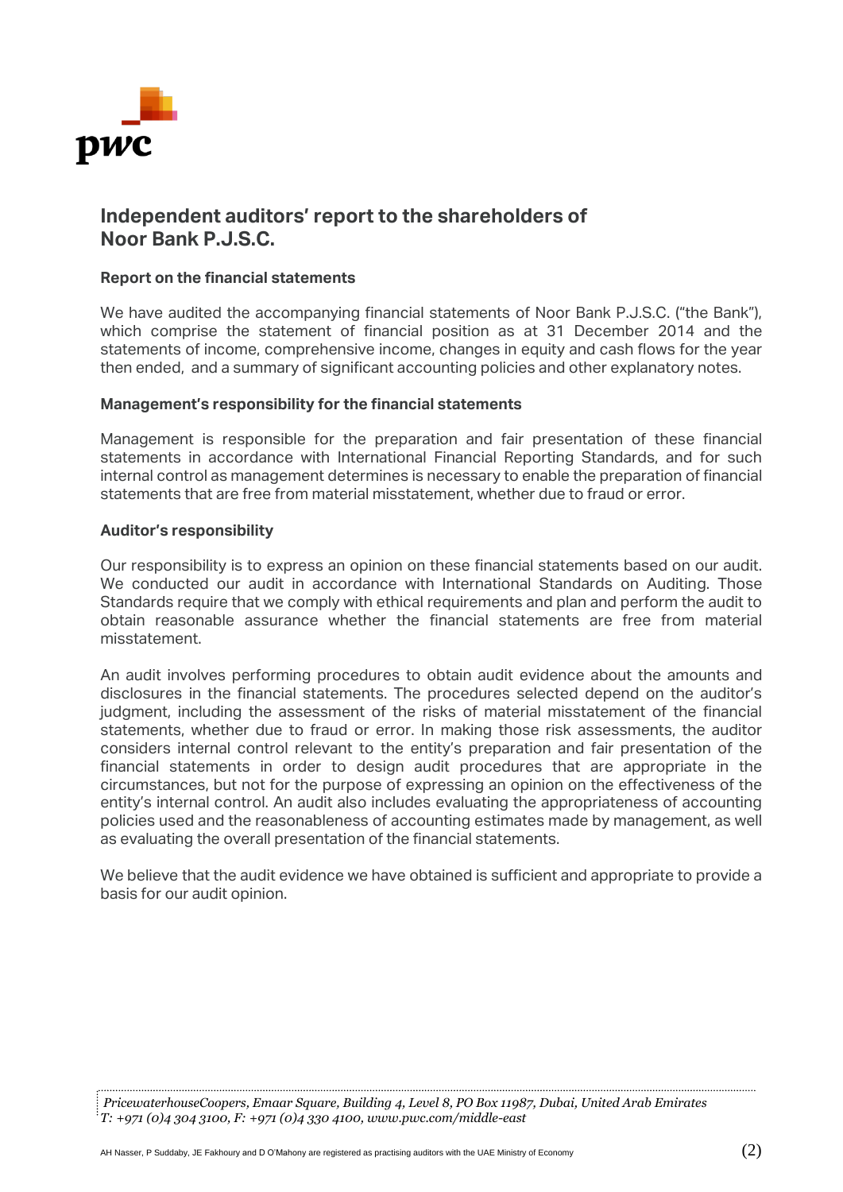# Independent auditors' report to the shareholders of Noor Bank P.J.S.C.

## Report on the financial statements

We have audited the accompanying financial statements of Noor Bank P.J.S.C. ("the Bank"), which comprise the statement of financial position as at 31 December 2014 and the statements of income, comprehensive income, changes in equity and cash flows for the year then ended, and a summary of significant accounting policies and other explanatory notes.

## Management's responsibility for the financial statements

Management is responsible for the preparation and fair presentation of these financial statements in accordance with International Financial Reporting Standards, and for such internal control as management determines is necessary to enable the preparation of financial statements that are free from material misstatement, whether due to fraud or error.

## Auditor's responsibility

Our responsibility is to express an opinion on these financial statements based on our audit. We conducted our audit in accordance with International Standards on Auditing. Those Standards require that we comply with ethical requirements and plan and perform the audit to obtain reasonable assurance whether the financial statements are free from material misstatement.

An audit involves performing procedures to obtain audit evidence about the amounts and disclosures in the financial statements. The procedures selected depend on the auditor's judgment, including the assessment of the risks of material misstatement of the financial statements, whether due to fraud or error. In making those risk assessments, the auditor considers internal control relevant to the entity's preparation and fair presentation of the financial statements in order to design audit procedures that are appropriate in the circumstances, but not for the purpose of expressing an opinion on the effectiveness of the entity's internal control. An audit also includes evaluating the appropriateness of accounting policies used and the reasonableness of accounting estimates made by management, as well as evaluating the overall presentation of the financial statements.

We believe that the audit evidence we have obtained is sufficient and appropriate to provide a basis for our audit opinion.

*PricewaterhouseCoopers, Emaar Square, Building 4, Level 8, PO Box 11987, Dubai, United Arab Emirates*
*T: +971 (0)4 304 3100, F: +971 (0)4 330 4100, www.pwc.com/middle-east*

AH Nasser, P Suddaby, JE Fakhoury and D O'Mahony are registered as practising auditors with the UAE Ministry of Economy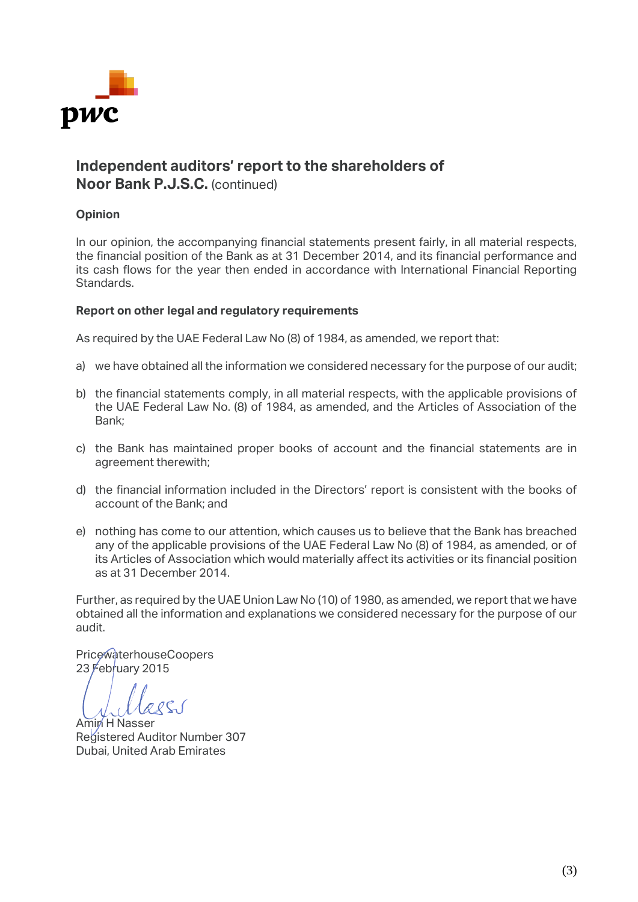# Independent auditors' report to the shareholders of Noor Bank P.J.S.C. (continued)

## Opinion

In our opinion, the accompanying financial statements present fairly, in all material respects, the financial position of the Bank as at 31 December 2014, and its financial performance and its cash flows for the year then ended in accordance with International Financial Reporting Standards.

## Report on other legal and regulatory requirements

As required by the UAE Federal Law No (8) of 1984, as amended, we report that:

a) we have obtained all the information we considered necessary for the purpose of our audit;

b) the financial statements comply, in all material respects, with the applicable provisions of the UAE Federal Law No. (8) of 1984, as amended, and the Articles of Association of the Bank;

c) the Bank has maintained proper books of account and the financial statements are in agreement therewith;

d) the financial information included in the Directors' report is consistent with the books of account of the Bank; and

e) nothing has come to our attention, which causes us to believe that the Bank has breached any of the applicable provisions of the UAE Federal Law No (8) of 1984, as amended, or of its Articles of Association which would materially affect its activities or its financial position as at 31 December 2014.

Further, as required by the UAE Union Law No (10) of 1980, as amended, we report that we have obtained all the information and explanations we considered necessary for the purpose of our audit.

PricewaterhouseCoopers
23 February 2015

Amin H Nasser
Registered Auditor Number 307
Dubai, United Arab Emirates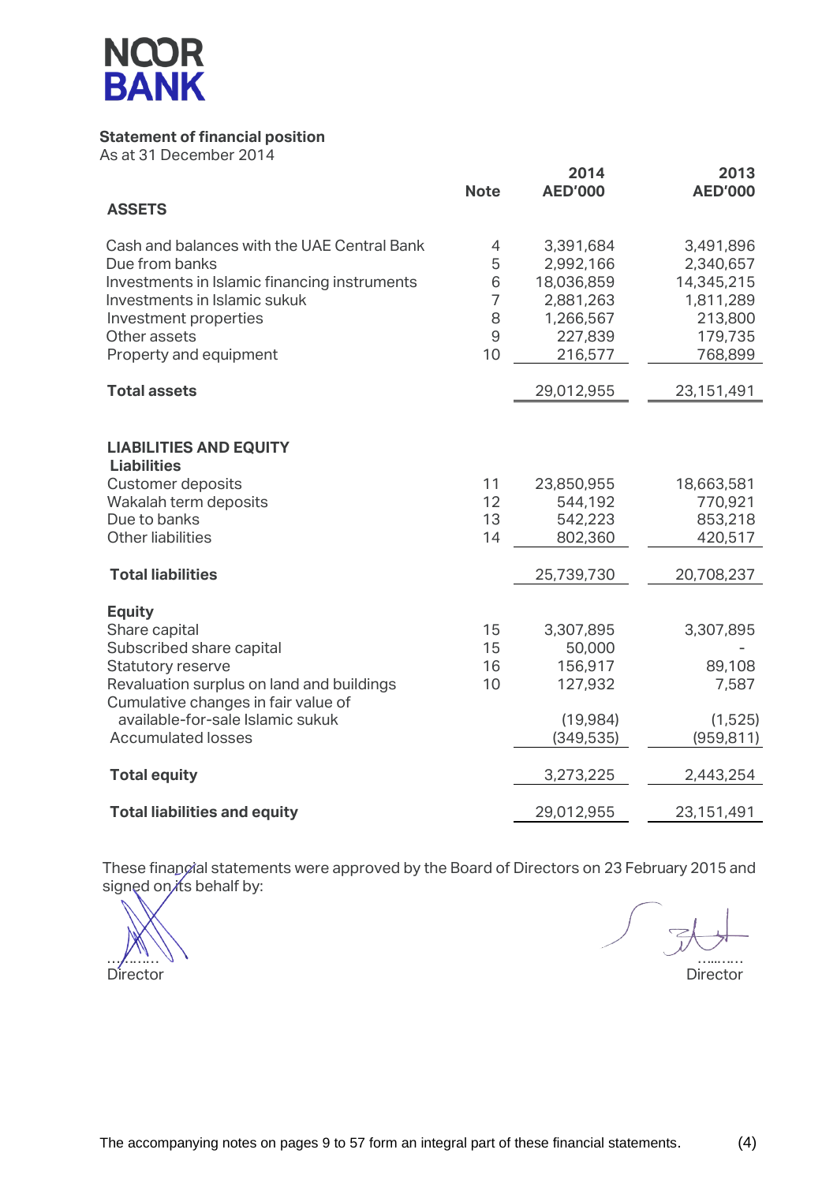NOOR BANK

**Statement of financial position**
As at 31 December 2014

| | Note | 2014 AED'000 | 2013 AED'000 |
|---|---|---|---|
| **ASSETS** | | | |
| Cash and balances with the UAE Central Bank | 4 | 3,391,684 | 3,491,896 |
| Due from banks | 5 | 2,992,166 | 2,340,657 |
| Investments in Islamic financing instruments | 6 | 18,036,859 | 14,345,215 |
| Investments in Islamic sukuk | 7 | 2,881,263 | 1,811,289 |
| Investment properties | 8 | 1,266,567 | 213,800 |
| Other assets | 9 | 227,839 | 179,735 |
| Property and equipment | 10 | 216,577 | 768,899 |
| **Total assets** | | 29,012,955 | 23,151,491 |
| **LIABILITIES AND EQUITY** | | | |
| **Liabilities** | | | |
| Customer deposits | 11 | 23,850,955 | 18,663,581 |
| Wakalah term deposits | 12 | 544,192 | 770,921 |
| Due to banks | 13 | 542,223 | 853,218 |
| Other liabilities | 14 | 802,360 | 420,517 |
| **Total liabilities** | | 25,739,730 | 20,708,237 |
| **Equity** | | | |
| Share capital | 15 | 3,307,895 | 3,307,895 |
| Subscribed share capital | 15 | 50,000 | - |
| Statutory reserve | 16 | 156,917 | 89,108 |
| Revaluation surplus on land and buildings | 10 | 127,932 | 7,587 |
| Cumulative changes in fair value of available-for-sale Islamic sukuk | | (19,984) | (1,525) |
| Accumulated losses | | (349,535) | (959,811) |
| **Total equity** | | 3,273,225 | 2,443,254 |
| **Total liabilities and equity** | | 29,012,955 | 23,151,491 |

These financial statements were approved by the Board of Directors on 23 February 2015 and signed on its behalf by:

Director                                                                                                   Director

The accompanying notes on pages 9 to 57 form an integral part of these financial statements.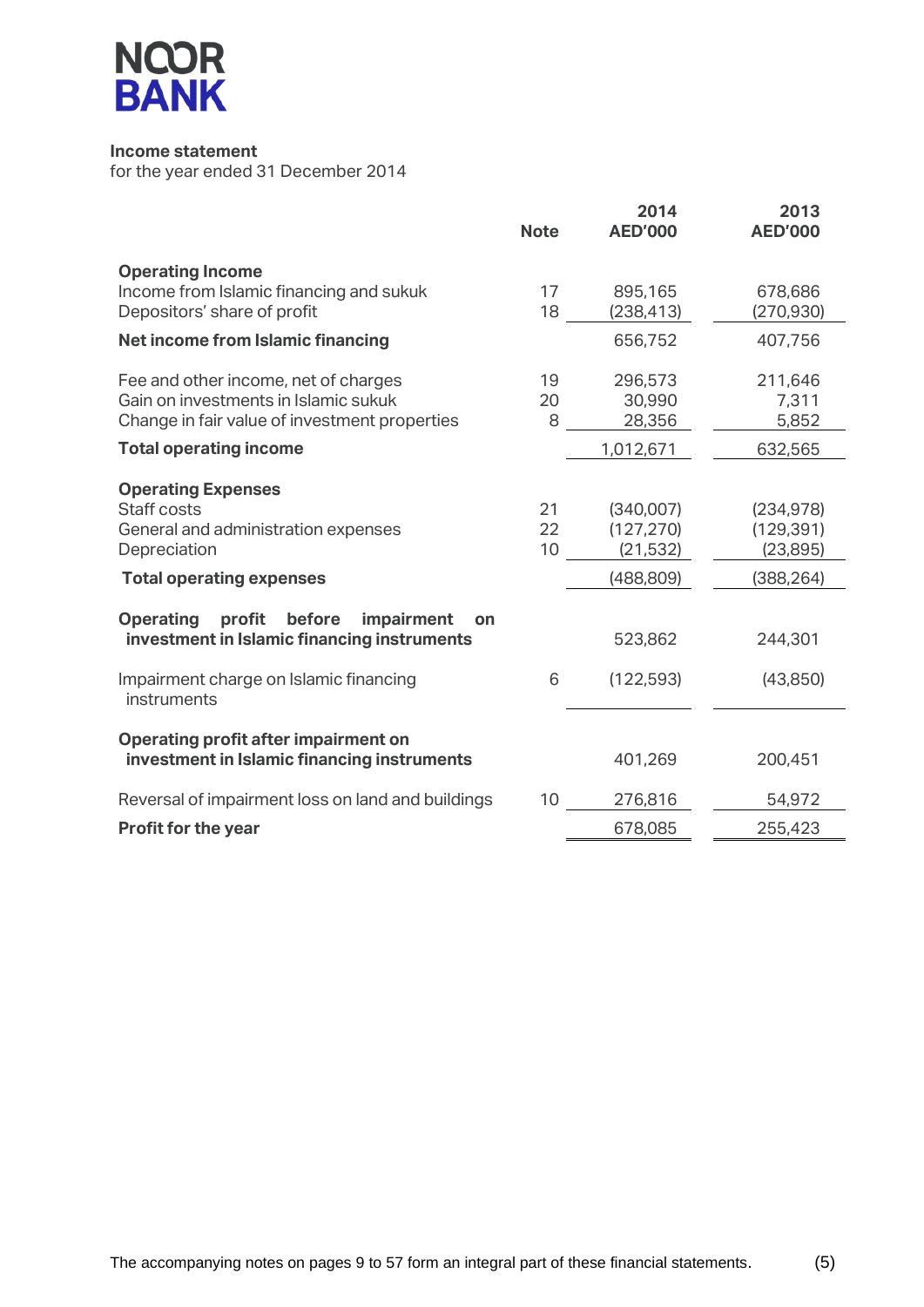NOOR BANK

**Income statement**
for the year ended 31 December 2014

| | Note | 2014 AED'000 | 2013 AED'000 |
|---|---|---|---|
| **Operating Income** | | | |
| Income from Islamic financing and sukuk | 17 | 895,165 | 678,686 |
| Depositors' share of profit | 18 | (238,413) | (270,930) |
| **Net income from Islamic financing** | | 656,752 | 407,756 |
| Fee and other income, net of charges | 19 | 296,573 | 211,646 |
| Gain on investments in Islamic sukuk | 20 | 30,990 | 7,311 |
| Change in fair value of investment properties | 8 | 28,356 | 5,852 |
| **Total operating income** | | 1,012,671 | 632,565 |
| **Operating Expenses** | | | |
| Staff costs | 21 | (340,007) | (234,978) |
| General and administration expenses | 22 | (127,270) | (129,391) |
| Depreciation | 10 | (21,532) | (23,895) |
| **Total operating expenses** | | (488,809) | (388,264) |
| **Operating profit before impairment on investment in Islamic financing instruments** | | 523,862 | 244,301 |
| Impairment charge on Islamic financing instruments | 6 | (122,593) | (43,850) |
| **Operating profit after impairment on investment in Islamic financing instruments** | | 401,269 | 200,451 |
| Reversal of impairment loss on land and buildings | 10 | 276,816 | 54,972 |
| **Profit for the year** | | 678,085 | 255,423 |

The accompanying notes on pages 9 to 57 form an integral part of these financial statements.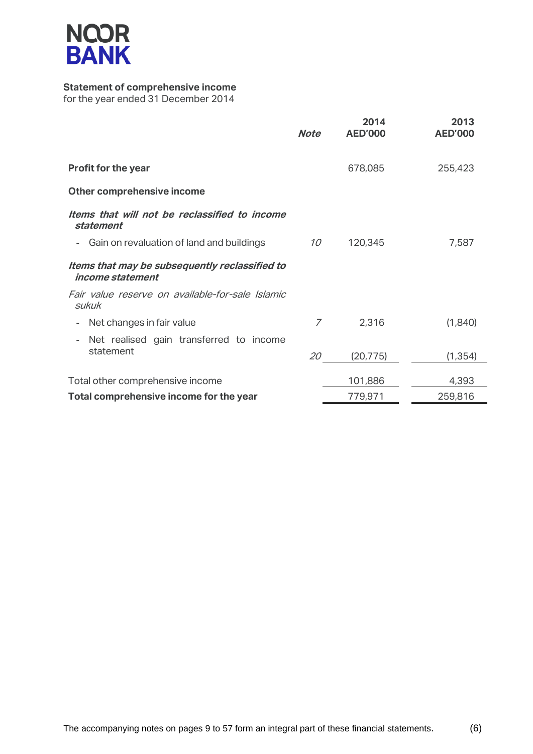NOOR BANK

**Statement of comprehensive income**
for the year ended 31 December 2014

| | *Note* | 2014 AED'000 | 2013 AED'000 |
|---|---|---|---|
| **Profit for the year** | | 678,085 | 255,423 |
| **Other comprehensive income** | | | |
| ***Items that will not be reclassified to income statement*** | | | |
| - Gain on revaluation of land and buildings | *10* | 120,345 | 7,587 |
| ***Items that may be subsequently reclassified to income statement*** | | | |
| *Fair value reserve on available-for-sale Islamic sukuk* | | | |
| - Net changes in fair value | *7* | 2,316 | (1,840) |
| - Net realised gain transferred to income statement | *20* | (20,775) | (1,354) |
| Total other comprehensive income | | 101,886 | 4,393 |
| **Total comprehensive income for the year** | | 779,971 | 259,816 |

The accompanying notes on pages 9 to 57 form an integral part of these financial statements.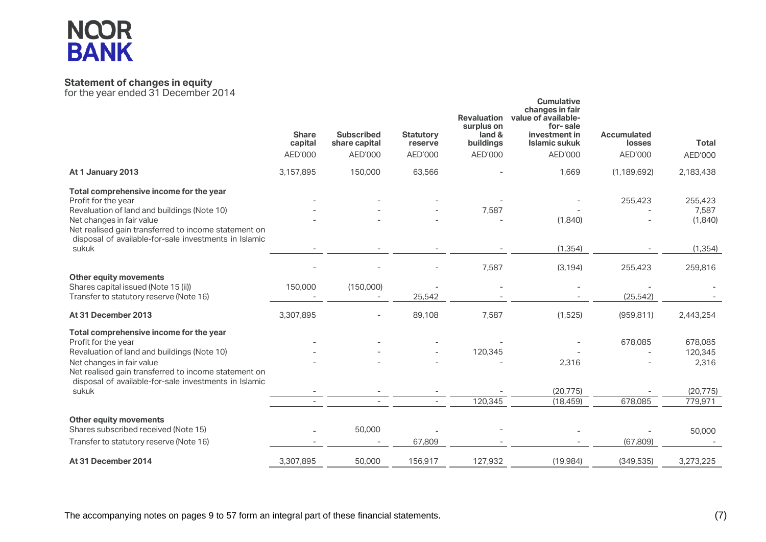NOOR BANK

## Statement of changes in equity

for the year ended 31 December 2014

| | Share capital | Subscribed share capital | Statutory reserve | Revaluation surplus on land & buildings | Cumulative changes in fair value of available-for-sale investment in Islamic sukuk | Accumulated losses | Total |
|---|---|---|---|---|---|---|---|
| | AED'000 | AED'000 | AED'000 | AED'000 | AED'000 | AED'000 | AED'000 |
| **At 1 January 2013** | 3,157,895 | 150,000 | 63,566 | - | 1,669 | (1,189,692) | 2,183,438 |
| **Total comprehensive income for the year** | | | | | | | |
| Profit for the year | - | - | - | - | - | 255,423 | 255,423 |
| Revaluation of land and buildings (Note 10) | - | - | - | 7,587 | - | - | 7,587 |
| Net changes in fair value | - | - | - | - | (1,840) | - | (1,840) |
| Net realised gain transferred to income statement on disposal of available-for-sale investments in Islamic sukuk | - | - | - | - | (1,354) | - | (1,354) |
| | - | - | - | 7,587 | (3,194) | 255,423 | 259,816 |
| **Other equity movements** | | | | | | | |
| Shares capital issued (Note 15 (ii)) | 150,000 | (150,000) | - | - | - | - | - |
| Transfer to statutory reserve (Note 16) | - | - | 25,542 | - | - | (25,542) | - |
| **At 31 December 2013** | 3,307,895 | - | 89,108 | 7,587 | (1,525) | (959,811) | 2,443,254 |
| **Total comprehensive income for the year** | | | | | | | |
| Profit for the year | - | - | - | - | - | 678,085 | 678,085 |
| Revaluation of land and buildings (Note 10) | - | - | - | 120,345 | - | - | 120,345 |
| Net changes in fair value | - | - | - | - | 2,316 | - | 2,316 |
| Net realised gain transferred to income statement on disposal of available-for-sale investments in Islamic sukuk | - | - | - | - | (20,775) | - | (20,775) |
| | - | - | - | 120,345 | (18,459) | 678,085 | 779,971 |
| **Other equity movements** | | | | | | | |
| Shares subscribed received (Note 15) | - | 50,000 | - | - | - | - | 50,000 |
| Transfer to statutory reserve (Note 16) | - | - | 67,809 | - | - | (67,809) | - |
| **At 31 December 2014** | 3,307,895 | 50,000 | 156,917 | 127,932 | (19,984) | (349,535) | 3,273,225 |

The accompanying notes on pages 9 to 57 form an integral part of these financial statements.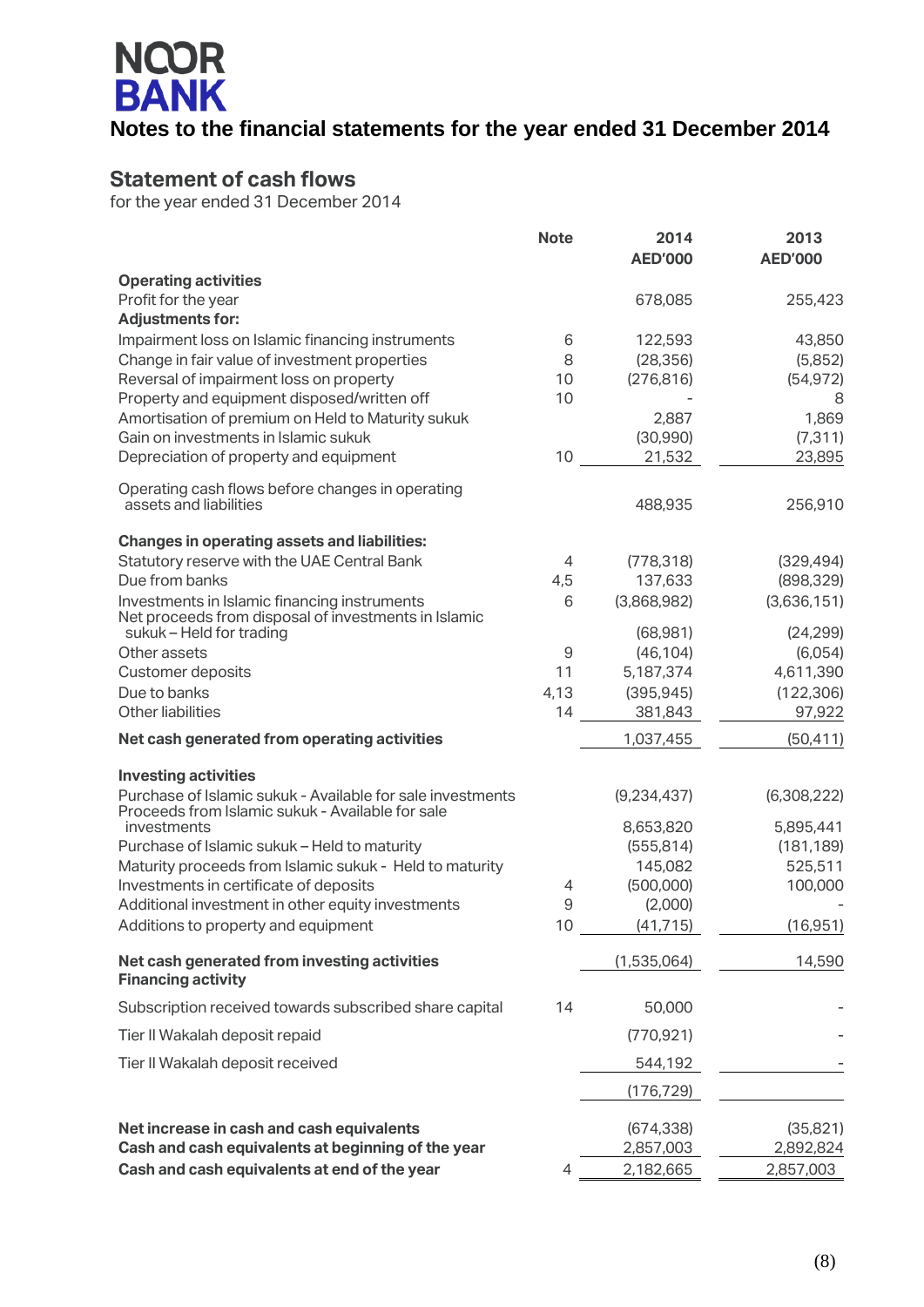NOOR BANK

# Notes to the financial statements for the year ended 31 December 2014

## Statement of cash flows

for the year ended 31 December 2014

| | Note | 2014 AED'000 | 2013 AED'000 |
|---|---|---|---|
| **Operating activities** | | | |
| Profit for the year | | 678,085 | 255,423 |
| **Adjustments for:** | | | |
| Impairment loss on Islamic financing instruments | 6 | 122,593 | 43,850 |
| Change in fair value of investment properties | 8 | (28,356) | (5,852) |
| Reversal of impairment loss on property | 10 | (276,816) | (54,972) |
| Property and equipment disposed/written off | 10 | - | 8 |
| Amortisation of premium on Held to Maturity sukuk | | 2,887 | 1,869 |
| Gain on investments in Islamic sukuk | | (30,990) | (7,311) |
| Depreciation of property and equipment | 10 | 21,532 | 23,895 |
| Operating cash flows before changes in operating assets and liabilities | | 488,935 | 256,910 |
| **Changes in operating assets and liabilities:** | | | |
| Statutory reserve with the UAE Central Bank | 4 | (778,318) | (329,494) |
| Due from banks | 4,5 | 137,633 | (898,329) |
| Investments in Islamic financing instruments | 6 | (3,868,982) | (3,636,151) |
| Net proceeds from disposal of investments in Islamic sukuk – Held for trading | | (68,981) | (24,299) |
| Other assets | 9 | (46,104) | (6,054) |
| Customer deposits | 11 | 5,187,374 | 4,611,390 |
| Due to banks | 4,13 | (395,945) | (122,306) |
| Other liabilities | 14 | 381,843 | 97,922 |
| **Net cash generated from operating activities** | | 1,037,455 | (50,411) |
| **Investing activities** | | | |
| Purchase of Islamic sukuk - Available for sale investments | | (9,234,437) | (6,308,222) |
| Proceeds from Islamic sukuk - Available for sale investments | | 8,653,820 | 5,895,441 |
| Purchase of Islamic sukuk – Held to maturity | | (555,814) | (181,189) |
| Maturity proceeds from Islamic sukuk - Held to maturity | | 145,082 | 525,511 |
| Investments in certificate of deposits | 4 | (500,000) | 100,000 |
| Additional investment in other equity investments | 9 | (2,000) | - |
| Additions to property and equipment | 10 | (41,715) | (16,951) |
| **Net cash generated from investing activities** | | (1,535,064) | 14,590 |
| **Financing activity** | | | |
| Subscription received towards subscribed share capital | 14 | 50,000 | - |
| Tier II Wakalah deposit repaid | | (770,921) | - |
| Tier II Wakalah deposit received | | 544,192 | - |
| | | (176,729) | |
| **Net increase in cash and cash equivalents** | | (674,338) | (35,821) |
| **Cash and cash equivalents at beginning of the year** | | 2,857,003 | 2,892,824 |
| **Cash and cash equivalents at end of the year** | 4 | 2,182,665 | 2,857,003 |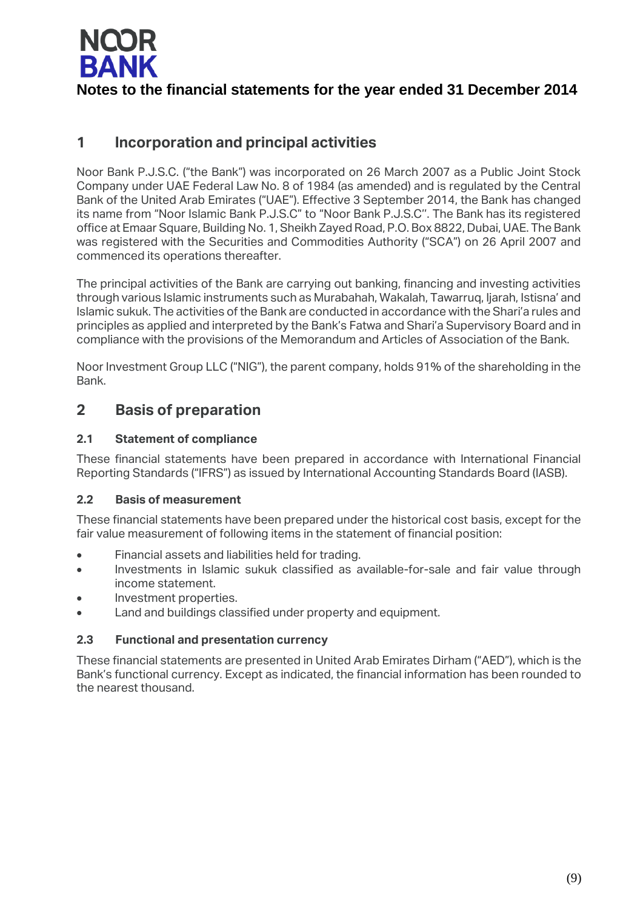# Notes to the financial statements for the year ended 31 December 2014

## 1 Incorporation and principal activities

Noor Bank P.J.S.C. ("the Bank") was incorporated on 26 March 2007 as a Public Joint Stock Company under UAE Federal Law No. 8 of 1984 (as amended) and is regulated by the Central Bank of the United Arab Emirates ("UAE"). Effective 3 September 2014, the Bank has changed its name from "Noor Islamic Bank P.J.S.C" to "Noor Bank P.J.S.C". The Bank has its registered office at Emaar Square, Building No. 1, Sheikh Zayed Road, P.O. Box 8822, Dubai, UAE. The Bank was registered with the Securities and Commodities Authority ("SCA") on 26 April 2007 and commenced its operations thereafter.

The principal activities of the Bank are carrying out banking, financing and investing activities through various Islamic instruments such as Murabahah, Wakalah, Tawarruq, Ijarah, Istisna' and Islamic sukuk. The activities of the Bank are conducted in accordance with the Shari'a rules and principles as applied and interpreted by the Bank's Fatwa and Shari'a Supervisory Board and in compliance with the provisions of the Memorandum and Articles of Association of the Bank.

Noor Investment Group LLC ("NIG"), the parent company, holds 91% of the shareholding in the Bank.

## 2 Basis of preparation

### 2.1 Statement of compliance

These financial statements have been prepared in accordance with International Financial Reporting Standards ("IFRS") as issued by International Accounting Standards Board (IASB).

### 2.2 Basis of measurement

These financial statements have been prepared under the historical cost basis, except for the fair value measurement of following items in the statement of financial position:

- Financial assets and liabilities held for trading.
- Investments in Islamic sukuk classified as available-for-sale and fair value through income statement.
- Investment properties.
- Land and buildings classified under property and equipment.

### 2.3 Functional and presentation currency

These financial statements are presented in United Arab Emirates Dirham ("AED"), which is the Bank's functional currency. Except as indicated, the financial information has been rounded to the nearest thousand.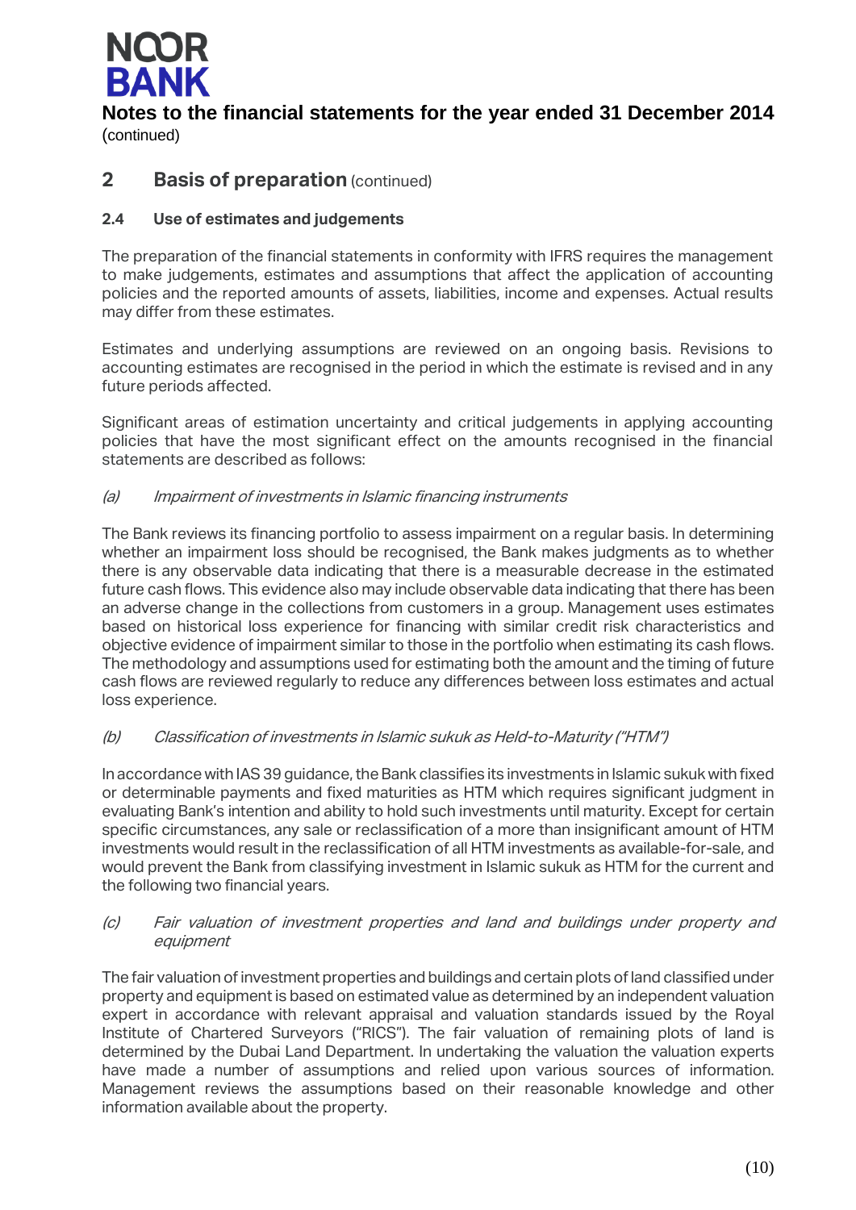## 2 Basis of preparation (continued)

### 2.4 Use of estimates and judgements

The preparation of the financial statements in conformity with IFRS requires the management to make judgements, estimates and assumptions that affect the application of accounting policies and the reported amounts of assets, liabilities, income and expenses. Actual results may differ from these estimates.

Estimates and underlying assumptions are reviewed on an ongoing basis. Revisions to accounting estimates are recognised in the period in which the estimate is revised and in any future periods affected.

Significant areas of estimation uncertainty and critical judgements in applying accounting policies that have the most significant effect on the amounts recognised in the financial statements are described as follows:

*(a) Impairment of investments in Islamic financing instruments*

The Bank reviews its financing portfolio to assess impairment on a regular basis. In determining whether an impairment loss should be recognised, the Bank makes judgments as to whether there is any observable data indicating that there is a measurable decrease in the estimated future cash flows. This evidence also may include observable data indicating that there has been an adverse change in the collections from customers in a group. Management uses estimates based on historical loss experience for financing with similar credit risk characteristics and objective evidence of impairment similar to those in the portfolio when estimating its cash flows. The methodology and assumptions used for estimating both the amount and the timing of future cash flows are reviewed regularly to reduce any differences between loss estimates and actual loss experience.

*(b) Classification of investments in Islamic sukuk as Held-to-Maturity ("HTM")*

In accordance with IAS 39 guidance, the Bank classifies its investments in Islamic sukuk with fixed or determinable payments and fixed maturities as HTM which requires significant judgment in evaluating Bank's intention and ability to hold such investments until maturity. Except for certain specific circumstances, any sale or reclassification of a more than insignificant amount of HTM investments would result in the reclassification of all HTM investments as available-for-sale, and would prevent the Bank from classifying investment in Islamic sukuk as HTM for the current and the following two financial years.

*(c) Fair valuation of investment properties and land and buildings under property and equipment*

The fair valuation of investment properties and buildings and certain plots of land classified under property and equipment is based on estimated value as determined by an independent valuation expert in accordance with relevant appraisal and valuation standards issued by the Royal Institute of Chartered Surveyors ("RICS"). The fair valuation of remaining plots of land is determined by the Dubai Land Department. In undertaking the valuation the valuation experts have made a number of assumptions and relied upon various sources of information. Management reviews the assumptions based on their reasonable knowledge and other information available about the property.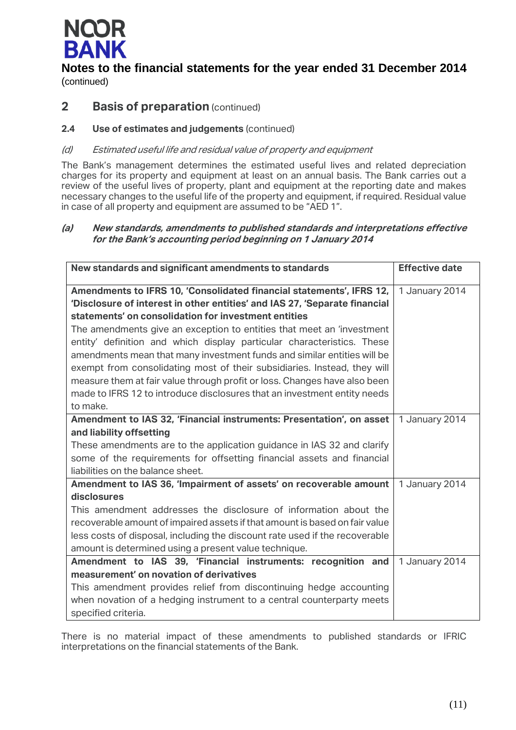# Notes to the financial statements for the year ended 31 December 2014

(continued)

## 2 Basis of preparation (continued)

### 2.4 Use of estimates and judgements (continued)

*(d) Estimated useful life and residual value of property and equipment*

The Bank's management determines the estimated useful lives and related depreciation charges for its property and equipment at least on an annual basis. The Bank carries out a review of the useful lives of property, plant and equipment at the reporting date and makes necessary changes to the useful life of the property and equipment, if required. Residual value in case of all property and equipment are assumed to be "AED 1".

***(a) New standards, amendments to published standards and interpretations effective for the Bank's accounting period beginning on 1 January 2014***

| New standards and significant amendments to standards | Effective date |
|---|---|
| **Amendments to IFRS 10, 'Consolidated financial statements', IFRS 12, 'Disclosure of interest in other entities' and IAS 27, 'Separate financial statements' on consolidation for investment entities**<br>The amendments give an exception to entities that meet an 'investment entity' definition and which display particular characteristics. These amendments mean that many investment funds and similar entities will be exempt from consolidating most of their subsidiaries. Instead, they will measure them at fair value through profit or loss. Changes have also been made to IFRS 12 to introduce disclosures that an investment entity needs to make. | 1 January 2014 |
| **Amendment to IAS 32, 'Financial instruments: Presentation', on asset and liability offsetting**<br>These amendments are to the application guidance in IAS 32 and clarify some of the requirements for offsetting financial assets and financial liabilities on the balance sheet. | 1 January 2014 |
| **Amendment to IAS 36, 'Impairment of assets' on recoverable amount disclosures**<br>This amendment addresses the disclosure of information about the recoverable amount of impaired assets if that amount is based on fair value less costs of disposal, including the discount rate used if the recoverable amount is determined using a present value technique. | 1 January 2014 |
| **Amendment to IAS 39, 'Financial instruments: recognition and measurement' on novation of derivatives**<br>This amendment provides relief from discontinuing hedge accounting when novation of a hedging instrument to a central counterparty meets specified criteria. | 1 January 2014 |

There is no material impact of these amendments to published standards or IFRIC interpretations on the financial statements of the Bank.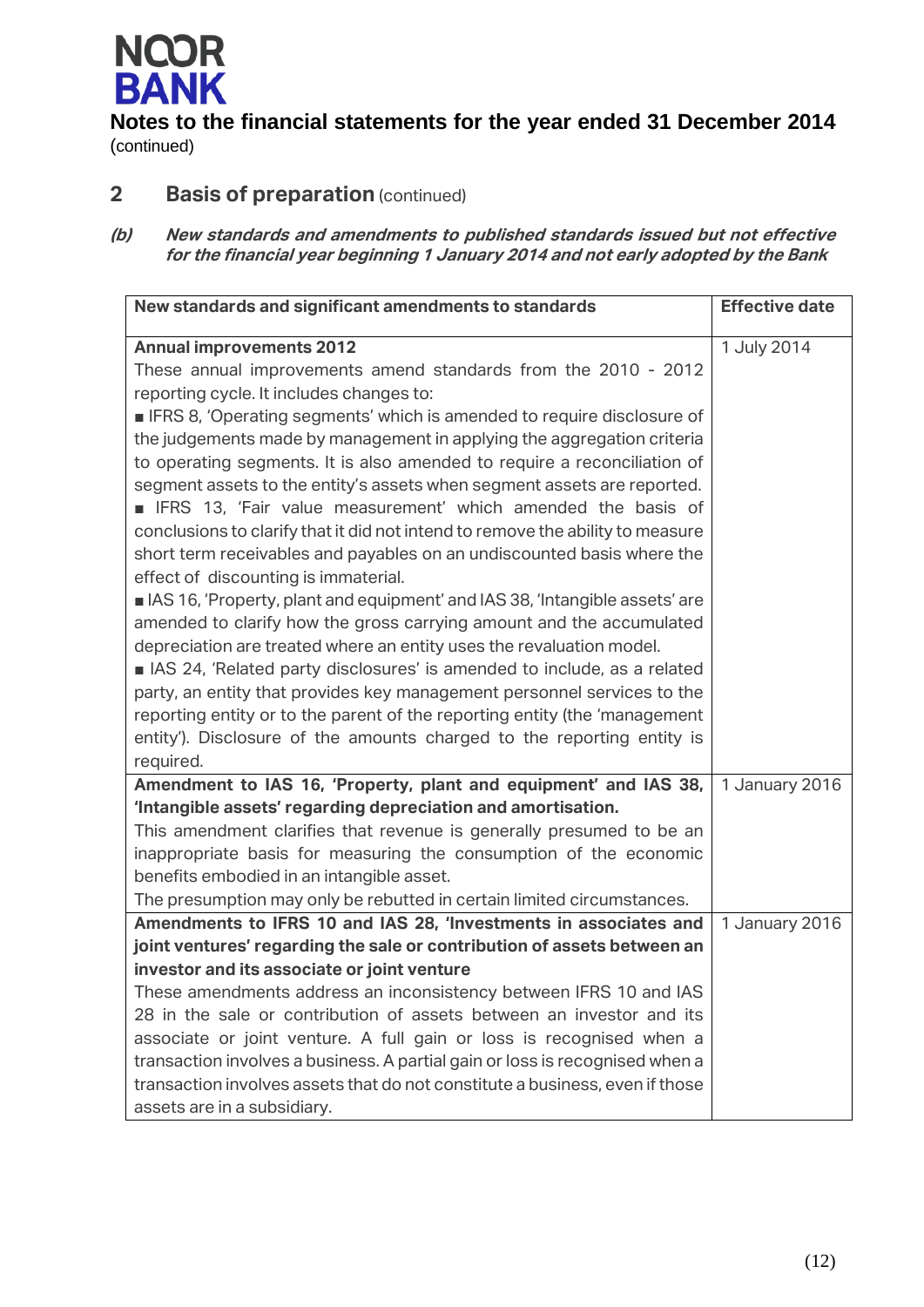**Notes to the financial statements for the year ended 31 December 2014**
(continued)

## 2 Basis of preparation (continued)

### *(b) New standards and amendments to published standards issued but not effective for the financial year beginning 1 January 2014 and not early adopted by the Bank*

| New standards and significant amendments to standards | Effective date |
|---|---|
| **Annual improvements 2012**<br>These annual improvements amend standards from the 2010 - 2012 reporting cycle. It includes changes to:<br>■ IFRS 8, 'Operating segments' which is amended to require disclosure of the judgements made by management in applying the aggregation criteria to operating segments. It is also amended to require a reconciliation of segment assets to the entity's assets when segment assets are reported.<br>■ IFRS 13, 'Fair value measurement' which amended the basis of conclusions to clarify that it did not intend to remove the ability to measure short term receivables and payables on an undiscounted basis where the effect of discounting is immaterial.<br>■ IAS 16, 'Property, plant and equipment' and IAS 38, 'Intangible assets' are amended to clarify how the gross carrying amount and the accumulated depreciation are treated where an entity uses the revaluation model.<br>■ IAS 24, 'Related party disclosures' is amended to include, as a related party, an entity that provides key management personnel services to the reporting entity or to the parent of the reporting entity (the 'management entity'). Disclosure of the amounts charged to the reporting entity is required. | 1 July 2014 |
| **Amendment to IAS 16, 'Property, plant and equipment' and IAS 38, 'Intangible assets' regarding depreciation and amortisation.**<br>This amendment clarifies that revenue is generally presumed to be an inappropriate basis for measuring the consumption of the economic benefits embodied in an intangible asset.<br>The presumption may only be rebutted in certain limited circumstances. | 1 January 2016 |
| **Amendments to IFRS 10 and IAS 28, 'Investments in associates and joint ventures' regarding the sale or contribution of assets between an investor and its associate or joint venture**<br>These amendments address an inconsistency between IFRS 10 and IAS 28 in the sale or contribution of assets between an investor and its associate or joint venture. A full gain or loss is recognised when a transaction involves a business. A partial gain or loss is recognised when a transaction involves assets that do not constitute a business, even if those assets are in a subsidiary. | 1 January 2016 |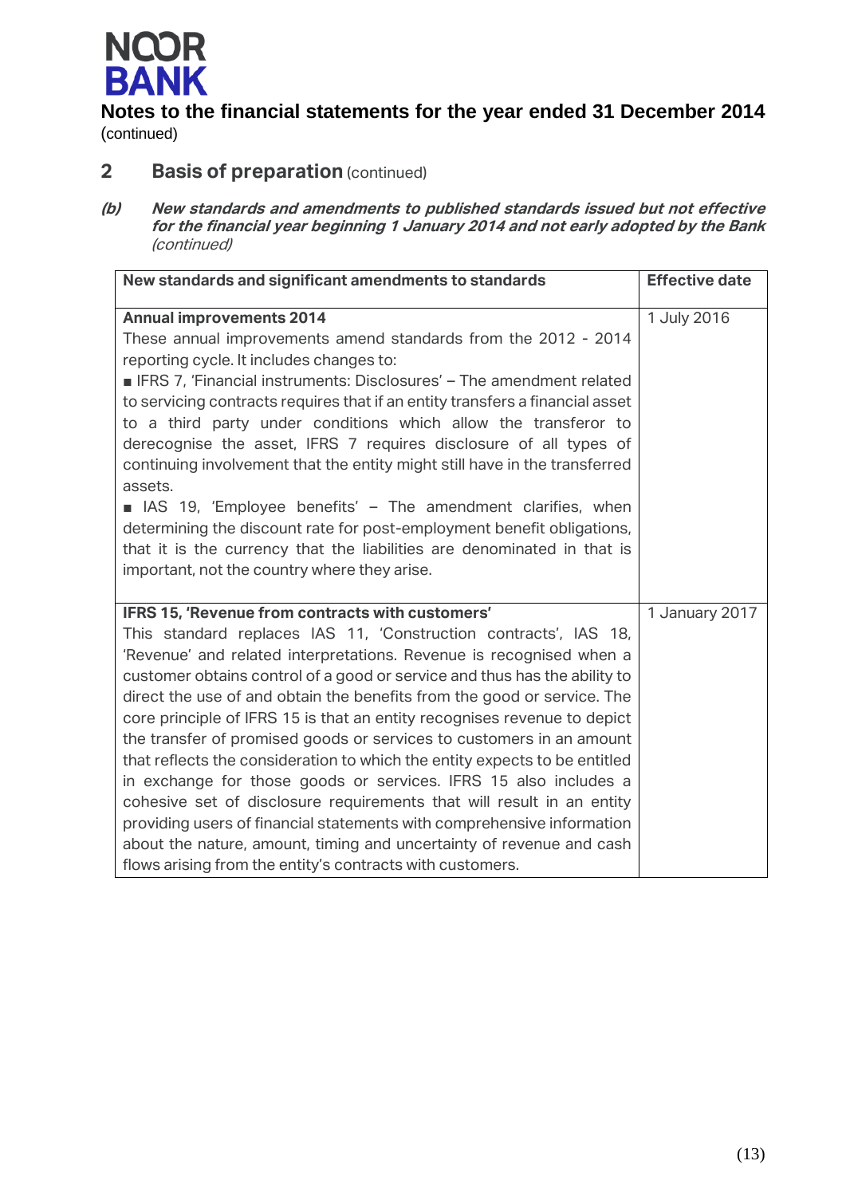**Notes to the financial statements for the year ended 31 December 2014**
(continued)

## 2 Basis of preparation (continued)

### *(b) New standards and amendments to published standards issued but not effective for the financial year beginning 1 January 2014 and not early adopted by the Bank (continued)*

| New standards and significant amendments to standards | Effective date |
|---|---|
| **Annual improvements 2014**<br>These annual improvements amend standards from the 2012 - 2014 reporting cycle. It includes changes to:<br>■ IFRS 7, 'Financial instruments: Disclosures' – The amendment related to servicing contracts requires that if an entity transfers a financial asset to a third party under conditions which allow the transferor to derecognise the asset, IFRS 7 requires disclosure of all types of continuing involvement that the entity might still have in the transferred assets.<br>■ IAS 19, 'Employee benefits' – The amendment clarifies, when determining the discount rate for post-employment benefit obligations, that it is the currency that the liabilities are denominated in that is important, not the country where they arise. | 1 July 2016 |
| **IFRS 15, 'Revenue from contracts with customers'**<br>This standard replaces IAS 11, 'Construction contracts', IAS 18, 'Revenue' and related interpretations. Revenue is recognised when a customer obtains control of a good or service and thus has the ability to direct the use of and obtain the benefits from the good or service. The core principle of IFRS 15 is that an entity recognises revenue to depict the transfer of promised goods or services to customers in an amount that reflects the consideration to which the entity expects to be entitled in exchange for those goods or services. IFRS 15 also includes a cohesive set of disclosure requirements that will result in an entity providing users of financial statements with comprehensive information about the nature, amount, timing and uncertainty of revenue and cash flows arising from the entity's contracts with customers. | 1 January 2017 |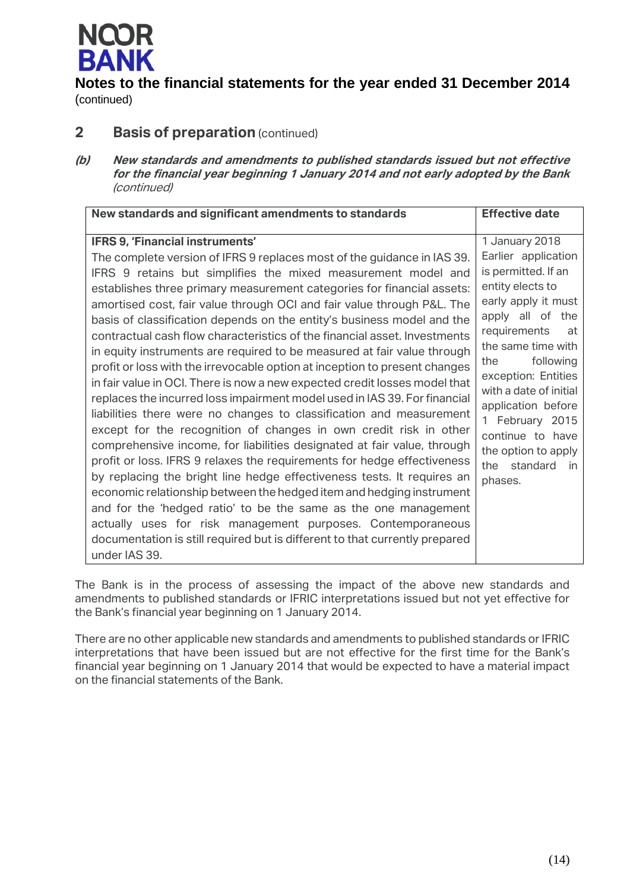**NOOR BANK**

# Notes to the financial statements for the year ended 31 December 2014
(continued)

## 2 Basis of preparation (continued)

### *(b) New standards and amendments to published standards issued but not effective for the financial year beginning 1 January 2014 and not early adopted by the Bank (continued)*

| New standards and significant amendments to standards | Effective date |
|---|---|
| **IFRS 9, 'Financial instruments'**<br>The complete version of IFRS 9 replaces most of the guidance in IAS 39. IFRS 9 retains but simplifies the mixed measurement model and establishes three primary measurement categories for financial assets: amortised cost, fair value through OCI and fair value through P&L. The basis of classification depends on the entity's business model and the contractual cash flow characteristics of the financial asset. Investments in equity instruments are required to be measured at fair value through profit or loss with the irrevocable option at inception to present changes in fair value in OCI. There is now a new expected credit losses model that replaces the incurred loss impairment model used in IAS 39. For financial liabilities there were no changes to classification and measurement except for the recognition of changes in own credit risk in other comprehensive income, for liabilities designated at fair value, through profit or loss. IFRS 9 relaxes the requirements for hedge effectiveness by replacing the bright line hedge effectiveness tests. It requires an economic relationship between the hedged item and hedging instrument and for the 'hedged ratio' to be the same as the one management actually uses for risk management purposes. Contemporaneous documentation is still required but is different to that currently prepared under IAS 39. | 1 January 2018 Earlier application is permitted. If an entity elects to early apply it must apply all of the requirements at the same time with the following exception: Entities with a date of initial application before 1 February 2015 continue to have the option to apply the standard in phases. |

The Bank is in the process of assessing the impact of the above new standards and amendments to published standards or IFRIC interpretations issued but not yet effective for the Bank's financial year beginning on 1 January 2014.

There are no other applicable new standards and amendments to published standards or IFRIC interpretations that have been issued but are not effective for the first time for the Bank's financial year beginning on 1 January 2014 that would be expected to have a material impact on the financial statements of the Bank.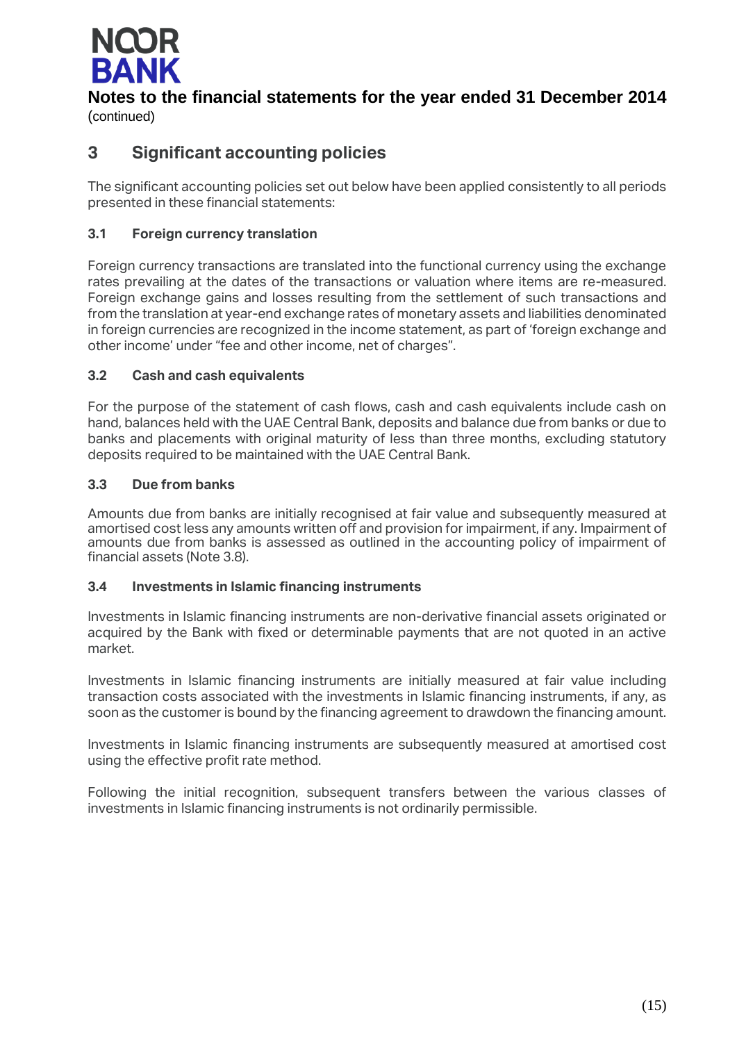# Notes to the financial statements for the year ended 31 December 2014

(continued)

## 3 Significant accounting policies

The significant accounting policies set out below have been applied consistently to all periods presented in these financial statements:

### 3.1 Foreign currency translation

Foreign currency transactions are translated into the functional currency using the exchange rates prevailing at the dates of the transactions or valuation where items are re-measured. Foreign exchange gains and losses resulting from the settlement of such transactions and from the translation at year-end exchange rates of monetary assets and liabilities denominated in foreign currencies are recognized in the income statement, as part of 'foreign exchange and other income' under "fee and other income, net of charges".

### 3.2 Cash and cash equivalents

For the purpose of the statement of cash flows, cash and cash equivalents include cash on hand, balances held with the UAE Central Bank, deposits and balance due from banks or due to banks and placements with original maturity of less than three months, excluding statutory deposits required to be maintained with the UAE Central Bank.

### 3.3 Due from banks

Amounts due from banks are initially recognised at fair value and subsequently measured at amortised cost less any amounts written off and provision for impairment, if any. Impairment of amounts due from banks is assessed as outlined in the accounting policy of impairment of financial assets (Note 3.8).

### 3.4 Investments in Islamic financing instruments

Investments in Islamic financing instruments are non-derivative financial assets originated or acquired by the Bank with fixed or determinable payments that are not quoted in an active market.

Investments in Islamic financing instruments are initially measured at fair value including transaction costs associated with the investments in Islamic financing instruments, if any, as soon as the customer is bound by the financing agreement to drawdown the financing amount.

Investments in Islamic financing instruments are subsequently measured at amortised cost using the effective profit rate method.

Following the initial recognition, subsequent transfers between the various classes of investments in Islamic financing instruments is not ordinarily permissible.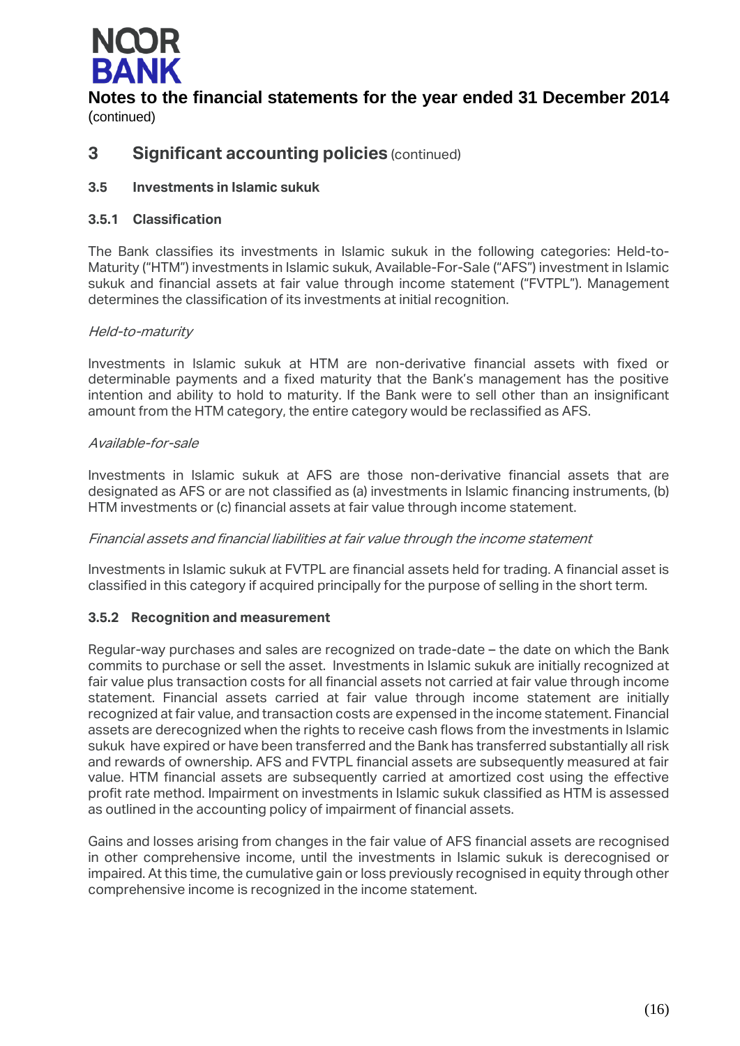# Notes to the financial statements for the year ended 31 December 2014
(continued)

## 3 Significant accounting policies (continued)

### 3.5 Investments in Islamic sukuk

#### 3.5.1 Classification

The Bank classifies its investments in Islamic sukuk in the following categories: Held-to-Maturity ("HTM") investments in Islamic sukuk, Available-For-Sale ("AFS") investment in Islamic sukuk and financial assets at fair value through income statement ("FVTPL"). Management determines the classification of its investments at initial recognition.

*Held-to-maturity*

Investments in Islamic sukuk at HTM are non-derivative financial assets with fixed or determinable payments and a fixed maturity that the Bank's management has the positive intention and ability to hold to maturity. If the Bank were to sell other than an insignificant amount from the HTM category, the entire category would be reclassified as AFS.

*Available-for-sale*

Investments in Islamic sukuk at AFS are those non-derivative financial assets that are designated as AFS or are not classified as (a) investments in Islamic financing instruments, (b) HTM investments or (c) financial assets at fair value through income statement.

*Financial assets and financial liabilities at fair value through the income statement*

Investments in Islamic sukuk at FVTPL are financial assets held for trading. A financial asset is classified in this category if acquired principally for the purpose of selling in the short term.

#### 3.5.2 Recognition and measurement

Regular-way purchases and sales are recognized on trade-date – the date on which the Bank commits to purchase or sell the asset. Investments in Islamic sukuk are initially recognized at fair value plus transaction costs for all financial assets not carried at fair value through income statement. Financial assets carried at fair value through income statement are initially recognized at fair value, and transaction costs are expensed in the income statement. Financial assets are derecognized when the rights to receive cash flows from the investments in Islamic sukuk have expired or have been transferred and the Bank has transferred substantially all risk and rewards of ownership. AFS and FVTPL financial assets are subsequently measured at fair value. HTM financial assets are subsequently carried at amortized cost using the effective profit rate method. Impairment on investments in Islamic sukuk classified as HTM is assessed as outlined in the accounting policy of impairment of financial assets.

Gains and losses arising from changes in the fair value of AFS financial assets are recognised in other comprehensive income, until the investments in Islamic sukuk is derecognised or impaired. At this time, the cumulative gain or loss previously recognised in equity through other comprehensive income is recognized in the income statement.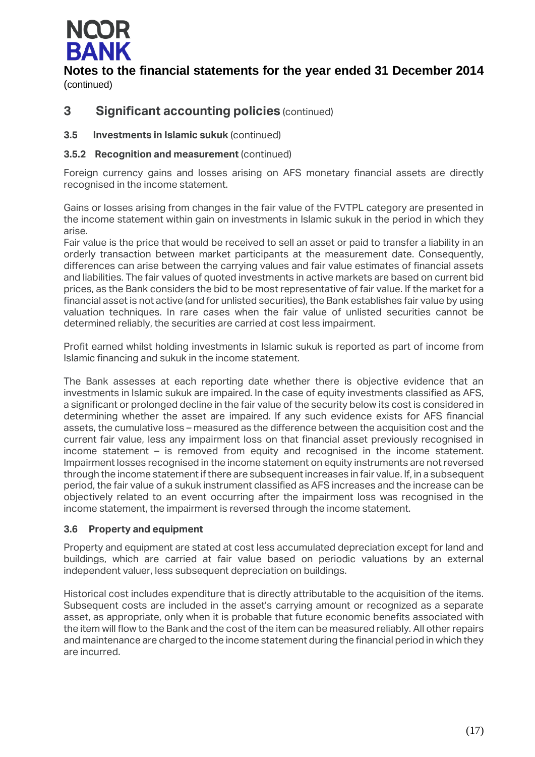## 3 Significant accounting policies (continued)

### 3.5 Investments in Islamic sukuk (continued)

#### 3.5.2 Recognition and measurement (continued)

Foreign currency gains and losses arising on AFS monetary financial assets are directly recognised in the income statement.

Gains or losses arising from changes in the fair value of the FVTPL category are presented in the income statement within gain on investments in Islamic sukuk in the period in which they arise.
Fair value is the price that would be received to sell an asset or paid to transfer a liability in an orderly transaction between market participants at the measurement date. Consequently, differences can arise between the carrying values and fair value estimates of financial assets and liabilities. The fair values of quoted investments in active markets are based on current bid prices, as the Bank considers the bid to be most representative of fair value. If the market for a financial asset is not active (and for unlisted securities), the Bank establishes fair value by using valuation techniques. In rare cases when the fair value of unlisted securities cannot be determined reliably, the securities are carried at cost less impairment.

Profit earned whilst holding investments in Islamic sukuk is reported as part of income from Islamic financing and sukuk in the income statement.

The Bank assesses at each reporting date whether there is objective evidence that an investments in Islamic sukuk are impaired. In the case of equity investments classified as AFS, a significant or prolonged decline in the fair value of the security below its cost is considered in determining whether the asset are impaired. If any such evidence exists for AFS financial assets, the cumulative loss – measured as the difference between the acquisition cost and the current fair value, less any impairment loss on that financial asset previously recognised in income statement – is removed from equity and recognised in the income statement. Impairment losses recognised in the income statement on equity instruments are not reversed through the income statement if there are subsequent increases in fair value. If, in a subsequent period, the fair value of a sukuk instrument classified as AFS increases and the increase can be objectively related to an event occurring after the impairment loss was recognised in the income statement, the impairment is reversed through the income statement.

### 3.6 Property and equipment

Property and equipment are stated at cost less accumulated depreciation except for land and buildings, which are carried at fair value based on periodic valuations by an external independent valuer, less subsequent depreciation on buildings.

Historical cost includes expenditure that is directly attributable to the acquisition of the items. Subsequent costs are included in the asset's carrying amount or recognized as a separate asset, as appropriate, only when it is probable that future economic benefits associated with the item will flow to the Bank and the cost of the item can be measured reliably. All other repairs and maintenance are charged to the income statement during the financial period in which they are incurred.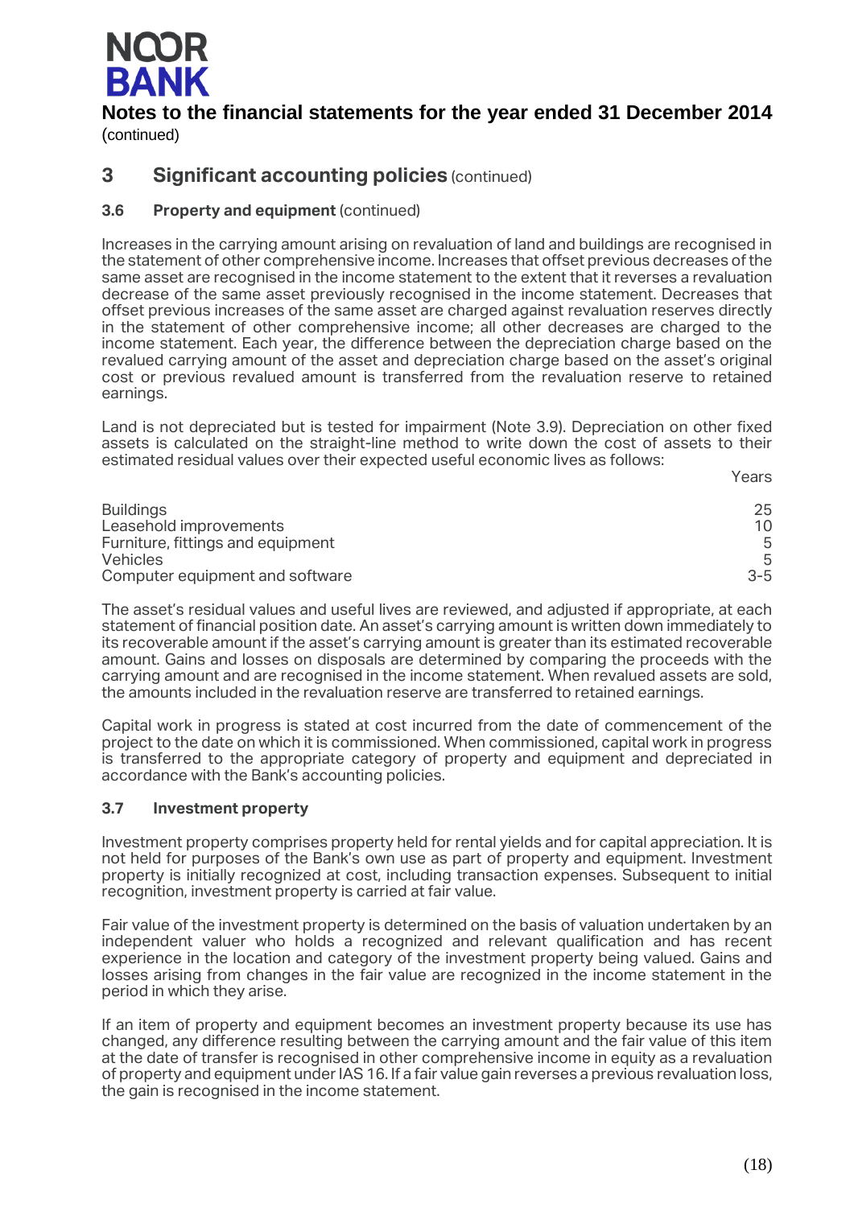# Notes to the financial statements for the year ended 31 December 2014

(continued)

## 3 Significant accounting policies (continued)

### 3.6 Property and equipment (continued)

Increases in the carrying amount arising on revaluation of land and buildings are recognised in the statement of other comprehensive income. Increases that offset previous decreases of the same asset are recognised in the income statement to the extent that it reverses a revaluation decrease of the same asset previously recognised in the income statement. Decreases that offset previous increases of the same asset are charged against revaluation reserves directly in the statement of other comprehensive income; all other decreases are charged to the income statement. Each year, the difference between the depreciation charge based on the revalued carrying amount of the asset and depreciation charge based on the asset's original cost or previous revalued amount is transferred from the revaluation reserve to retained earnings.

Land is not depreciated but is tested for impairment (Note 3.9). Depreciation on other fixed assets is calculated on the straight-line method to write down the cost of assets to their estimated residual values over their expected useful economic lives as follows:

| | Years |
|---|---|
| Buildings | 25 |
| Leasehold improvements | 10 |
| Furniture, fittings and equipment | 5 |
| Vehicles | 5 |
| Computer equipment and software | 3-5 |

The asset's residual values and useful lives are reviewed, and adjusted if appropriate, at each statement of financial position date. An asset's carrying amount is written down immediately to its recoverable amount if the asset's carrying amount is greater than its estimated recoverable amount. Gains and losses on disposals are determined by comparing the proceeds with the carrying amount and are recognised in the income statement. When revalued assets are sold, the amounts included in the revaluation reserve are transferred to retained earnings.

Capital work in progress is stated at cost incurred from the date of commencement of the project to the date on which it is commissioned. When commissioned, capital work in progress is transferred to the appropriate category of property and equipment and depreciated in accordance with the Bank's accounting policies.

### 3.7 Investment property

Investment property comprises property held for rental yields and for capital appreciation. It is not held for purposes of the Bank's own use as part of property and equipment. Investment property is initially recognized at cost, including transaction expenses. Subsequent to initial recognition, investment property is carried at fair value.

Fair value of the investment property is determined on the basis of valuation undertaken by an independent valuer who holds a recognized and relevant qualification and has recent experience in the location and category of the investment property being valued. Gains and losses arising from changes in the fair value are recognized in the income statement in the period in which they arise.

If an item of property and equipment becomes an investment property because its use has changed, any difference resulting between the carrying amount and the fair value of this item at the date of transfer is recognised in other comprehensive income in equity as a revaluation of property and equipment under IAS 16. If a fair value gain reverses a previous revaluation loss, the gain is recognised in the income statement.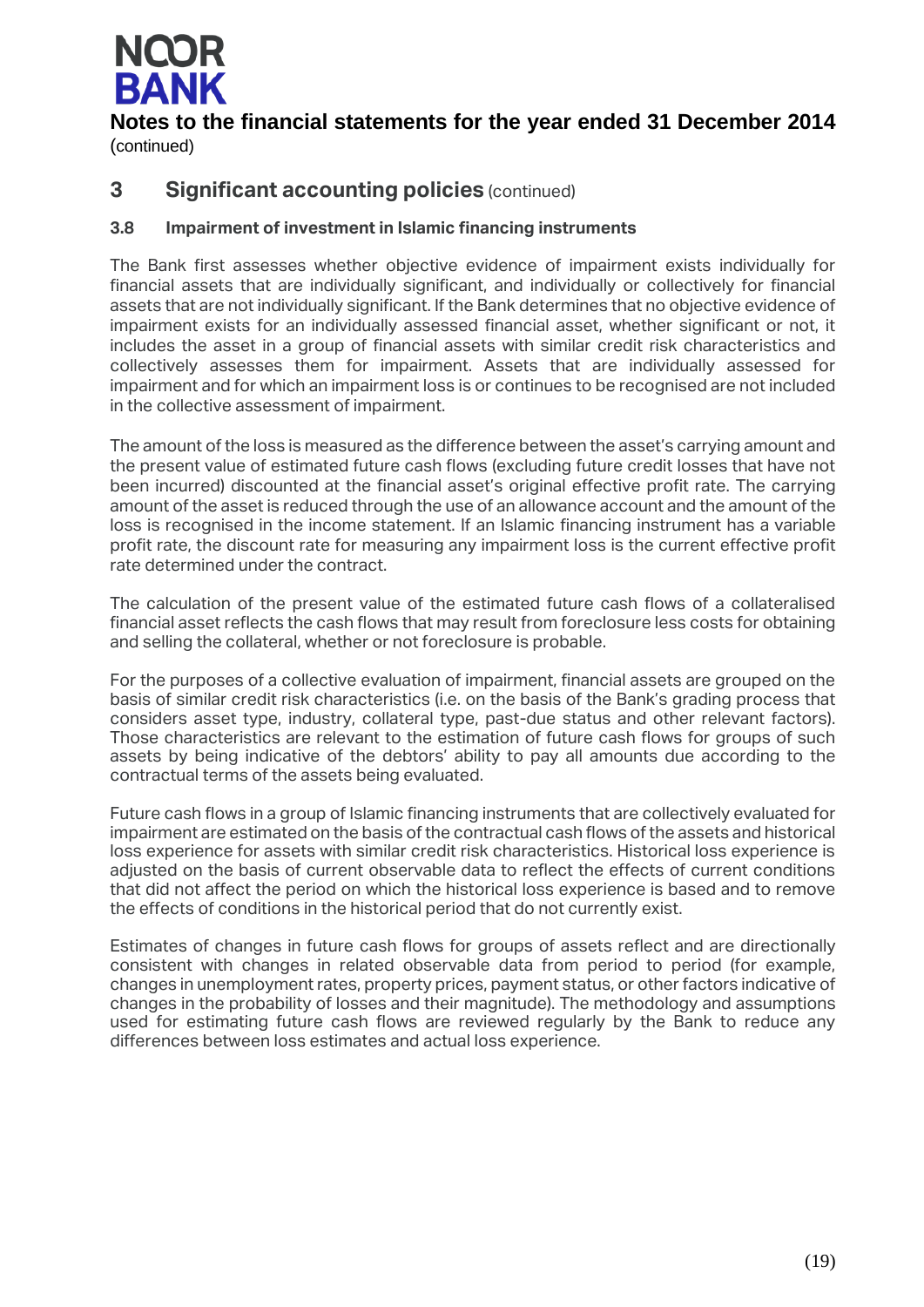## 3 Significant accounting policies (continued)

### 3.8 Impairment of investment in Islamic financing instruments

The Bank first assesses whether objective evidence of impairment exists individually for financial assets that are individually significant, and individually or collectively for financial assets that are not individually significant. If the Bank determines that no objective evidence of impairment exists for an individually assessed financial asset, whether significant or not, it includes the asset in a group of financial assets with similar credit risk characteristics and collectively assesses them for impairment. Assets that are individually assessed for impairment and for which an impairment loss is or continues to be recognised are not included in the collective assessment of impairment.

The amount of the loss is measured as the difference between the asset's carrying amount and the present value of estimated future cash flows (excluding future credit losses that have not been incurred) discounted at the financial asset's original effective profit rate. The carrying amount of the asset is reduced through the use of an allowance account and the amount of the loss is recognised in the income statement. If an Islamic financing instrument has a variable profit rate, the discount rate for measuring any impairment loss is the current effective profit rate determined under the contract.

The calculation of the present value of the estimated future cash flows of a collateralised financial asset reflects the cash flows that may result from foreclosure less costs for obtaining and selling the collateral, whether or not foreclosure is probable.

For the purposes of a collective evaluation of impairment, financial assets are grouped on the basis of similar credit risk characteristics (i.e. on the basis of the Bank's grading process that considers asset type, industry, collateral type, past-due status and other relevant factors). Those characteristics are relevant to the estimation of future cash flows for groups of such assets by being indicative of the debtors' ability to pay all amounts due according to the contractual terms of the assets being evaluated.

Future cash flows in a group of Islamic financing instruments that are collectively evaluated for impairment are estimated on the basis of the contractual cash flows of the assets and historical loss experience for assets with similar credit risk characteristics. Historical loss experience is adjusted on the basis of current observable data to reflect the effects of current conditions that did not affect the period on which the historical loss experience is based and to remove the effects of conditions in the historical period that do not currently exist.

Estimates of changes in future cash flows for groups of assets reflect and are directionally consistent with changes in related observable data from period to period (for example, changes in unemployment rates, property prices, payment status, or other factors indicative of changes in the probability of losses and their magnitude). The methodology and assumptions used for estimating future cash flows are reviewed regularly by the Bank to reduce any differences between loss estimates and actual loss experience.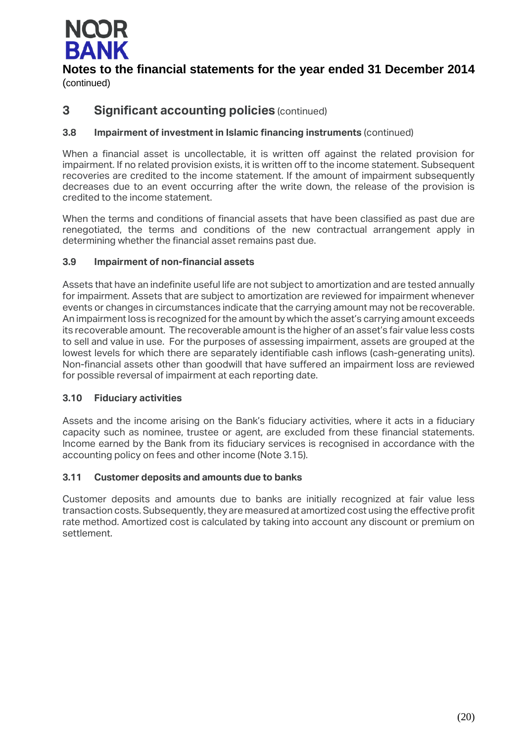# Notes to the financial statements for the year ended 31 December 2014
(continued)

## 3 Significant accounting policies (continued)

### 3.8 Impairment of investment in Islamic financing instruments (continued)

When a financial asset is uncollectable, it is written off against the related provision for impairment. If no related provision exists, it is written off to the income statement. Subsequent recoveries are credited to the income statement. If the amount of impairment subsequently decreases due to an event occurring after the write down, the release of the provision is credited to the income statement.

When the terms and conditions of financial assets that have been classified as past due are renegotiated, the terms and conditions of the new contractual arrangement apply in determining whether the financial asset remains past due.

### 3.9 Impairment of non-financial assets

Assets that have an indefinite useful life are not subject to amortization and are tested annually for impairment. Assets that are subject to amortization are reviewed for impairment whenever events or changes in circumstances indicate that the carrying amount may not be recoverable. An impairment loss is recognized for the amount by which the asset's carrying amount exceeds its recoverable amount. The recoverable amount is the higher of an asset's fair value less costs to sell and value in use. For the purposes of assessing impairment, assets are grouped at the lowest levels for which there are separately identifiable cash inflows (cash-generating units). Non-financial assets other than goodwill that have suffered an impairment loss are reviewed for possible reversal of impairment at each reporting date.

### 3.10 Fiduciary activities

Assets and the income arising on the Bank's fiduciary activities, where it acts in a fiduciary capacity such as nominee, trustee or agent, are excluded from these financial statements. Income earned by the Bank from its fiduciary services is recognised in accordance with the accounting policy on fees and other income (Note 3.15).

### 3.11 Customer deposits and amounts due to banks

Customer deposits and amounts due to banks are initially recognized at fair value less transaction costs. Subsequently, they are measured at amortized cost using the effective profit rate method. Amortized cost is calculated by taking into account any discount or premium on settlement.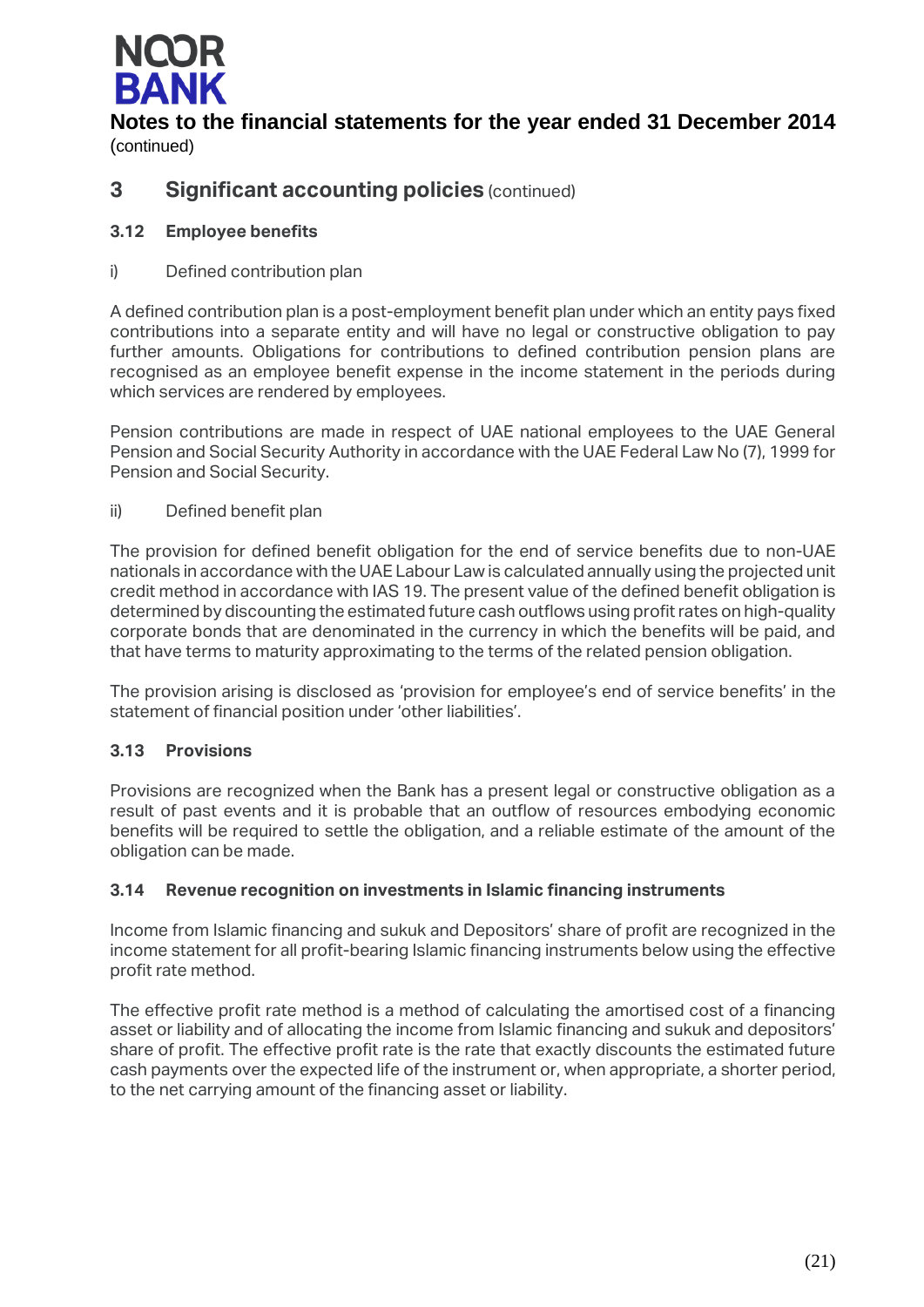# 3 Significant accounting policies (continued)

## 3.12 Employee benefits

i) Defined contribution plan

A defined contribution plan is a post-employment benefit plan under which an entity pays fixed contributions into a separate entity and will have no legal or constructive obligation to pay further amounts. Obligations for contributions to defined contribution pension plans are recognised as an employee benefit expense in the income statement in the periods during which services are rendered by employees.

Pension contributions are made in respect of UAE national employees to the UAE General Pension and Social Security Authority in accordance with the UAE Federal Law No (7), 1999 for Pension and Social Security.

ii) Defined benefit plan

The provision for defined benefit obligation for the end of service benefits due to non-UAE nationals in accordance with the UAE Labour Law is calculated annually using the projected unit credit method in accordance with IAS 19. The present value of the defined benefit obligation is determined by discounting the estimated future cash outflows using profit rates on high-quality corporate bonds that are denominated in the currency in which the benefits will be paid, and that have terms to maturity approximating to the terms of the related pension obligation.

The provision arising is disclosed as 'provision for employee's end of service benefits' in the statement of financial position under 'other liabilities'.

## 3.13 Provisions

Provisions are recognized when the Bank has a present legal or constructive obligation as a result of past events and it is probable that an outflow of resources embodying economic benefits will be required to settle the obligation, and a reliable estimate of the amount of the obligation can be made.

## 3.14 Revenue recognition on investments in Islamic financing instruments

Income from Islamic financing and sukuk and Depositors' share of profit are recognized in the income statement for all profit-bearing Islamic financing instruments below using the effective profit rate method.

The effective profit rate method is a method of calculating the amortised cost of a financing asset or liability and of allocating the income from Islamic financing and sukuk and depositors' share of profit. The effective profit rate is the rate that exactly discounts the estimated future cash payments over the expected life of the instrument or, when appropriate, a shorter period, to the net carrying amount of the financing asset or liability.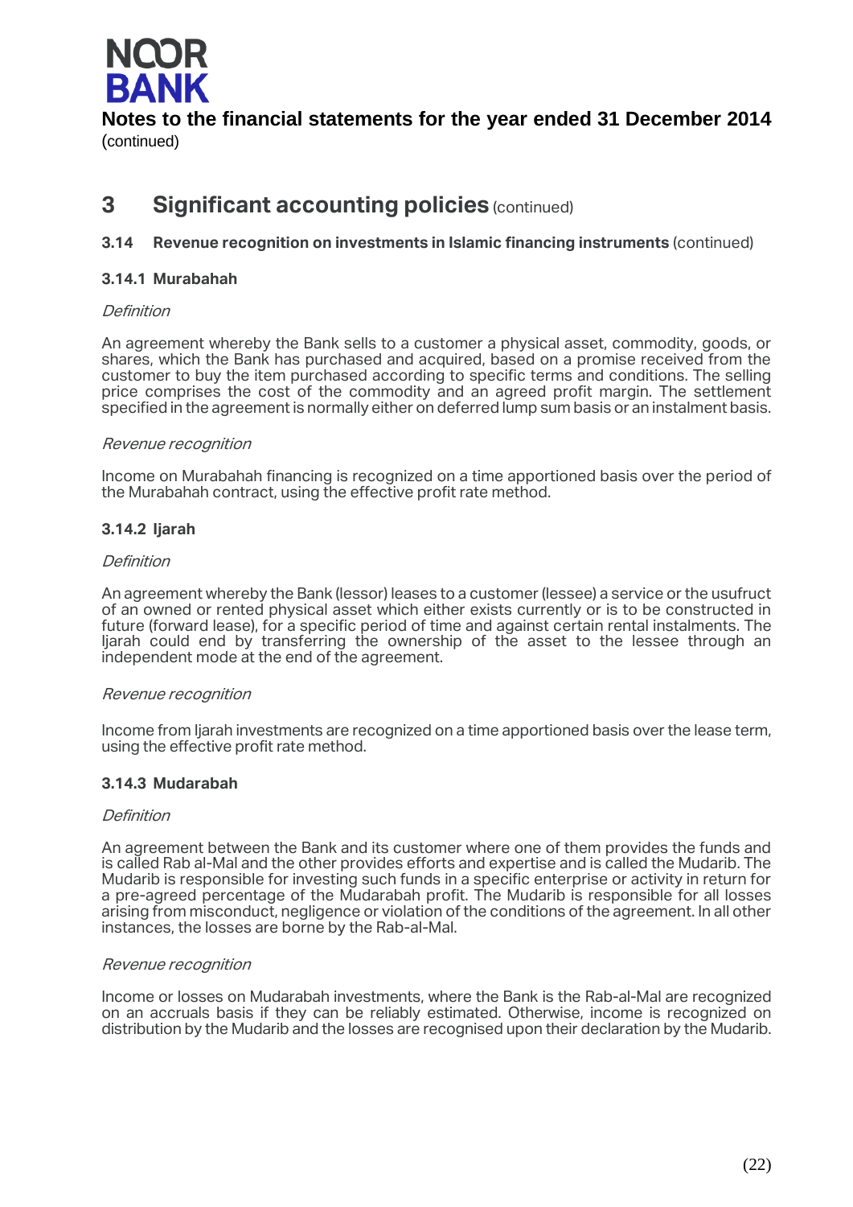# 3 Significant accounting policies (continued)

### 3.14 Revenue recognition on investments in Islamic financing instruments (continued)

#### 3.14.1 Murabahah

*Definition*

An agreement whereby the Bank sells to a customer a physical asset, commodity, goods, or shares, which the Bank has purchased and acquired, based on a promise received from the customer to buy the item purchased according to specific terms and conditions. The selling price comprises the cost of the commodity and an agreed profit margin. The settlement specified in the agreement is normally either on deferred lump sum basis or an instalment basis.

*Revenue recognition*

Income on Murabahah financing is recognized on a time apportioned basis over the period of the Murabahah contract, using the effective profit rate method.

#### 3.14.2 Ijarah

*Definition*

An agreement whereby the Bank (lessor) leases to a customer (lessee) a service or the usufruct of an owned or rented physical asset which either exists currently or is to be constructed in future (forward lease), for a specific period of time and against certain rental instalments. The Ijarah could end by transferring the ownership of the asset to the lessee through an independent mode at the end of the agreement.

*Revenue recognition*

Income from Ijarah investments are recognized on a time apportioned basis over the lease term, using the effective profit rate method.

#### 3.14.3 Mudarabah

*Definition*

An agreement between the Bank and its customer where one of them provides the funds and is called Rab al-Mal and the other provides efforts and expertise and is called the Mudarib. The Mudarib is responsible for investing such funds in a specific enterprise or activity in return for a pre-agreed percentage of the Mudarabah profit. The Mudarib is responsible for all losses arising from misconduct, negligence or violation of the conditions of the agreement. In all other instances, the losses are borne by the Rab-al-Mal.

*Revenue recognition*

Income or losses on Mudarabah investments, where the Bank is the Rab-al-Mal are recognized on an accruals basis if they can be reliably estimated. Otherwise, income is recognized on distribution by the Mudarib and the losses are recognised upon their declaration by the Mudarib.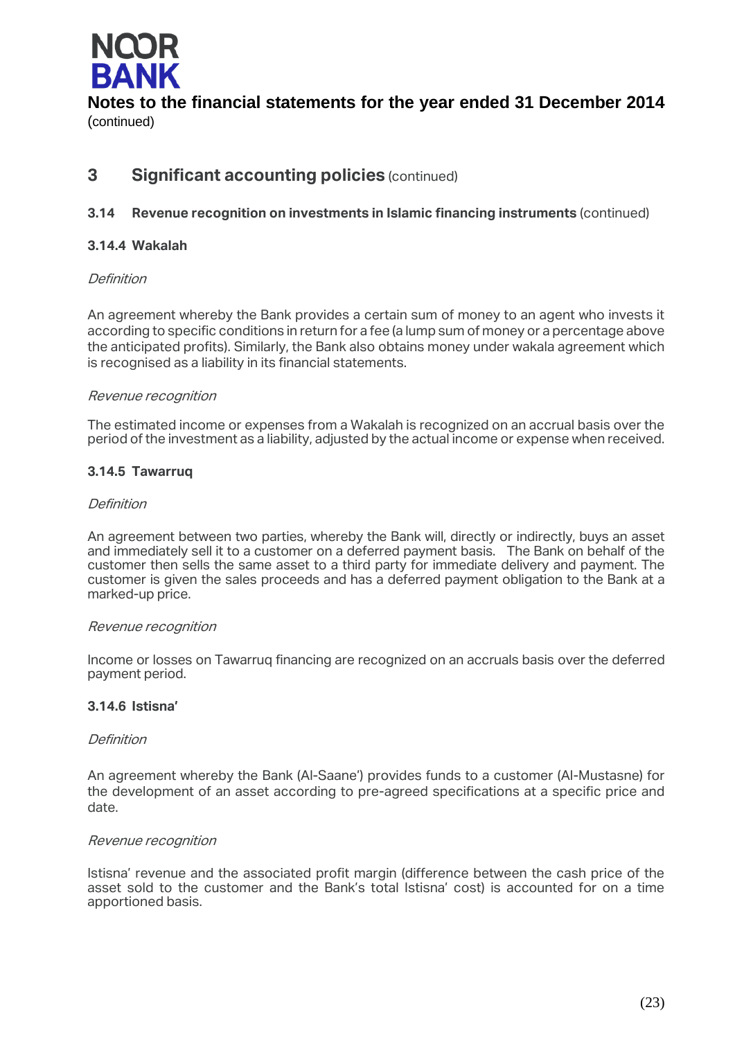# Notes to the financial statements for the year ended 31 December 2014

(continued)

## 3 Significant accounting policies (continued)

### 3.14 Revenue recognition on investments in Islamic financing instruments (continued)

#### 3.14.4 Wakalah

*Definition*

An agreement whereby the Bank provides a certain sum of money to an agent who invests it according to specific conditions in return for a fee (a lump sum of money or a percentage above the anticipated profits). Similarly, the Bank also obtains money under wakala agreement which is recognised as a liability in its financial statements.

*Revenue recognition*

The estimated income or expenses from a Wakalah is recognized on an accrual basis over the period of the investment as a liability, adjusted by the actual income or expense when received.

#### 3.14.5 Tawarruq

*Definition*

An agreement between two parties, whereby the Bank will, directly or indirectly, buys an asset and immediately sell it to a customer on a deferred payment basis. The Bank on behalf of the customer then sells the same asset to a third party for immediate delivery and payment. The customer is given the sales proceeds and has a deferred payment obligation to the Bank at a marked-up price.

*Revenue recognition*

Income or losses on Tawarruq financing are recognized on an accruals basis over the deferred payment period.

#### 3.14.6 Istisna'

*Definition*

An agreement whereby the Bank (Al-Saane') provides funds to a customer (Al-Mustasne) for the development of an asset according to pre-agreed specifications at a specific price and date.

*Revenue recognition*

Istisna' revenue and the associated profit margin (difference between the cash price of the asset sold to the customer and the Bank's total Istisna' cost) is accounted for on a time apportioned basis.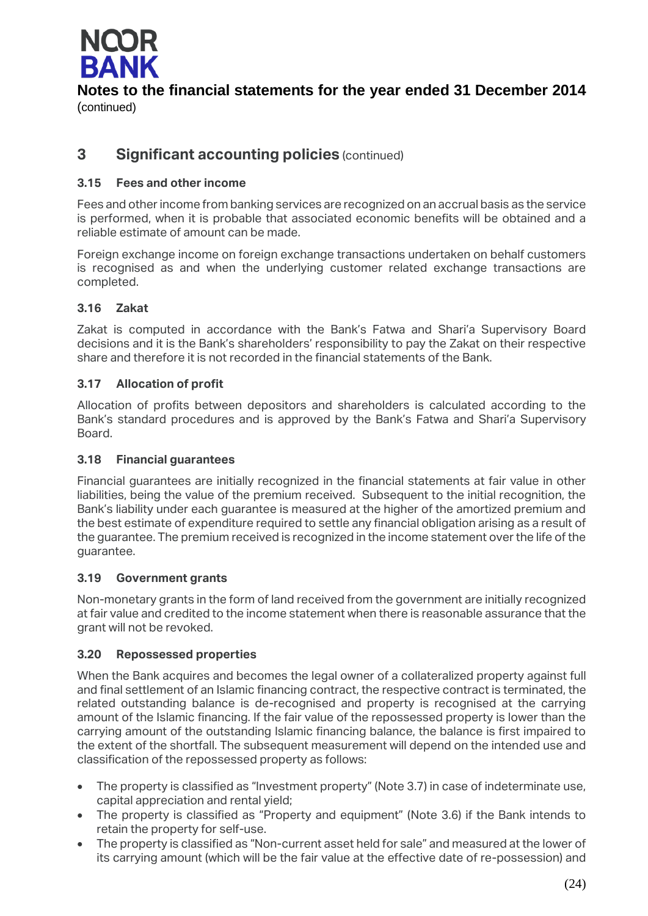## 3 Significant accounting policies (continued)

### 3.15 Fees and other income

Fees and other income from banking services are recognized on an accrual basis as the service is performed, when it is probable that associated economic benefits will be obtained and a reliable estimate of amount can be made.

Foreign exchange income on foreign exchange transactions undertaken on behalf customers is recognised as and when the underlying customer related exchange transactions are completed.

### 3.16 Zakat

Zakat is computed in accordance with the Bank's Fatwa and Shari'a Supervisory Board decisions and it is the Bank's shareholders' responsibility to pay the Zakat on their respective share and therefore it is not recorded in the financial statements of the Bank.

### 3.17 Allocation of profit

Allocation of profits between depositors and shareholders is calculated according to the Bank's standard procedures and is approved by the Bank's Fatwa and Shari'a Supervisory Board.

### 3.18 Financial guarantees

Financial guarantees are initially recognized in the financial statements at fair value in other liabilities, being the value of the premium received. Subsequent to the initial recognition, the Bank's liability under each guarantee is measured at the higher of the amortized premium and the best estimate of expenditure required to settle any financial obligation arising as a result of the guarantee. The premium received is recognized in the income statement over the life of the guarantee.

### 3.19 Government grants

Non-monetary grants in the form of land received from the government are initially recognized at fair value and credited to the income statement when there is reasonable assurance that the grant will not be revoked.

### 3.20 Repossessed properties

When the Bank acquires and becomes the legal owner of a collateralized property against full and final settlement of an Islamic financing contract, the respective contract is terminated, the related outstanding balance is de-recognised and property is recognised at the carrying amount of the Islamic financing. If the fair value of the repossessed property is lower than the carrying amount of the outstanding Islamic financing balance, the balance is first impaired to the extent of the shortfall. The subsequent measurement will depend on the intended use and classification of the repossessed property as follows:

- The property is classified as "Investment property" (Note 3.7) in case of indeterminate use, capital appreciation and rental yield;
- The property is classified as "Property and equipment" (Note 3.6) if the Bank intends to retain the property for self-use.
- The property is classified as "Non-current asset held for sale" and measured at the lower of its carrying amount (which will be the fair value at the effective date of re-possession) and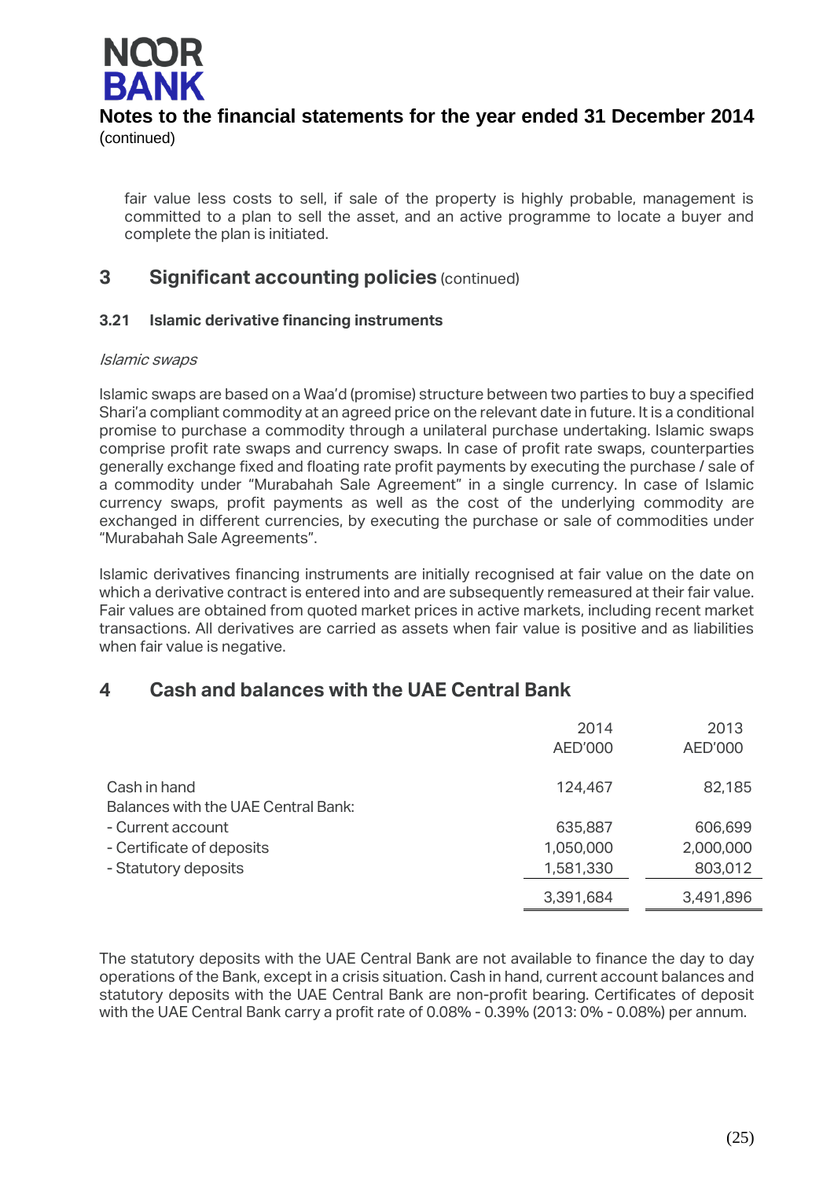fair value less costs to sell, if sale of the property is highly probable, management is committed to a plan to sell the asset, and an active programme to locate a buyer and complete the plan is initiated.

## 3 Significant accounting policies (continued)

### 3.21 Islamic derivative financing instruments

*Islamic swaps*

Islamic swaps are based on a Waa'd (promise) structure between two parties to buy a specified Shari'a compliant commodity at an agreed price on the relevant date in future. It is a conditional promise to purchase a commodity through a unilateral purchase undertaking. Islamic swaps comprise profit rate swaps and currency swaps. In case of profit rate swaps, counterparties generally exchange fixed and floating rate profit payments by executing the purchase / sale of a commodity under "Murabahah Sale Agreement" in a single currency. In case of Islamic currency swaps, profit payments as well as the cost of the underlying commodity are exchanged in different currencies, by executing the purchase or sale of commodities under "Murabahah Sale Agreements".

Islamic derivatives financing instruments are initially recognised at fair value on the date on which a derivative contract is entered into and are subsequently remeasured at their fair value. Fair values are obtained from quoted market prices in active markets, including recent market transactions. All derivatives are carried as assets when fair value is positive and as liabilities when fair value is negative.

## 4 Cash and balances with the UAE Central Bank

| | 2014 AED'000 | 2013 AED'000 |
|---|---|---|
| Cash in hand | 124,467 | 82,185 |
| Balances with the UAE Central Bank: | | |
| - Current account | 635,887 | 606,699 |
| - Certificate of deposits | 1,050,000 | 2,000,000 |
| - Statutory deposits | 1,581,330 | 803,012 |
| | 3,391,684 | 3,491,896 |

The statutory deposits with the UAE Central Bank are not available to finance the day to day operations of the Bank, except in a crisis situation. Cash in hand, current account balances and statutory deposits with the UAE Central Bank are non-profit bearing. Certificates of deposit with the UAE Central Bank carry a profit rate of 0.08% - 0.39% (2013: 0% - 0.08%) per annum.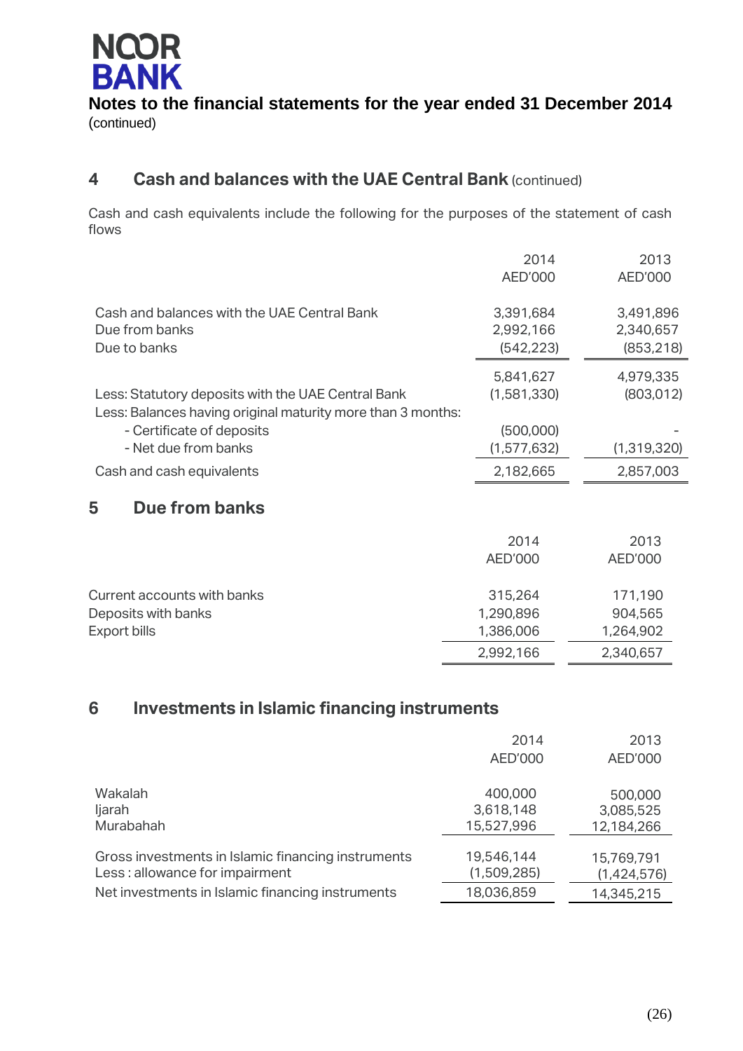# Notes to the financial statements for the year ended 31 December 2014

(continued)

## 4 Cash and balances with the UAE Central Bank (continued)

Cash and cash equivalents include the following for the purposes of the statement of cash flows

| | 2014 AED'000 | 2013 AED'000 |
|---|---|---|
| Cash and balances with the UAE Central Bank | 3,391,684 | 3,491,896 |
| Due from banks | 2,992,166 | 2,340,657 |
| Due to banks | (542,223) | (853,218) |
| | 5,841,627 | 4,979,335 |
| Less: Statutory deposits with the UAE Central Bank | (1,581,330) | (803,012) |
| Less: Balances having original maturity more than 3 months: | | |
| - Certificate of deposits | (500,000) | - |
| - Net due from banks | (1,577,632) | (1,319,320) |
| Cash and cash equivalents | 2,182,665 | 2,857,003 |

## 5 Due from banks

| | 2014 AED'000 | 2013 AED'000 |
|---|---|---|
| Current accounts with banks | 315,264 | 171,190 |
| Deposits with banks | 1,290,896 | 904,565 |
| Export bills | 1,386,006 | 1,264,902 |
| | 2,992,166 | 2,340,657 |

## 6 Investments in Islamic financing instruments

| | 2014 AED'000 | 2013 AED'000 |
|---|---|---|
| Wakalah | 400,000 | 500,000 |
| Ijarah | 3,618,148 | 3,085,525 |
| Murabahah | 15,527,996 | 12,184,266 |
| Gross investments in Islamic financing instruments | 19,546,144 | 15,769,791 |
| Less : allowance for impairment | (1,509,285) | (1,424,576) |
| Net investments in Islamic financing instruments | 18,036,859 | 14,345,215 |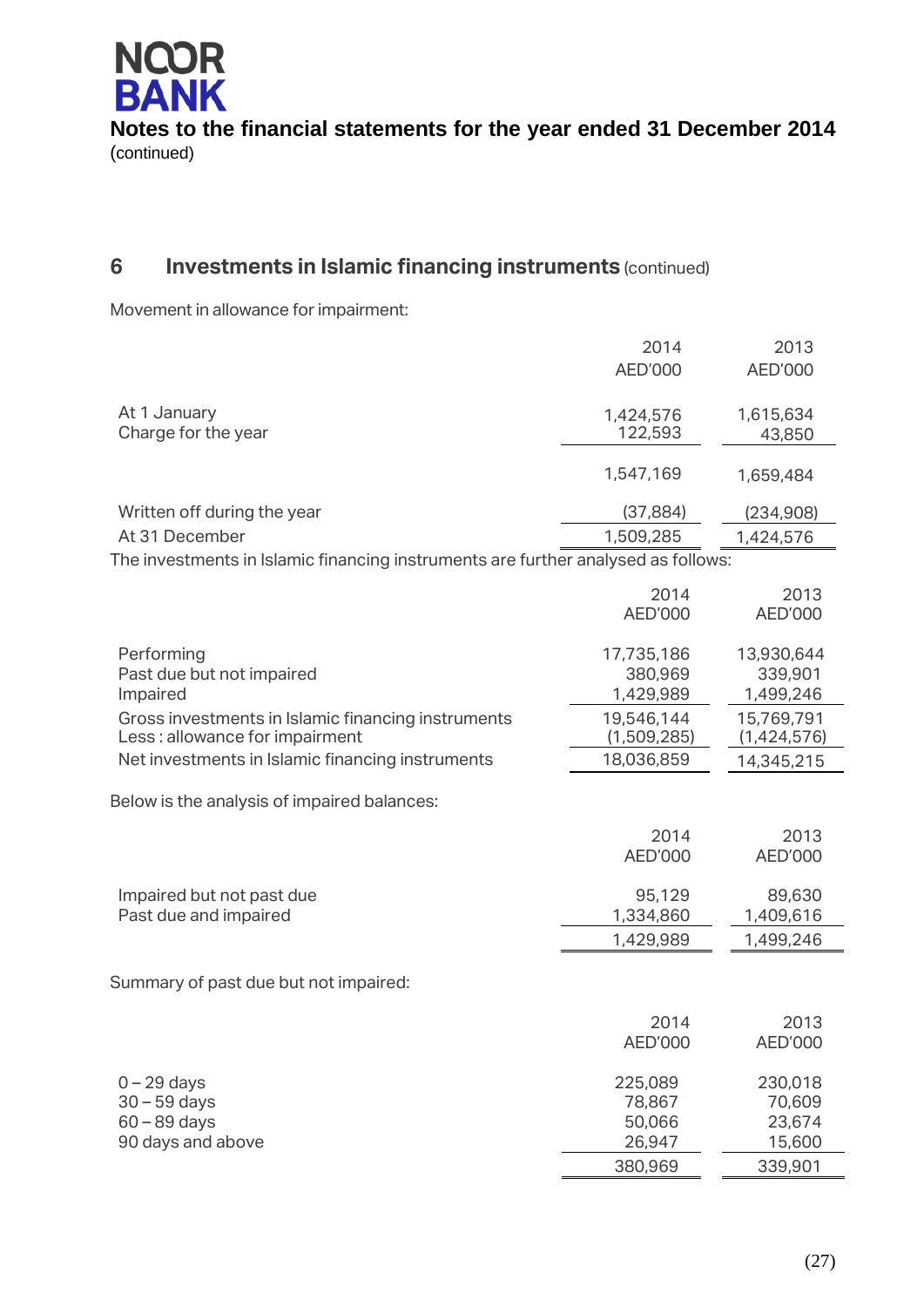## 6 Investments in Islamic financing instruments (continued)

Movement in allowance for impairment:

| | 2014<br>AED'000 | 2013<br>AED'000 |
|---|---|---|
| At 1 January | 1,424,576 | 1,615,634 |
| Charge for the year | 122,593 | 43,850 |
| | 1,547,169 | 1,659,484 |
| Written off during the year | (37,884) | (234,908) |
| At 31 December | 1,509,285 | 1,424,576 |

The investments in Islamic financing instruments are further analysed as follows:

| | 2014<br>AED'000 | 2013<br>AED'000 |
|---|---|---|
| Performing | 17,735,186 | 13,930,644 |
| Past due but not impaired | 380,969 | 339,901 |
| Impaired | 1,429,989 | 1,499,246 |
| Gross investments in Islamic financing instruments | 19,546,144 | 15,769,791 |
| Less : allowance for impairment | (1,509,285) | (1,424,576) |
| Net investments in Islamic financing instruments | 18,036,859 | 14,345,215 |

Below is the analysis of impaired balances:

| | 2014<br>AED'000 | 2013<br>AED'000 |
|---|---|---|
| Impaired but not past due | 95,129 | 89,630 |
| Past due and impaired | 1,334,860 | 1,409,616 |
| | 1,429,989 | 1,499,246 |

Summary of past due but not impaired:

| | 2014<br>AED'000 | 2013<br>AED'000 |
|---|---|---|
| 0 – 29 days | 225,089 | 230,018 |
| 30 – 59 days | 78,867 | 70,609 |
| 60 – 89 days | 50,066 | 23,674 |
| 90 days and above | 26,947 | 15,600 |
| | 380,969 | 339,901 |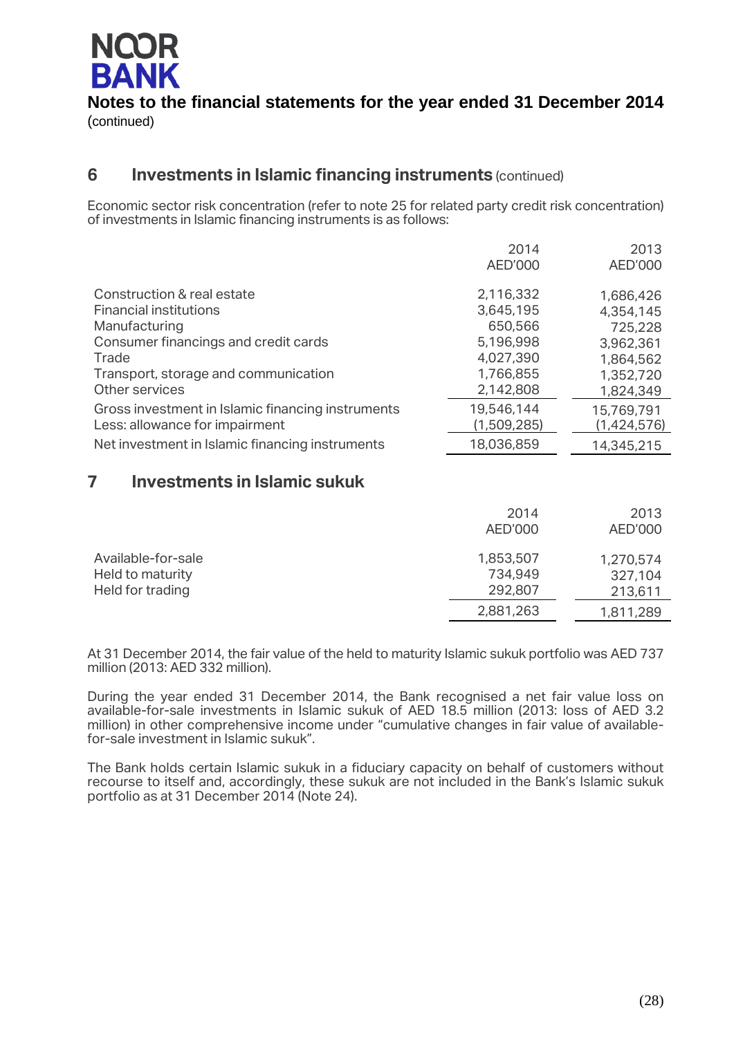## 6 Investments in Islamic financing instruments (continued)

Economic sector risk concentration (refer to note 25 for related party credit risk concentration) of investments in Islamic financing instruments is as follows:

| | 2014 AED'000 | 2013 AED'000 |
|---|---|---|
| Construction & real estate | 2,116,332 | 1,686,426 |
| Financial institutions | 3,645,195 | 4,354,145 |
| Manufacturing | 650,566 | 725,228 |
| Consumer financings and credit cards | 5,196,998 | 3,962,361 |
| Trade | 4,027,390 | 1,864,562 |
| Transport, storage and communication | 1,766,855 | 1,352,720 |
| Other services | 2,142,808 | 1,824,349 |
| Gross investment in Islamic financing instruments | 19,546,144 | 15,769,791 |
| Less: allowance for impairment | (1,509,285) | (1,424,576) |
| Net investment in Islamic financing instruments | 18,036,859 | 14,345,215 |

## 7 Investments in Islamic sukuk

| | 2014 AED'000 | 2013 AED'000 |
|---|---|---|
| Available-for-sale | 1,853,507 | 1,270,574 |
| Held to maturity | 734,949 | 327,104 |
| Held for trading | 292,807 | 213,611 |
| | 2,881,263 | 1,811,289 |

At 31 December 2014, the fair value of the held to maturity Islamic sukuk portfolio was AED 737 million (2013: AED 332 million).

During the year ended 31 December 2014, the Bank recognised a net fair value loss on available-for-sale investments in Islamic sukuk of AED 18.5 million (2013: loss of AED 3.2 million) in other comprehensive income under "cumulative changes in fair value of available-for-sale investment in Islamic sukuk".

The Bank holds certain Islamic sukuk in a fiduciary capacity on behalf of customers without recourse to itself and, accordingly, these sukuk are not included in the Bank's Islamic sukuk portfolio as at 31 December 2014 (Note 24).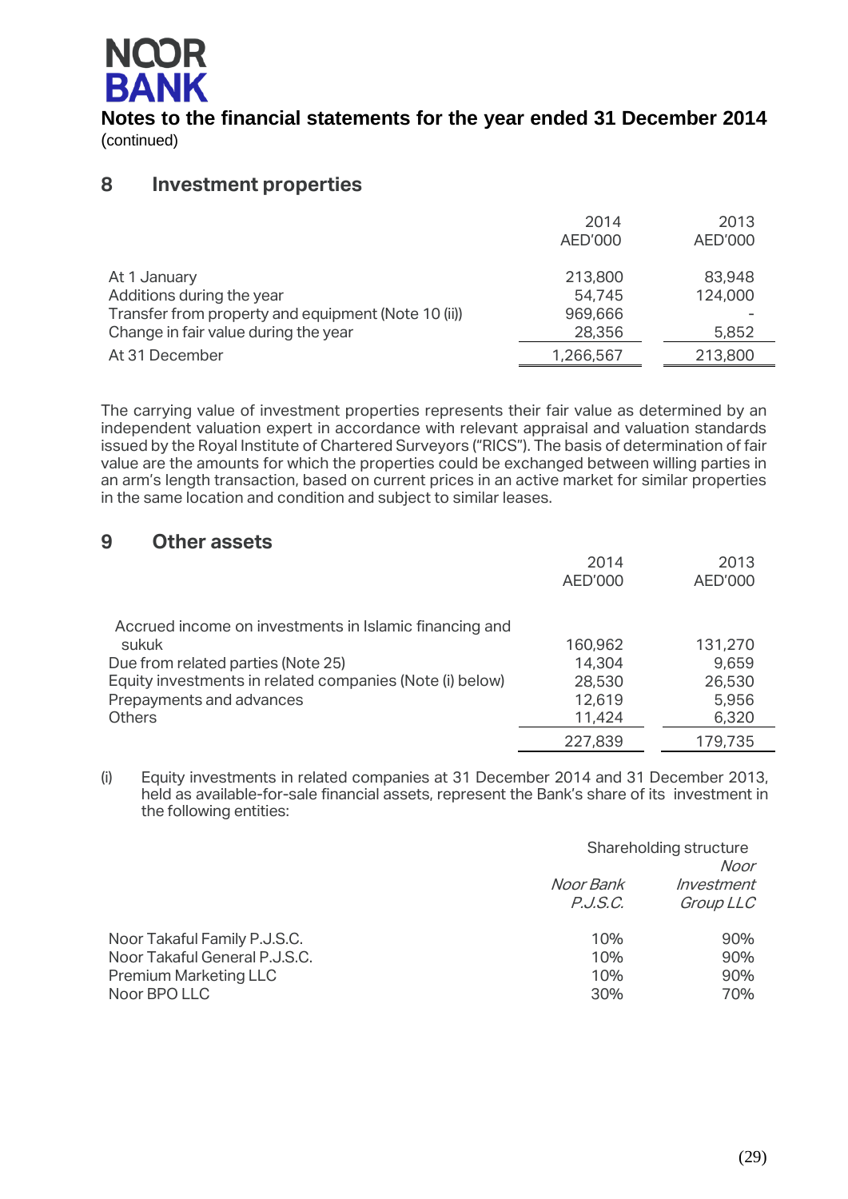# Notes to the financial statements for the year ended 31 December 2014

(continued)

## 8 Investment properties

| | 2014 AED'000 | 2013 AED'000 |
|---|---|---|
| At 1 January | 213,800 | 83,948 |
| Additions during the year | 54,745 | 124,000 |
| Transfer from property and equipment (Note 10 (ii)) | 969,666 | - |
| Change in fair value during the year | 28,356 | 5,852 |
| At 31 December | 1,266,567 | 213,800 |

The carrying value of investment properties represents their fair value as determined by an independent valuation expert in accordance with relevant appraisal and valuation standards issued by the Royal Institute of Chartered Surveyors ("RICS"). The basis of determination of fair value are the amounts for which the properties could be exchanged between willing parties in an arm's length transaction, based on current prices in an active market for similar properties in the same location and condition and subject to similar leases.

## 9 Other assets

| | 2014 AED'000 | 2013 AED'000 |
|---|---|---|
| Accrued income on investments in Islamic financing and sukuk | 160,962 | 131,270 |
| Due from related parties (Note 25) | 14,304 | 9,659 |
| Equity investments in related companies (Note (i) below) | 28,530 | 26,530 |
| Prepayments and advances | 12,619 | 5,956 |
| Others | 11,424 | 6,320 |
| | 227,839 | 179,735 |

(i) Equity investments in related companies at 31 December 2014 and 31 December 2013, held as available-for-sale financial assets, represent the Bank's share of its investment in the following entities:

| | Shareholding structure | |
|---|---|---|
| | *Noor Bank P.J.S.C.* | *Noor Investment Group LLC* |
| Noor Takaful Family P.J.S.C. | 10% | 90% |
| Noor Takaful General P.J.S.C. | 10% | 90% |
| Premium Marketing LLC | 10% | 90% |
| Noor BPO LLC | 30% | 70% |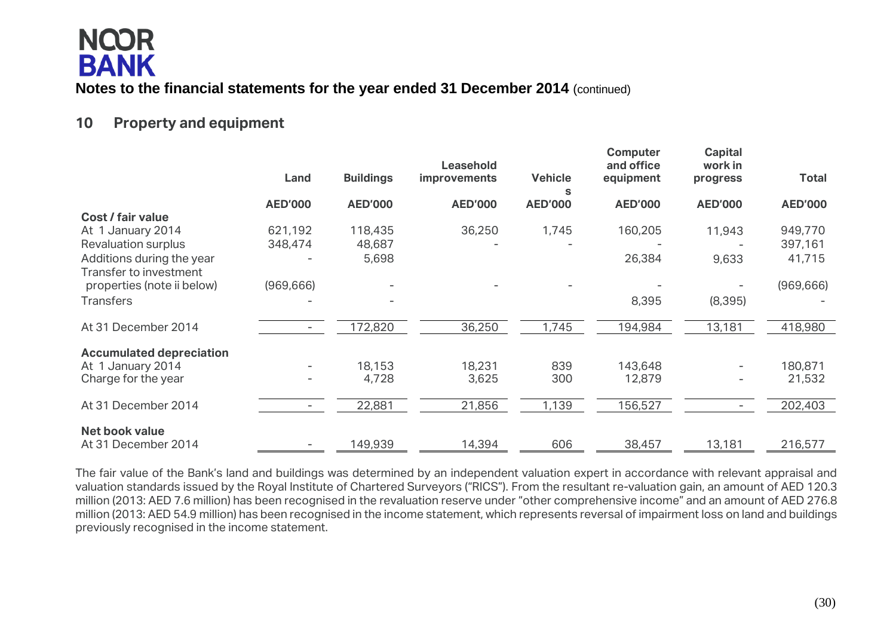**Notes to the financial statements for the year ended 31 December 2014** (continued)

## 10 Property and equipment

| | Land | Buildings | Leasehold improvements | Vehicles | Computer and office equipment | Capital work in progress | Total |
|---|---|---|---|---|---|---|---|
| | AED'000 | AED'000 | AED'000 | AED'000 | AED'000 | AED'000 | AED'000 |
| **Cost / fair value** | | | | | | | |
| At 1 January 2014 | 621,192 | 118,435 | 36,250 | 1,745 | 160,205 | 11,943 | 949,770 |
| Revaluation surplus | 348,474 | 48,687 | - | - | - | - | 397,161 |
| Additions during the year | - | 5,698 | | | 26,384 | 9,633 | 41,715 |
| Transfer to investment properties (note ii below) | (969,666) | - | - | - | - | - | (969,666) |
| Transfers | - | - | | | 8,395 | (8,395) | - |
| At 31 December 2014 | - | 172,820 | 36,250 | 1,745 | 194,984 | 13,181 | 418,980 |
| **Accumulated depreciation** | | | | | | | |
| At 1 January 2014 | - | 18,153 | 18,231 | 839 | 143,648 | - | 180,871 |
| Charge for the year | - | 4,728 | 3,625 | 300 | 12,879 | - | 21,532 |
| At 31 December 2014 | - | 22,881 | 21,856 | 1,139 | 156,527 | - | 202,403 |
| **Net book value** | | | | | | | |
| At 31 December 2014 | - | 149,939 | 14,394 | 606 | 38,457 | 13,181 | 216,577 |

The fair value of the Bank's land and buildings was determined by an independent valuation expert in accordance with relevant appraisal and valuation standards issued by the Royal Institute of Chartered Surveyors ("RICS"). From the resultant re-valuation gain, an amount of AED 120.3 million (2013: AED 7.6 million) has been recognised in the revaluation reserve under "other comprehensive income" and an amount of AED 276.8 million (2013: AED 54.9 million) has been recognised in the income statement, which represents reversal of impairment loss on land and buildings previously recognised in the income statement.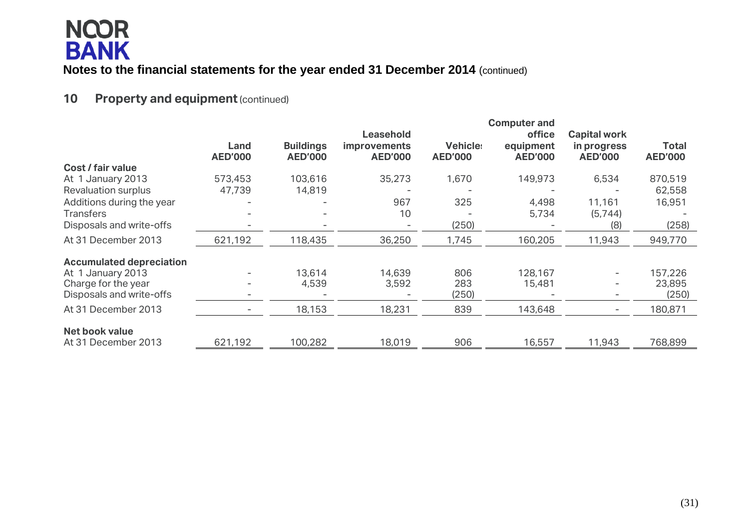# NOOR BANK

**Notes to the financial statements for the year ended 31 December 2014** (continued)

## 10 Property and equipment (continued)

| | Land AED'000 | Buildings AED'000 | Leasehold improvements AED'000 | Vehicles AED'000 | Computer and office equipment AED'000 | Capital work in progress AED'000 | Total AED'000 |
|---|---|---|---|---|---|---|---|
| **Cost / fair value** | | | | | | | |
| At 1 January 2013 | 573,453 | 103,616 | 35,273 | 1,670 | 149,973 | 6,534 | 870,519 |
| Revaluation surplus | 47,739 | 14,819 | - | - | - | - | 62,558 |
| Additions during the year | - | - | 967 | 325 | 4,498 | 11,161 | 16,951 |
| Transfers | - | - | 10 | - | 5,734 | (5,744) | - |
| Disposals and write-offs | - | - | - | (250) | - | (8) | (258) |
| At 31 December 2013 | 621,192 | 118,435 | 36,250 | 1,745 | 160,205 | 11,943 | 949,770 |
| **Accumulated depreciation** | | | | | | | |
| At 1 January 2013 | - | 13,614 | 14,639 | 806 | 128,167 | - | 157,226 |
| Charge for the year | - | 4,539 | 3,592 | 283 | 15,481 | - | 23,895 |
| Disposals and write-offs | - | - | - | (250) | - | - | (250) |
| At 31 December 2013 | - | 18,153 | 18,231 | 839 | 143,648 | - | 180,871 |
| **Net book value** | | | | | | | |
| At 31 December 2013 | 621,192 | 100,282 | 18,019 | 906 | 16,557 | 11,943 | 768,899 |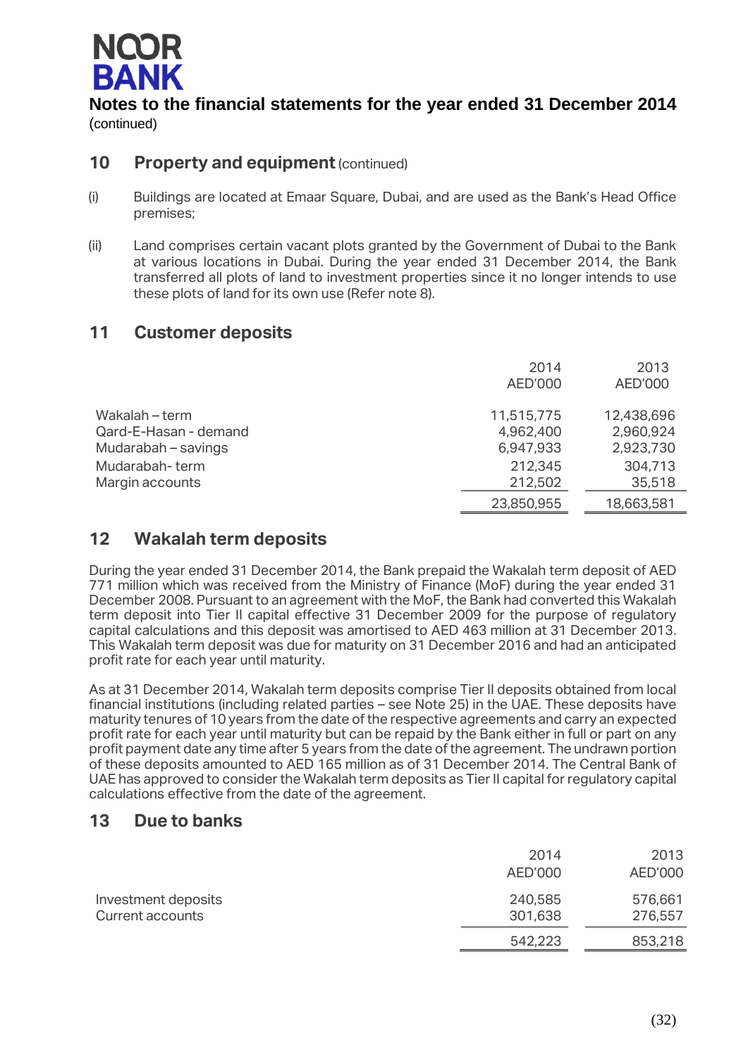## Notes to the financial statements for the year ended 31 December 2014

(continued)

## 10 Property and equipment (continued)

(i) Buildings are located at Emaar Square, Dubai, and are used as the Bank's Head Office premises;

(ii) Land comprises certain vacant plots granted by the Government of Dubai to the Bank at various locations in Dubai. During the year ended 31 December 2014, the Bank transferred all plots of land to investment properties since it no longer intends to use these plots of land for its own use (Refer note 8).

## 11 Customer deposits

| | 2014 AED'000 | 2013 AED'000 |
|---|---|---|
| Wakalah – term | 11,515,775 | 12,438,696 |
| Qard-E-Hasan - demand | 4,962,400 | 2,960,924 |
| Mudarabah – savings | 6,947,933 | 2,923,730 |
| Mudarabah- term | 212,345 | 304,713 |
| Margin accounts | 212,502 | 35,518 |
| | 23,850,955 | 18,663,581 |

## 12 Wakalah term deposits

During the year ended 31 December 2014, the Bank prepaid the Wakalah term deposit of AED 771 million which was received from the Ministry of Finance (MoF) during the year ended 31 December 2008. Pursuant to an agreement with the MoF, the Bank had converted this Wakalah term deposit into Tier II capital effective 31 December 2009 for the purpose of regulatory capital calculations and this deposit was amortised to AED 463 million at 31 December 2013. This Wakalah term deposit was due for maturity on 31 December 2016 and had an anticipated profit rate for each year until maturity.

As at 31 December 2014, Wakalah term deposits comprise Tier II deposits obtained from local financial institutions (including related parties – see Note 25) in the UAE. These deposits have maturity tenures of 10 years from the date of the respective agreements and carry an expected profit rate for each year until maturity but can be repaid by the Bank either in full or part on any profit payment date any time after 5 years from the date of the agreement. The undrawn portion of these deposits amounted to AED 165 million as of 31 December 2014. The Central Bank of UAE has approved to consider the Wakalah term deposits as Tier II capital for regulatory capital calculations effective from the date of the agreement.

## 13 Due to banks

| | 2014 AED'000 | 2013 AED'000 |
|---|---|---|
| Investment deposits | 240,585 | 576,661 |
| Current accounts | 301,638 | 276,557 |
| | 542,223 | 853,218 |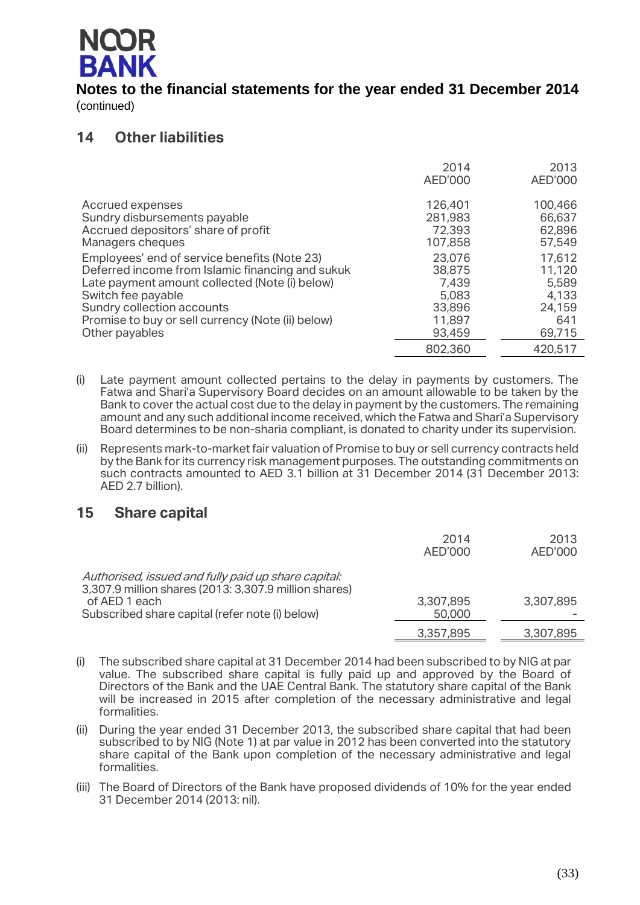## Notes to the financial statements for the year ended 31 December 2014

(continued)

## 14 Other liabilities

| | 2014 AED'000 | 2013 AED'000 |
|---|---|---|
| Accrued expenses | 126,401 | 100,466 |
| Sundry disbursements payable | 281,983 | 66,637 |
| Accrued depositors' share of profit | 72,393 | 62,896 |
| Managers cheques | 107,858 | 57,549 |
| Employees' end of service benefits (Note 23) | 23,076 | 17,612 |
| Deferred income from Islamic financing and sukuk | 38,875 | 11,120 |
| Late payment amount collected (Note (i) below) | 7,439 | 5,589 |
| Switch fee payable | 5,083 | 4,133 |
| Sundry collection accounts | 33,896 | 24,159 |
| Promise to buy or sell currency (Note (ii) below) | 11,897 | 641 |
| Other payables | 93,459 | 69,715 |
| | 802,360 | 420,517 |

(i) Late payment amount collected pertains to the delay in payments by customers. The Fatwa and Shari'a Supervisory Board decides on an amount allowable to be taken by the Bank to cover the actual cost due to the delay in payment by the customers. The remaining amount and any such additional income received, which the Fatwa and Shari'a Supervisory Board determines to be non-sharia compliant, is donated to charity under its supervision.

(ii) Represents mark-to-market fair valuation of Promise to buy or sell currency contracts held by the Bank for its currency risk management purposes. The outstanding commitments on such contracts amounted to AED 3.1 billion at 31 December 2014 (31 December 2013: AED 2.7 billion).

## 15 Share capital

| | 2014 AED'000 | 2013 AED'000 |
|---|---|---|
| *Authorised, issued and fully paid up share capital:* | | |
| 3,307.9 million shares (2013: 3,307.9 million shares) of AED 1 each | 3,307,895 | 3,307,895 |
| Subscribed share capital (refer note (i) below) | 50,000 | - |
| | 3,357,895 | 3,307,895 |

(i) The subscribed share capital at 31 December 2014 had been subscribed to by NIG at par value. The subscribed share capital is fully paid up and approved by the Board of Directors of the Bank and the UAE Central Bank. The statutory share capital of the Bank will be increased in 2015 after completion of the necessary administrative and legal formalities.

(ii) During the year ended 31 December 2013, the subscribed share capital that had been subscribed to by NIG (Note 1) at par value in 2012 has been converted into the statutory share capital of the Bank upon completion of the necessary administrative and legal formalities.

(iii) The Board of Directors of the Bank have proposed dividends of 10% for the year ended 31 December 2014 (2013: nil).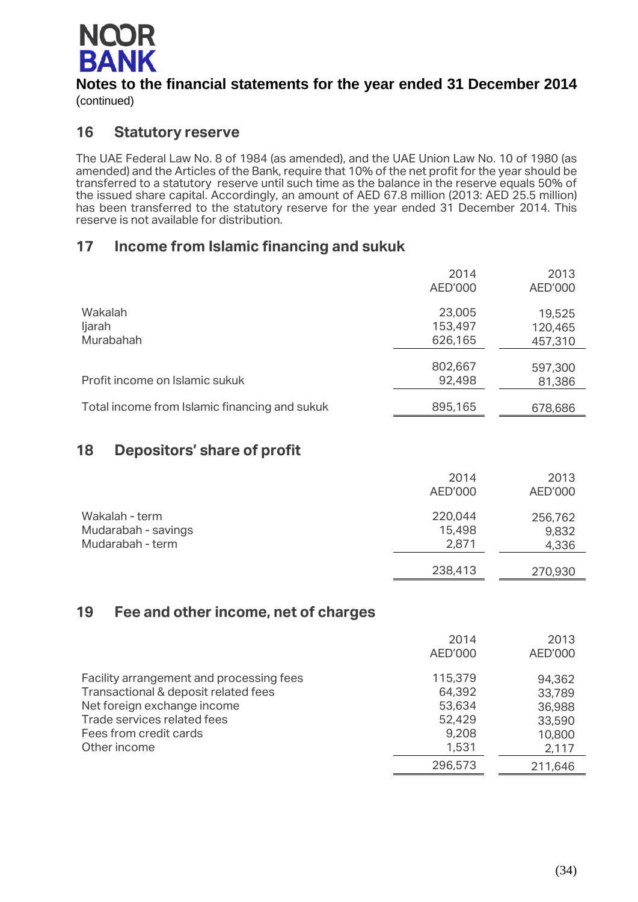**NOOR BANK**

**Notes to the financial statements for the year ended 31 December 2014**
(continued)

## 16 Statutory reserve

The UAE Federal Law No. 8 of 1984 (as amended), and the UAE Union Law No. 10 of 1980 (as amended) and the Articles of the Bank, require that 10% of the net profit for the year should be transferred to a statutory reserve until such time as the balance in the reserve equals 50% of the issued share capital. Accordingly, an amount of AED 67.8 million (2013: AED 25.5 million) has been transferred to the statutory reserve for the year ended 31 December 2014. This reserve is not available for distribution.

## 17 Income from Islamic financing and sukuk

| | 2014 AED'000 | 2013 AED'000 |
|---|---|---|
| Wakalah | 23,005 | 19,525 |
| Ijarah | 153,497 | 120,465 |
| Murabahah | 626,165 | 457,310 |
| | 802,667 | 597,300 |
| Profit income on Islamic sukuk | 92,498 | 81,386 |
| Total income from Islamic financing and sukuk | 895,165 | 678,686 |

## 18 Depositors' share of profit

| | 2014 AED'000 | 2013 AED'000 |
|---|---|---|
| Wakalah - term | 220,044 | 256,762 |
| Mudarabah - savings | 15,498 | 9,832 |
| Mudarabah - term | 2,871 | 4,336 |
| | 238,413 | 270,930 |

## 19 Fee and other income, net of charges

| | 2014 AED'000 | 2013 AED'000 |
|---|---|---|
| Facility arrangement and processing fees | 115,379 | 94,362 |
| Transactional & deposit related fees | 64,392 | 33,789 |
| Net foreign exchange income | 53,634 | 36,988 |
| Trade services related fees | 52,429 | 33,590 |
| Fees from credit cards | 9,208 | 10,800 |
| Other income | 1,531 | 2,117 |
| | 296,573 | 211,646 |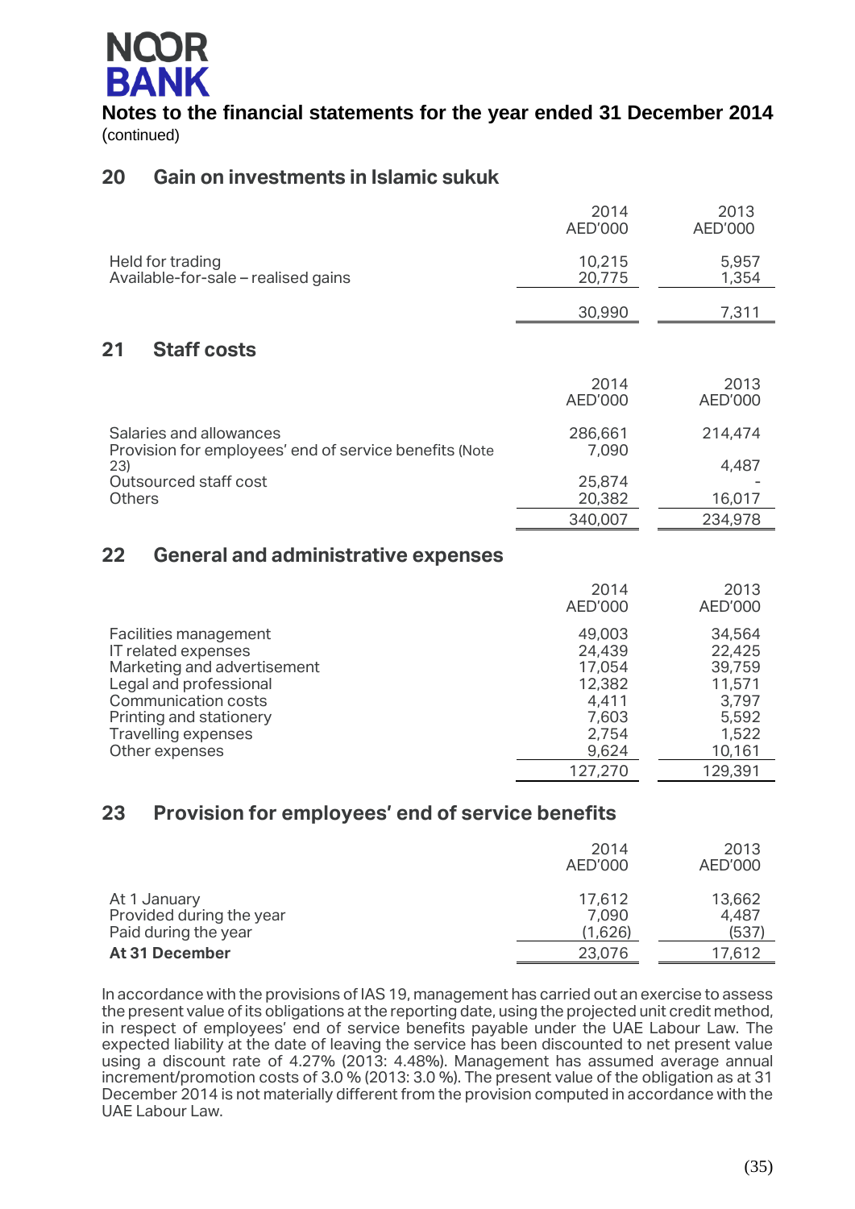# NOOR BANK

**Notes to the financial statements for the year ended 31 December 2014**
(continued)

## 20 Gain on investments in Islamic sukuk

| | 2014 AED'000 | 2013 AED'000 |
|---|---|---|
| Held for trading | 10,215 | 5,957 |
| Available-for-sale – realised gains | 20,775 | 1,354 |
| | 30,990 | 7,311 |

## 21 Staff costs

| | 2014 AED'000 | 2013 AED'000 |
|---|---|---|
| Salaries and allowances | 286,661 | 214,474 |
| Provision for employees' end of service benefits (Note 23) | 7,090 | 4,487 |
| Outsourced staff cost | 25,874 | - |
| Others | 20,382 | 16,017 |
| | 340,007 | 234,978 |

## 22 General and administrative expenses

| | 2014 AED'000 | 2013 AED'000 |
|---|---|---|
| Facilities management | 49,003 | 34,564 |
| IT related expenses | 24,439 | 22,425 |
| Marketing and advertisement | 17,054 | 39,759 |
| Legal and professional | 12,382 | 11,571 |
| Communication costs | 4,411 | 3,797 |
| Printing and stationery | 7,603 | 5,592 |
| Travelling expenses | 2,754 | 1,522 |
| Other expenses | 9,624 | 10,161 |
| | 127,270 | 129,391 |

## 23 Provision for employees' end of service benefits

| | 2014 AED'000 | 2013 AED'000 |
|---|---|---|
| At 1 January | 17,612 | 13,662 |
| Provided during the year | 7,090 | 4,487 |
| Paid during the year | (1,626) | (537) |
| **At 31 December** | 23,076 | 17,612 |

In accordance with the provisions of IAS 19, management has carried out an exercise to assess the present value of its obligations at the reporting date, using the projected unit credit method, in respect of employees' end of service benefits payable under the UAE Labour Law. The expected liability at the date of leaving the service has been discounted to net present value using a discount rate of 4.27% (2013: 4.48%). Management has assumed average annual increment/promotion costs of 3.0 % (2013: 3.0 %). The present value of the obligation as at 31 December 2014 is not materially different from the provision computed in accordance with the UAE Labour Law.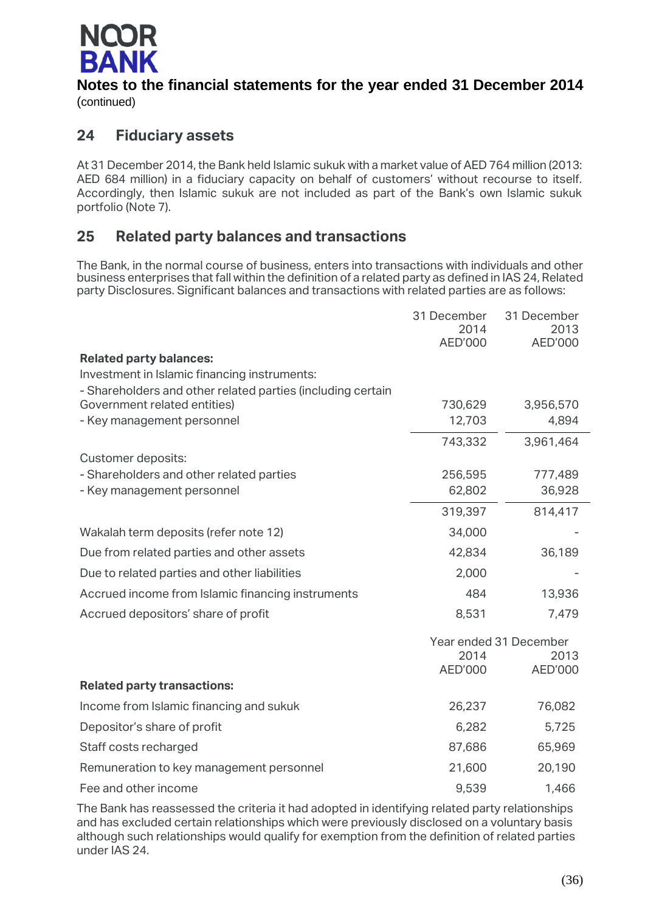## Notes to the financial statements for the year ended 31 December 2014

(continued)

## 24 Fiduciary assets

At 31 December 2014, the Bank held Islamic sukuk with a market value of AED 764 million (2013: AED 684 million) in a fiduciary capacity on behalf of customers' without recourse to itself. Accordingly, then Islamic sukuk are not included as part of the Bank's own Islamic sukuk portfolio (Note 7).

## 25 Related party balances and transactions

The Bank, in the normal course of business, enters into transactions with individuals and other business enterprises that fall within the definition of a related party as defined in IAS 24, Related party Disclosures. Significant balances and transactions with related parties are as follows:

| | 31 December 2014 AED'000 | 31 December 2013 AED'000 |
|---|---|---|
| **Related party balances:** | | |
| Investment in Islamic financing instruments: | | |
| - Shareholders and other related parties (including certain Government related entities) | 730,629 | 3,956,570 |
| - Key management personnel | 12,703 | 4,894 |
| | 743,332 | 3,961,464 |
| Customer deposits: | | |
| - Shareholders and other related parties | 256,595 | 777,489 |
| - Key management personnel | 62,802 | 36,928 |
| | 319,397 | 814,417 |
| Wakalah term deposits (refer note 12) | 34,000 | - |
| Due from related parties and other assets | 42,834 | 36,189 |
| Due to related parties and other liabilities | 2,000 | - |
| Accrued income from Islamic financing instruments | 484 | 13,936 |
| Accrued depositors' share of profit | 8,531 | 7,479 |

| | Year ended 31 December 2014 AED'000 | Year ended 31 December 2013 AED'000 |
|---|---|---|
| **Related party transactions:** | | |
| Income from Islamic financing and sukuk | 26,237 | 76,082 |
| Depositor's share of profit | 6,282 | 5,725 |
| Staff costs recharged | 87,686 | 65,969 |
| Remuneration to key management personnel | 21,600 | 20,190 |
| Fee and other income | 9,539 | 1,466 |

The Bank has reassessed the criteria it had adopted in identifying related party relationships and has excluded certain relationships which were previously disclosed on a voluntary basis although such relationships would qualify for exemption from the definition of related parties under IAS 24.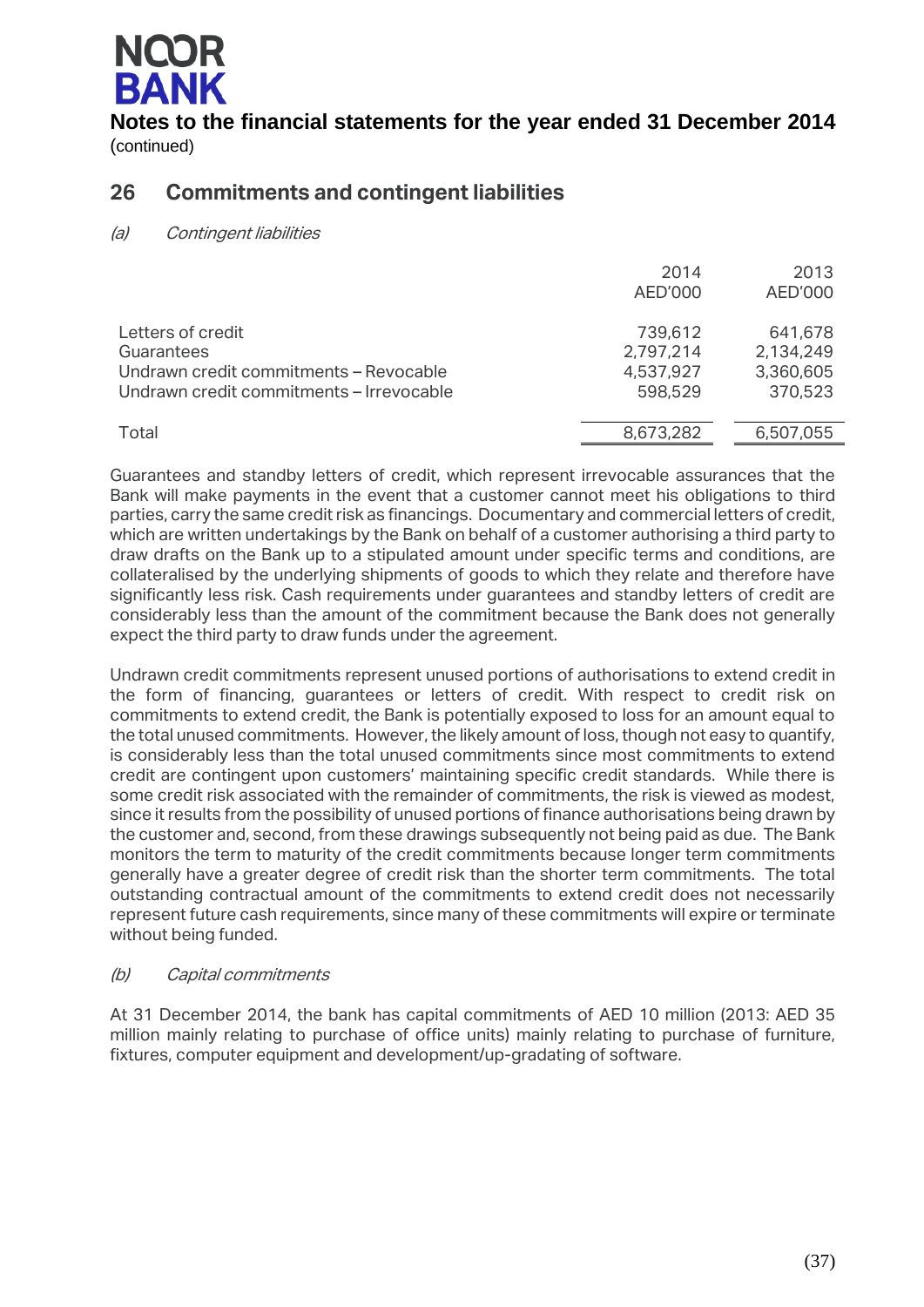**NOOR BANK**

**Notes to the financial statements for the year ended 31 December 2014**
(continued)

## 26 Commitments and contingent liabilities

*(a) Contingent liabilities*

| | 2014 AED'000 | 2013 AED'000 |
|---|---|---|
| Letters of credit | 739,612 | 641,678 |
| Guarantees | 2,797,214 | 2,134,249 |
| Undrawn credit commitments – Revocable | 4,537,927 | 3,360,605 |
| Undrawn credit commitments – Irrevocable | 598,529 | 370,523 |
| Total | 8,673,282 | 6,507,055 |

Guarantees and standby letters of credit, which represent irrevocable assurances that the Bank will make payments in the event that a customer cannot meet his obligations to third parties, carry the same credit risk as financings. Documentary and commercial letters of credit, which are written undertakings by the Bank on behalf of a customer authorising a third party to draw drafts on the Bank up to a stipulated amount under specific terms and conditions, are collateralised by the underlying shipments of goods to which they relate and therefore have significantly less risk. Cash requirements under guarantees and standby letters of credit are considerably less than the amount of the commitment because the Bank does not generally expect the third party to draw funds under the agreement.

Undrawn credit commitments represent unused portions of authorisations to extend credit in the form of financing, guarantees or letters of credit. With respect to credit risk on commitments to extend credit, the Bank is potentially exposed to loss for an amount equal to the total unused commitments. However, the likely amount of loss, though not easy to quantify, is considerably less than the total unused commitments since most commitments to extend credit are contingent upon customers' maintaining specific credit standards. While there is some credit risk associated with the remainder of commitments, the risk is viewed as modest, since it results from the possibility of unused portions of finance authorisations being drawn by the customer and, second, from these drawings subsequently not being paid as due. The Bank monitors the term to maturity of the credit commitments because longer term commitments generally have a greater degree of credit risk than the shorter term commitments. The total outstanding contractual amount of the commitments to extend credit does not necessarily represent future cash requirements, since many of these commitments will expire or terminate without being funded.

*(b) Capital commitments*

At 31 December 2014, the bank has capital commitments of AED 10 million (2013: AED 35 million mainly relating to purchase of office units) mainly relating to purchase of furniture, fixtures, computer equipment and development/up-gradating of software.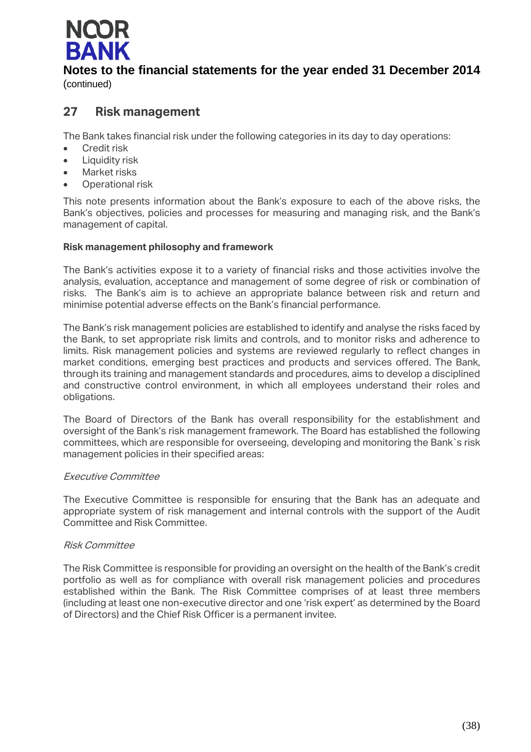## 27 Risk management

The Bank takes financial risk under the following categories in its day to day operations:

- Credit risk
- Liquidity risk
- Market risks
- Operational risk

This note presents information about the Bank's exposure to each of the above risks, the Bank's objectives, policies and processes for measuring and managing risk, and the Bank's management of capital.

**Risk management philosophy and framework**

The Bank's activities expose it to a variety of financial risks and those activities involve the analysis, evaluation, acceptance and management of some degree of risk or combination of risks. The Bank's aim is to achieve an appropriate balance between risk and return and minimise potential adverse effects on the Bank's financial performance.

The Bank's risk management policies are established to identify and analyse the risks faced by the Bank, to set appropriate risk limits and controls, and to monitor risks and adherence to limits. Risk management policies and systems are reviewed regularly to reflect changes in market conditions, emerging best practices and products and services offered. The Bank, through its training and management standards and procedures, aims to develop a disciplined and constructive control environment, in which all employees understand their roles and obligations.

The Board of Directors of the Bank has overall responsibility for the establishment and oversight of the Bank's risk management framework. The Board has established the following committees, which are responsible for overseeing, developing and monitoring the Bank`s risk management policies in their specified areas:

*Executive Committee*

The Executive Committee is responsible for ensuring that the Bank has an adequate and appropriate system of risk management and internal controls with the support of the Audit Committee and Risk Committee.

*Risk Committee*

The Risk Committee is responsible for providing an oversight on the health of the Bank's credit portfolio as well as for compliance with overall risk management policies and procedures established within the Bank. The Risk Committee comprises of at least three members (including at least one non-executive director and one 'risk expert' as determined by the Board of Directors) and the Chief Risk Officer is a permanent invitee.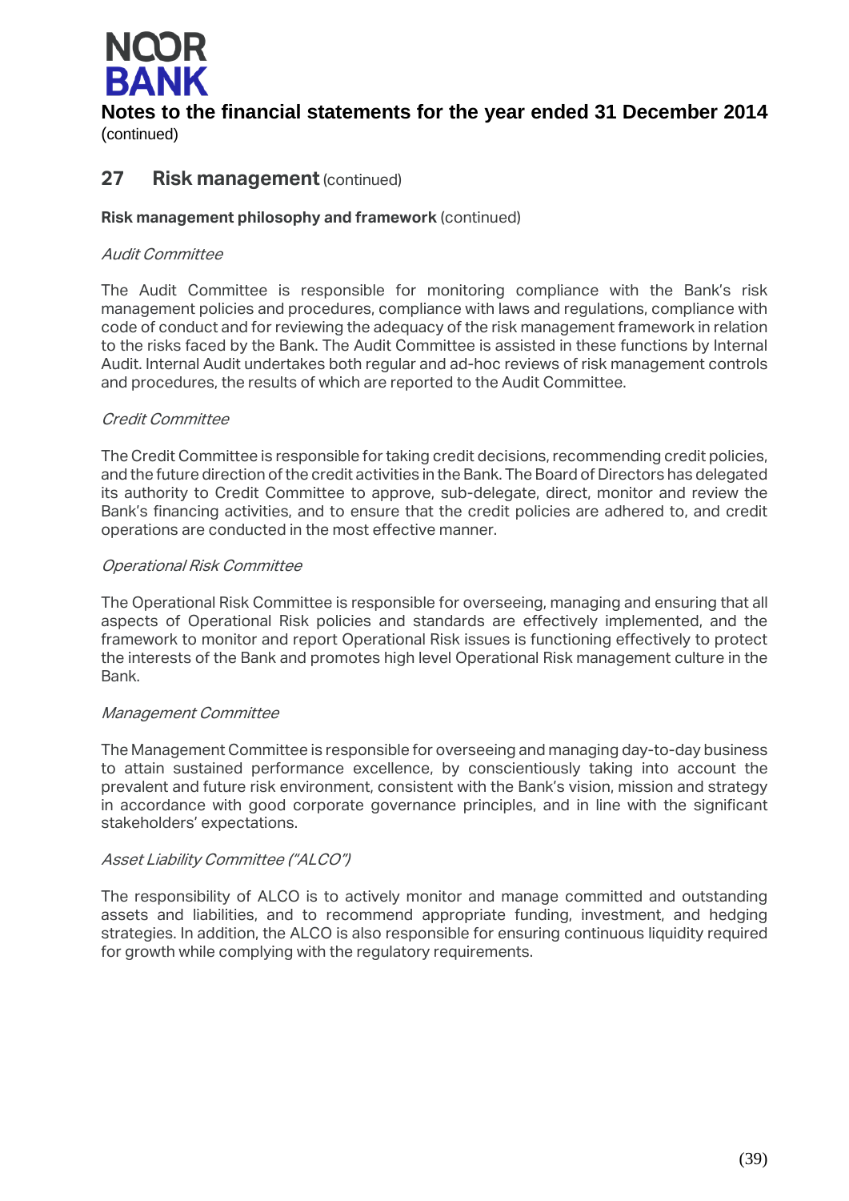## 27 Risk management (continued)

**Risk management philosophy and framework** (continued)

*Audit Committee*

The Audit Committee is responsible for monitoring compliance with the Bank's risk management policies and procedures, compliance with laws and regulations, compliance with code of conduct and for reviewing the adequacy of the risk management framework in relation to the risks faced by the Bank. The Audit Committee is assisted in these functions by Internal Audit. Internal Audit undertakes both regular and ad-hoc reviews of risk management controls and procedures, the results of which are reported to the Audit Committee.

*Credit Committee*

The Credit Committee is responsible for taking credit decisions, recommending credit policies, and the future direction of the credit activities in the Bank. The Board of Directors has delegated its authority to Credit Committee to approve, sub-delegate, direct, monitor and review the Bank's financing activities, and to ensure that the credit policies are adhered to, and credit operations are conducted in the most effective manner.

*Operational Risk Committee*

The Operational Risk Committee is responsible for overseeing, managing and ensuring that all aspects of Operational Risk policies and standards are effectively implemented, and the framework to monitor and report Operational Risk issues is functioning effectively to protect the interests of the Bank and promotes high level Operational Risk management culture in the Bank.

*Management Committee*

The Management Committee is responsible for overseeing and managing day-to-day business to attain sustained performance excellence, by conscientiously taking into account the prevalent and future risk environment, consistent with the Bank's vision, mission and strategy in accordance with good corporate governance principles, and in line with the significant stakeholders' expectations.

*Asset Liability Committee ("ALCO")*

The responsibility of ALCO is to actively monitor and manage committed and outstanding assets and liabilities, and to recommend appropriate funding, investment, and hedging strategies. In addition, the ALCO is also responsible for ensuring continuous liquidity required for growth while complying with the regulatory requirements.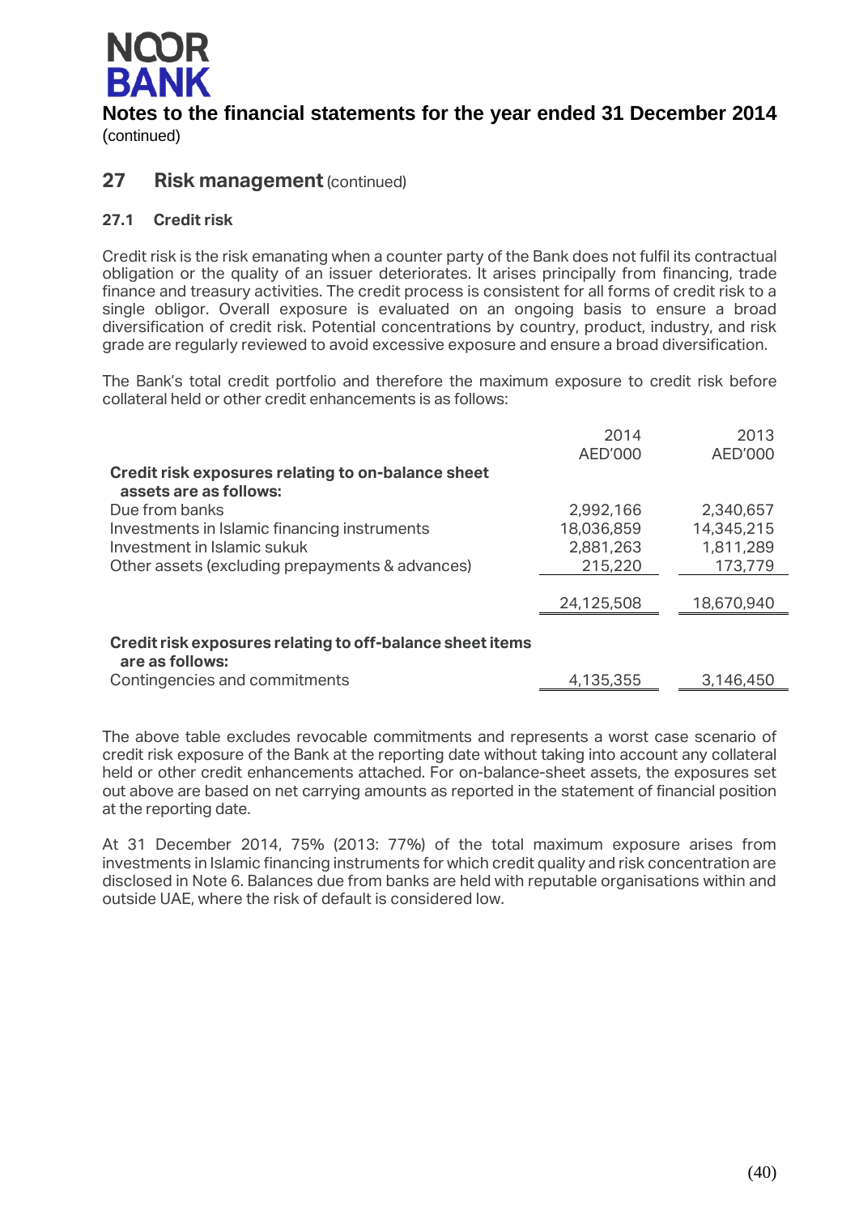# Notes to the financial statements for the year ended 31 December 2014

(continued)

## 27 Risk management (continued)

### 27.1 Credit risk

Credit risk is the risk emanating when a counter party of the Bank does not fulfil its contractual obligation or the quality of an issuer deteriorates. It arises principally from financing, trade finance and treasury activities. The credit process is consistent for all forms of credit risk to a single obligor. Overall exposure is evaluated on an ongoing basis to ensure a broad diversification of credit risk. Potential concentrations by country, product, industry, and risk grade are regularly reviewed to avoid excessive exposure and ensure a broad diversification.

The Bank's total credit portfolio and therefore the maximum exposure to credit risk before collateral held or other credit enhancements is as follows:

| | 2014 AED'000 | 2013 AED'000 |
|---|---|---|
| **Credit risk exposures relating to on-balance sheet assets are as follows:** | | |
| Due from banks | 2,992,166 | 2,340,657 |
| Investments in Islamic financing instruments | 18,036,859 | 14,345,215 |
| Investment in Islamic sukuk | 2,881,263 | 1,811,289 |
| Other assets (excluding prepayments & advances) | 215,220 | 173,779 |
| | 24,125,508 | 18,670,940 |
| **Credit risk exposures relating to off-balance sheet items are as follows:** | | |
| Contingencies and commitments | 4,135,355 | 3,146,450 |

The above table excludes revocable commitments and represents a worst case scenario of credit risk exposure of the Bank at the reporting date without taking into account any collateral held or other credit enhancements attached. For on-balance-sheet assets, the exposures set out above are based on net carrying amounts as reported in the statement of financial position at the reporting date.

At 31 December 2014, 75% (2013: 77%) of the total maximum exposure arises from investments in Islamic financing instruments for which credit quality and risk concentration are disclosed in Note 6. Balances due from banks are held with reputable organisations within and outside UAE, where the risk of default is considered low.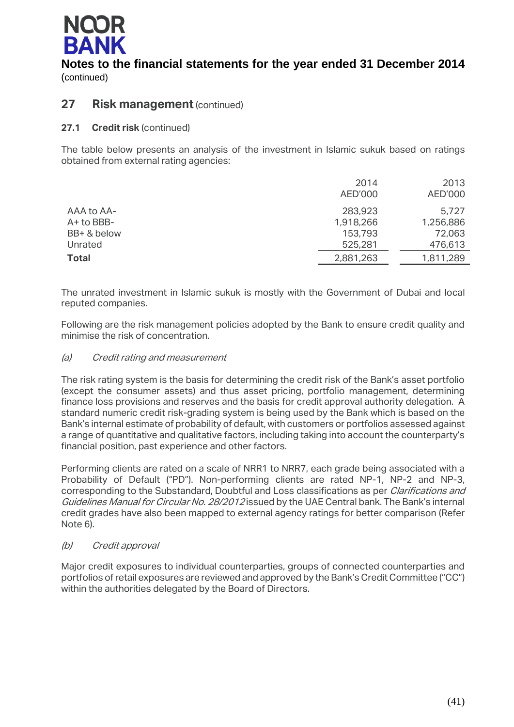## 27 Risk management (continued)

### 27.1 Credit risk (continued)

The table below presents an analysis of the investment in Islamic sukuk based on ratings obtained from external rating agencies:

| | 2014 AED'000 | 2013 AED'000 |
|---|---|---|
| AAA to AA- | 283,923 | 5,727 |
| A+ to BBB- | 1,918,266 | 1,256,886 |
| BB+ & below | 153,793 | 72,063 |
| Unrated | 525,281 | 476,613 |
| **Total** | 2,881,263 | 1,811,289 |

The unrated investment in Islamic sukuk is mostly with the Government of Dubai and local reputed companies.

Following are the risk management policies adopted by the Bank to ensure credit quality and minimise the risk of concentration.

*(a) Credit rating and measurement*

The risk rating system is the basis for determining the credit risk of the Bank's asset portfolio (except the consumer assets) and thus asset pricing, portfolio management, determining finance loss provisions and reserves and the basis for credit approval authority delegation. A standard numeric credit risk-grading system is being used by the Bank which is based on the Bank's internal estimate of probability of default, with customers or portfolios assessed against a range of quantitative and qualitative factors, including taking into account the counterparty's financial position, past experience and other factors.

Performing clients are rated on a scale of NRR1 to NRR7, each grade being associated with a Probability of Default ("PD"). Non-performing clients are rated NP-1, NP-2 and NP-3, corresponding to the Substandard, Doubtful and Loss classifications as per *Clarifications and Guidelines Manual for Circular No. 28/2012* issued by the UAE Central bank. The Bank's internal credit grades have also been mapped to external agency ratings for better comparison (Refer Note 6).

*(b) Credit approval*

Major credit exposures to individual counterparties, groups of connected counterparties and portfolios of retail exposures are reviewed and approved by the Bank's Credit Committee ("CC") within the authorities delegated by the Board of Directors.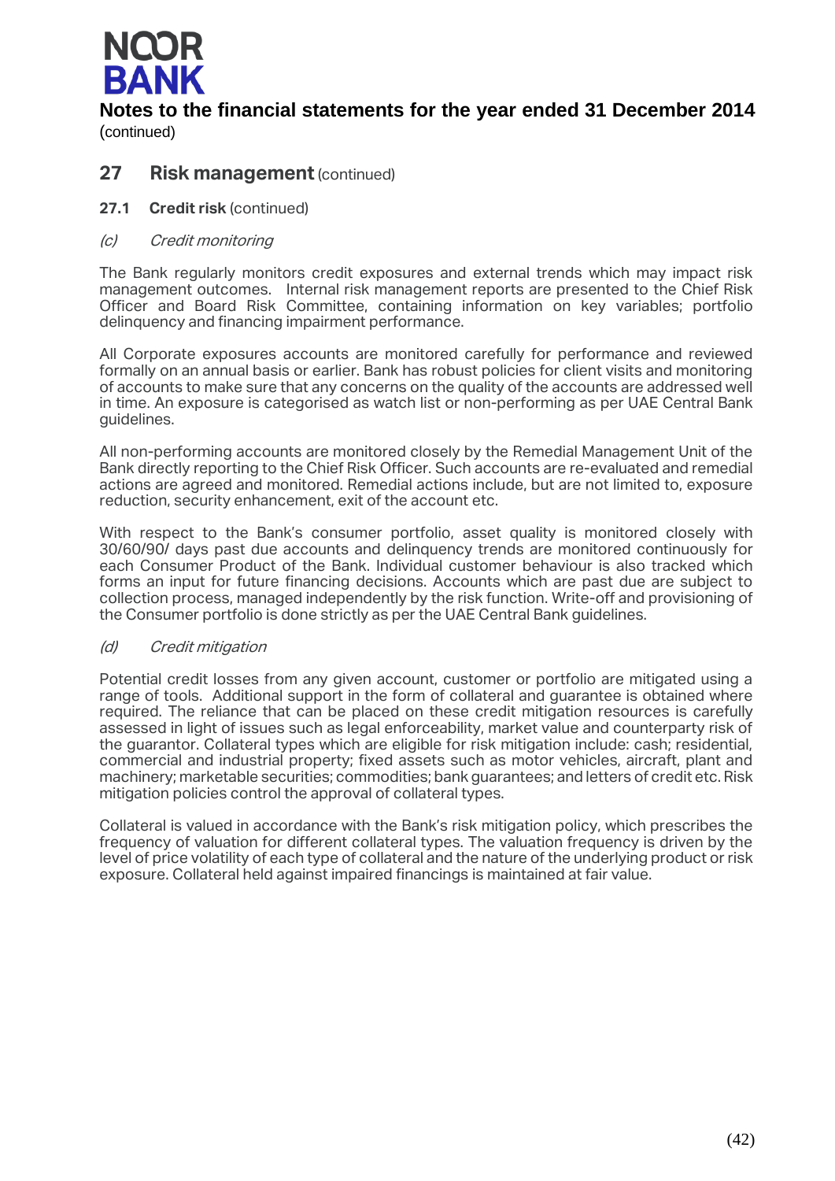## 27 Risk management (continued)

### 27.1 Credit risk (continued)

#### *(c) Credit monitoring*

The Bank regularly monitors credit exposures and external trends which may impact risk management outcomes. Internal risk management reports are presented to the Chief Risk Officer and Board Risk Committee, containing information on key variables; portfolio delinquency and financing impairment performance.

All Corporate exposures accounts are monitored carefully for performance and reviewed formally on an annual basis or earlier. Bank has robust policies for client visits and monitoring of accounts to make sure that any concerns on the quality of the accounts are addressed well in time. An exposure is categorised as watch list or non-performing as per UAE Central Bank guidelines.

All non-performing accounts are monitored closely by the Remedial Management Unit of the Bank directly reporting to the Chief Risk Officer. Such accounts are re-evaluated and remedial actions are agreed and monitored. Remedial actions include, but are not limited to, exposure reduction, security enhancement, exit of the account etc.

With respect to the Bank's consumer portfolio, asset quality is monitored closely with 30/60/90/ days past due accounts and delinquency trends are monitored continuously for each Consumer Product of the Bank. Individual customer behaviour is also tracked which forms an input for future financing decisions. Accounts which are past due are subject to collection process, managed independently by the risk function. Write-off and provisioning of the Consumer portfolio is done strictly as per the UAE Central Bank guidelines.

#### *(d) Credit mitigation*

Potential credit losses from any given account, customer or portfolio are mitigated using a range of tools. Additional support in the form of collateral and guarantee is obtained where required. The reliance that can be placed on these credit mitigation resources is carefully assessed in light of issues such as legal enforceability, market value and counterparty risk of the guarantor. Collateral types which are eligible for risk mitigation include: cash; residential, commercial and industrial property; fixed assets such as motor vehicles, aircraft, plant and machinery; marketable securities; commodities; bank guarantees; and letters of credit etc. Risk mitigation policies control the approval of collateral types.

Collateral is valued in accordance with the Bank's risk mitigation policy, which prescribes the frequency of valuation for different collateral types. The valuation frequency is driven by the level of price volatility of each type of collateral and the nature of the underlying product or risk exposure. Collateral held against impaired financings is maintained at fair value.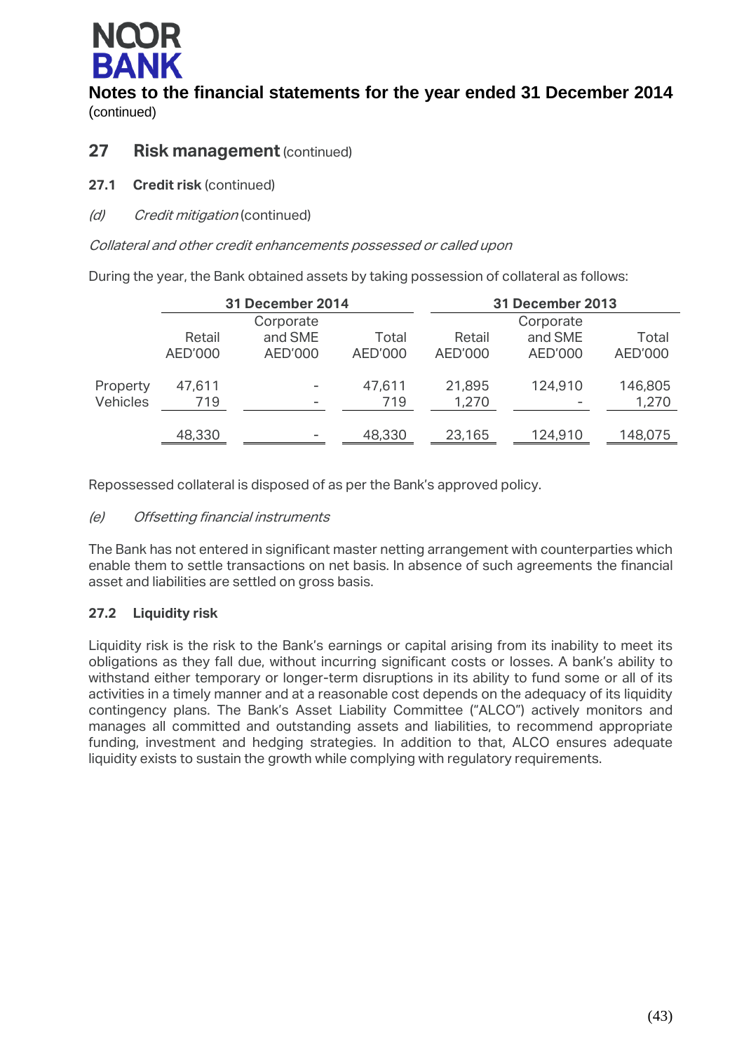# Notes to the financial statements for the year ended 31 December 2014

(continued)

## 27 Risk management (continued)

### 27.1 Credit risk (continued)

#### *(d) Credit mitigation* (continued)

*Collateral and other credit enhancements possessed or called upon*

During the year, the Bank obtained assets by taking possession of collateral as follows:

| | 31 December 2014 | | | 31 December 2013 | | |
|---|---|---|---|---|---|---|
| | Retail AED'000 | Corporate and SME AED'000 | Total AED'000 | Retail AED'000 | Corporate and SME AED'000 | Total AED'000 |
| Property | 47,611 | - | 47,611 | 21,895 | 124,910 | 146,805 |
| Vehicles | 719 | - | 719 | 1,270 | - | 1,270 |
| | 48,330 | - | 48,330 | 23,165 | 124,910 | 148,075 |

Repossessed collateral is disposed of as per the Bank's approved policy.

#### *(e) Offsetting financial instruments*

The Bank has not entered in significant master netting arrangement with counterparties which enable them to settle transactions on net basis. In absence of such agreements the financial asset and liabilities are settled on gross basis.

### 27.2 Liquidity risk

Liquidity risk is the risk to the Bank's earnings or capital arising from its inability to meet its obligations as they fall due, without incurring significant costs or losses. A bank's ability to withstand either temporary or longer-term disruptions in its ability to fund some or all of its activities in a timely manner and at a reasonable cost depends on the adequacy of its liquidity contingency plans. The Bank's Asset Liability Committee ("ALCO") actively monitors and manages all committed and outstanding assets and liabilities, to recommend appropriate funding, investment and hedging strategies. In addition to that, ALCO ensures adequate liquidity exists to sustain the growth while complying with regulatory requirements.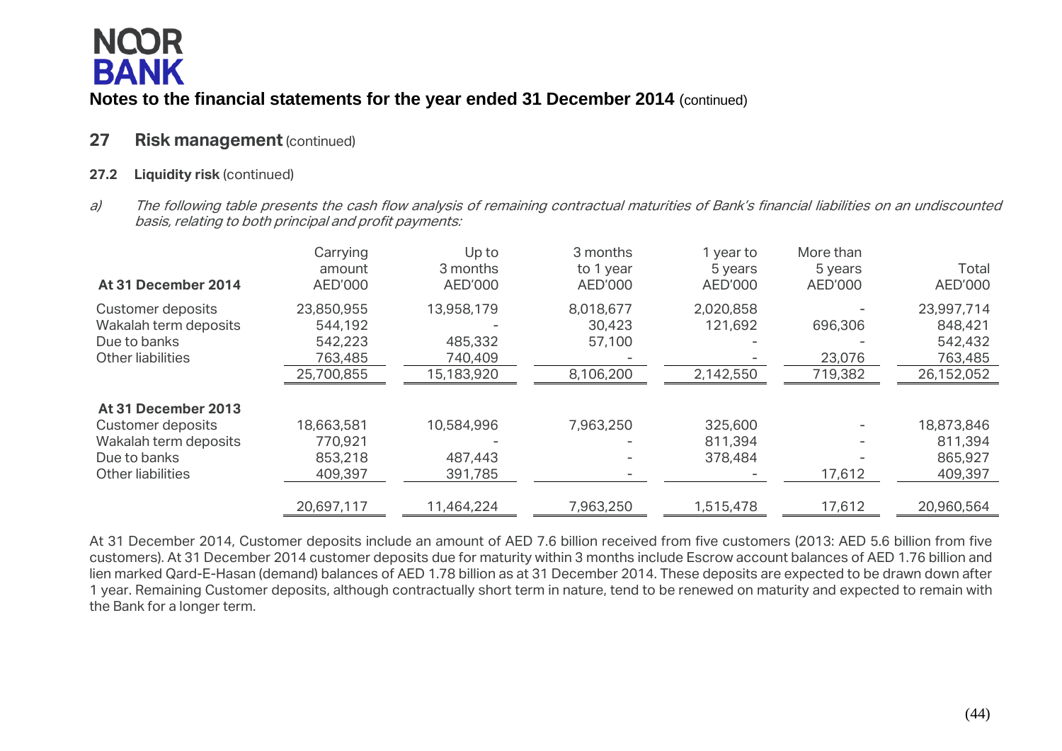# NOOR BANK

**Notes to the financial statements for the year ended 31 December 2014** (continued)

## 27 Risk management (continued)

### 27.2 Liquidity risk (continued)

a) *The following table presents the cash flow analysis of remaining contractual maturities of Bank's financial liabilities on an undiscounted basis, relating to both principal and profit payments:*

| At 31 December 2014 | Carrying amount AED'000 | Up to 3 months AED'000 | 3 months to 1 year AED'000 | 1 year to 5 years AED'000 | More than 5 years AED'000 | Total AED'000 |
|---|---|---|---|---|---|---|
| Customer deposits | 23,850,955 | 13,958,179 | 8,018,677 | 2,020,858 | - | 23,997,714 |
| Wakalah term deposits | 544,192 | - | 30,423 | 121,692 | 696,306 | 848,421 |
| Due to banks | 542,223 | 485,332 | 57,100 | - | - | 542,432 |
| Other liabilities | 763,485 | 740,409 | - | - | 23,076 | 763,485 |
| | 25,700,855 | 15,183,920 | 8,106,200 | 2,142,550 | 719,382 | 26,152,052 |
| **At 31 December 2013** | | | | | | |
| Customer deposits | 18,663,581 | 10,584,996 | 7,963,250 | 325,600 | - | 18,873,846 |
| Wakalah term deposits | 770,921 | - | - | 811,394 | - | 811,394 |
| Due to banks | 853,218 | 487,443 | - | 378,484 | - | 865,927 |
| Other liabilities | 409,397 | 391,785 | - | - | 17,612 | 409,397 |
| | 20,697,117 | 11,464,224 | 7,963,250 | 1,515,478 | 17,612 | 20,960,564 |

At 31 December 2014, Customer deposits include an amount of AED 7.6 billion received from five customers (2013: AED 5.6 billion from five customers). At 31 December 2014 customer deposits due for maturity within 3 months include Escrow account balances of AED 1.76 billion and lien marked Qard-E-Hasan (demand) balances of AED 1.78 billion as at 31 December 2014. These deposits are expected to be drawn down after 1 year. Remaining Customer deposits, although contractually short term in nature, tend to be renewed on maturity and expected to remain with the Bank for a longer term.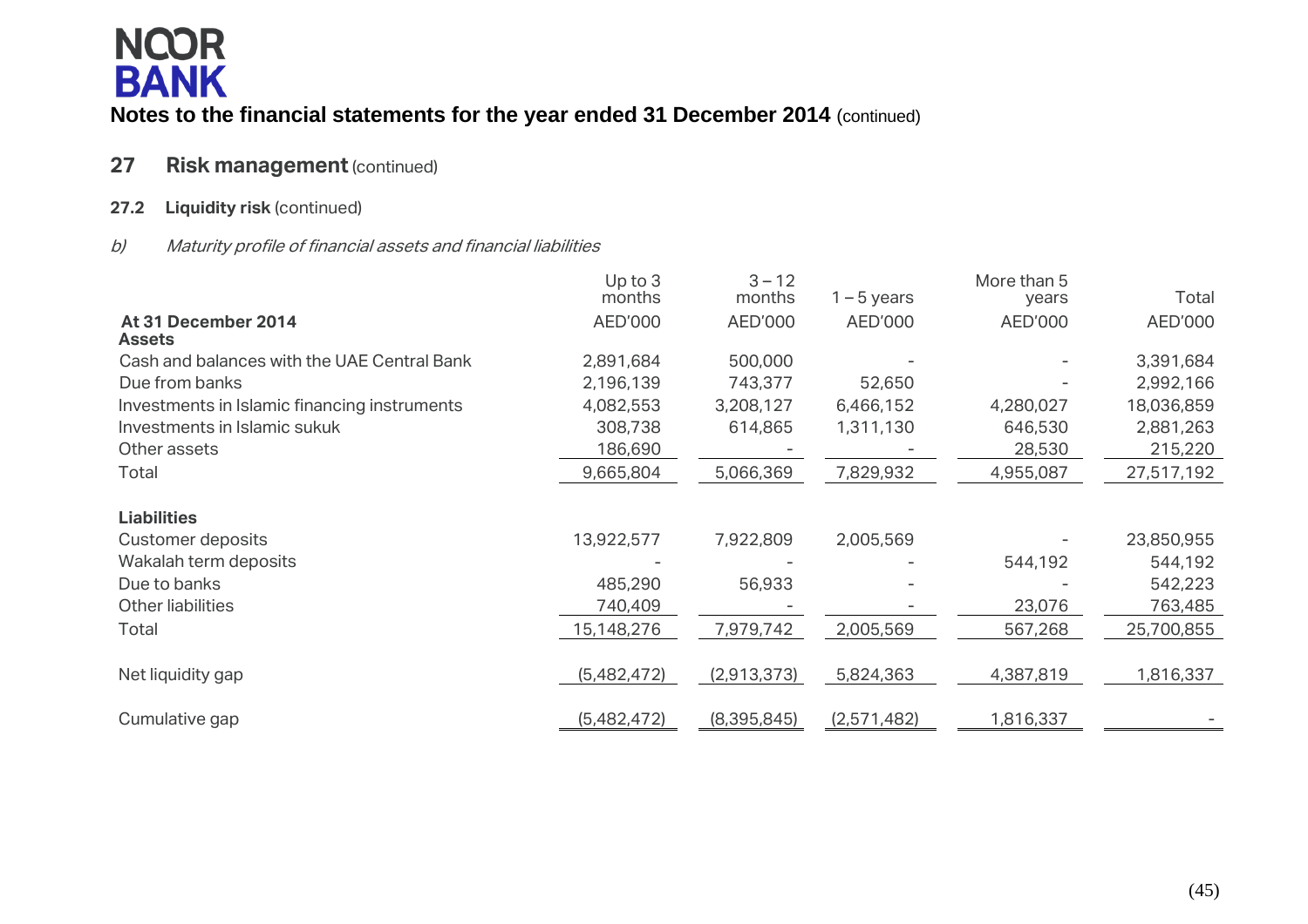# NOOR BANK

## Notes to the financial statements for the year ended 31 December 2014 (continued)

## 27 Risk management (continued)

### 27.2 Liquidity risk (continued)

*b) Maturity profile of financial assets and financial liabilities*

| At 31 December 2014 | Up to 3 months AED'000 | 3 – 12 months AED'000 | 1 – 5 years AED'000 | More than 5 years AED'000 | Total AED'000 |
|---|---|---|---|---|---|
| **Assets** | | | | | |
| Cash and balances with the UAE Central Bank | 2,891,684 | 500,000 | - | - | 3,391,684 |
| Due from banks | 2,196,139 | 743,377 | 52,650 | - | 2,992,166 |
| Investments in Islamic financing instruments | 4,082,553 | 3,208,127 | 6,466,152 | 4,280,027 | 18,036,859 |
| Investments in Islamic sukuk | 308,738 | 614,865 | 1,311,130 | 646,530 | 2,881,263 |
| Other assets | 186,690 | - | - | 28,530 | 215,220 |
| Total | 9,665,804 | 5,066,369 | 7,829,932 | 4,955,087 | 27,517,192 |
| **Liabilities** | | | | | |
| Customer deposits | 13,922,577 | 7,922,809 | 2,005,569 | - | 23,850,955 |
| Wakalah term deposits | - | - | - | 544,192 | 544,192 |
| Due to banks | 485,290 | 56,933 | - | - | 542,223 |
| Other liabilities | 740,409 | - | - | 23,076 | 763,485 |
| Total | 15,148,276 | 7,979,742 | 2,005,569 | 567,268 | 25,700,855 |
| Net liquidity gap | (5,482,472) | (2,913,373) | 5,824,363 | 4,387,819 | 1,816,337 |
| Cumulative gap | (5,482,472) | (8,395,845) | (2,571,482) | 1,816,337 | - |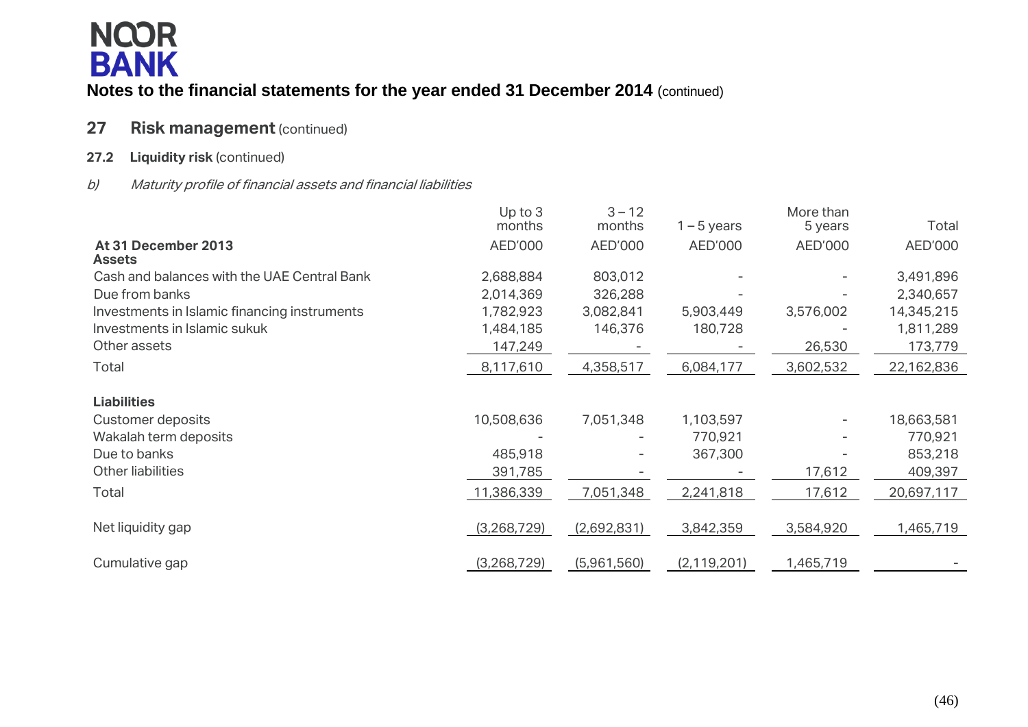NOOR BANK

**Notes to the financial statements for the year ended 31 December 2014** (continued)

## 27 Risk management (continued)

### 27.2 Liquidity risk (continued)

*b) Maturity profile of financial assets and financial liabilities*

| At 31 December 2013 | Up to 3 months AED'000 | 3 – 12 months AED'000 | 1 – 5 years AED'000 | More than 5 years AED'000 | Total AED'000 |
|---|---|---|---|---|---|
| **Assets** | | | | | |
| Cash and balances with the UAE Central Bank | 2,688,884 | 803,012 | - | - | 3,491,896 |
| Due from banks | 2,014,369 | 326,288 | - | - | 2,340,657 |
| Investments in Islamic financing instruments | 1,782,923 | 3,082,841 | 5,903,449 | 3,576,002 | 14,345,215 |
| Investments in Islamic sukuk | 1,484,185 | 146,376 | 180,728 | - | 1,811,289 |
| Other assets | 147,249 | - | - | 26,530 | 173,779 |
| Total | 8,117,610 | 4,358,517 | 6,084,177 | 3,602,532 | 22,162,836 |
| **Liabilities** | | | | | |
| Customer deposits | 10,508,636 | 7,051,348 | 1,103,597 | - | 18,663,581 |
| Wakalah term deposits | - | - | 770,921 | - | 770,921 |
| Due to banks | 485,918 | - | 367,300 | - | 853,218 |
| Other liabilities | 391,785 | - | - | 17,612 | 409,397 |
| Total | 11,386,339 | 7,051,348 | 2,241,818 | 17,612 | 20,697,117 |
| Net liquidity gap | (3,268,729) | (2,692,831) | 3,842,359 | 3,584,920 | 1,465,719 |
| Cumulative gap | (3,268,729) | (5,961,560) | (2,119,201) | 1,465,719 | - |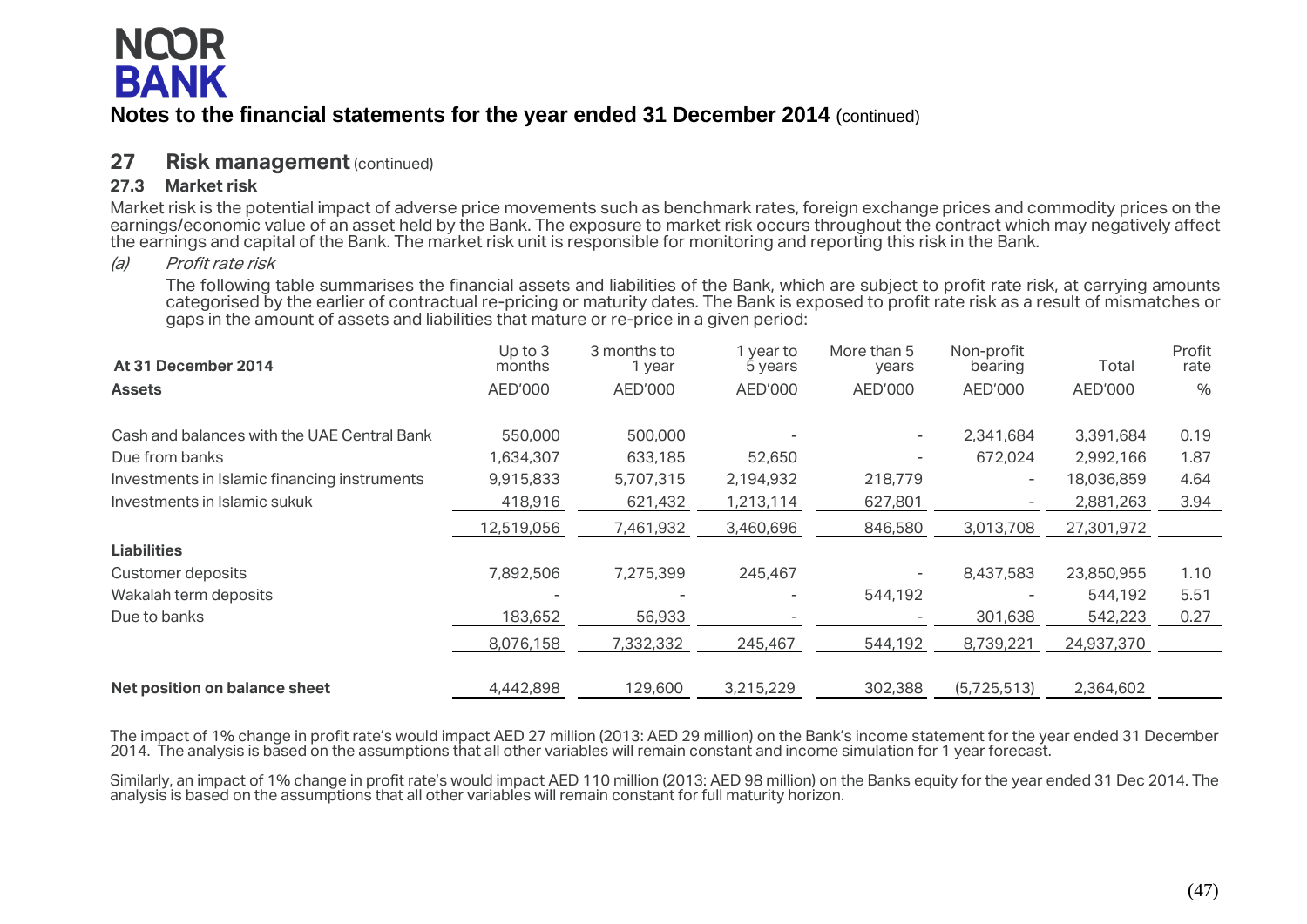## Notes to the financial statements for the year ended 31 December 2014 (continued)

## 27 Risk management (continued)

### 27.3 Market risk

Market risk is the potential impact of adverse price movements such as benchmark rates, foreign exchange prices and commodity prices on the earnings/economic value of an asset held by the Bank. The exposure to market risk occurs throughout the contract which may negatively affect the earnings and capital of the Bank. The market risk unit is responsible for monitoring and reporting this risk in the Bank.

*(a) Profit rate risk*

The following table summarises the financial assets and liabilities of the Bank, which are subject to profit rate risk, at carrying amounts categorised by the earlier of contractual re-pricing or maturity dates. The Bank is exposed to profit rate risk as a result of mismatches or gaps in the amount of assets and liabilities that mature or re-price in a given period:

| At 31 December 2014 | Up to 3 months | 3 months to 1 year | 1 year to 5 years | More than 5 years | Non-profit bearing | Total | Profit rate |
|---|---|---|---|---|---|---|---|
| **Assets** | AED'000 | AED'000 | AED'000 | AED'000 | AED'000 | AED'000 | % |
| Cash and balances with the UAE Central Bank | 550,000 | 500,000 | - | - | 2,341,684 | 3,391,684 | 0.19 |
| Due from banks | 1,634,307 | 633,185 | 52,650 | - | 672,024 | 2,992,166 | 1.87 |
| Investments in Islamic financing instruments | 9,915,833 | 5,707,315 | 2,194,932 | 218,779 | - | 18,036,859 | 4.64 |
| Investments in Islamic sukuk | 418,916 | 621,432 | 1,213,114 | 627,801 | - | 2,881,263 | 3.94 |
| | 12,519,056 | 7,461,932 | 3,460,696 | 846,580 | 3,013,708 | 27,301,972 | |
| **Liabilities** | | | | | | | |
| Customer deposits | 7,892,506 | 7,275,399 | 245,467 | - | 8,437,583 | 23,850,955 | 1.10 |
| Wakalah term deposits | - | - | - | 544,192 | - | 544,192 | 5.51 |
| Due to banks | 183,652 | 56,933 | - | - | 301,638 | 542,223 | 0.27 |
| | 8,076,158 | 7,332,332 | 245,467 | 544,192 | 8,739,221 | 24,937,370 | |
| **Net position on balance sheet** | 4,442,898 | 129,600 | 3,215,229 | 302,388 | (5,725,513) | 2,364,602 | |

The impact of 1% change in profit rate's would impact AED 27 million (2013: AED 29 million) on the Bank's income statement for the year ended 31 December 2014. The analysis is based on the assumptions that all other variables will remain constant and income simulation for 1 year forecast.

Similarly, an impact of 1% change in profit rate's would impact AED 110 million (2013: AED 98 million) on the Banks equity for the year ended 31 Dec 2014. The analysis is based on the assumptions that all other variables will remain constant for full maturity horizon.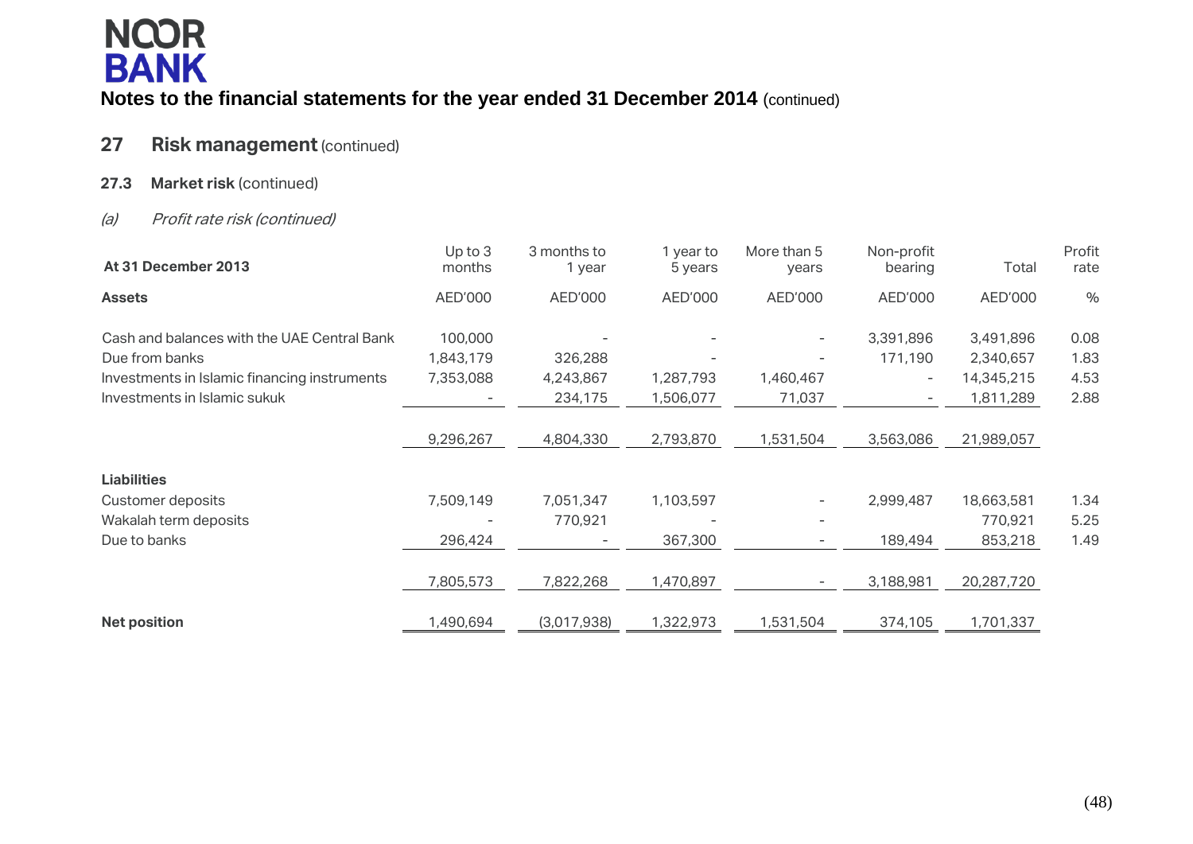# NOOR BANK

**Notes to the financial statements for the year ended 31 December 2014** (continued)

## 27 Risk management (continued)

### 27.3 Market risk (continued)

*(a) Profit rate risk (continued)*

| At 31 December 2013 | Up to 3 months | 3 months to 1 year | 1 year to 5 years | More than 5 years | Non-profit bearing | Total | Profit rate |
|---|---|---|---|---|---|---|---|
| **Assets** | AED'000 | AED'000 | AED'000 | AED'000 | AED'000 | AED'000 | % |
| Cash and balances with the UAE Central Bank | 100,000 | - | - | - | 3,391,896 | 3,491,896 | 0.08 |
| Due from banks | 1,843,179 | 326,288 | - | - | 171,190 | 2,340,657 | 1.83 |
| Investments in Islamic financing instruments | 7,353,088 | 4,243,867 | 1,287,793 | 1,460,467 | - | 14,345,215 | 4.53 |
| Investments in Islamic sukuk | - | 234,175 | 1,506,077 | 71,037 | - | 1,811,289 | 2.88 |
| | 9,296,267 | 4,804,330 | 2,793,870 | 1,531,504 | 3,563,086 | 21,989,057 | |
| **Liabilities** | | | | | | | |
| Customer deposits | 7,509,149 | 7,051,347 | 1,103,597 | - | 2,999,487 | 18,663,581 | 1.34 |
| Wakalah term deposits | - | 770,921 | - | - | | 770,921 | 5.25 |
| Due to banks | 296,424 | - | 367,300 | - | 189,494 | 853,218 | 1.49 |
| | 7,805,573 | 7,822,268 | 1,470,897 | - | 3,188,981 | 20,287,720 | |
| **Net position** | 1,490,694 | (3,017,938) | 1,322,973 | 1,531,504 | 374,105 | 1,701,337 | |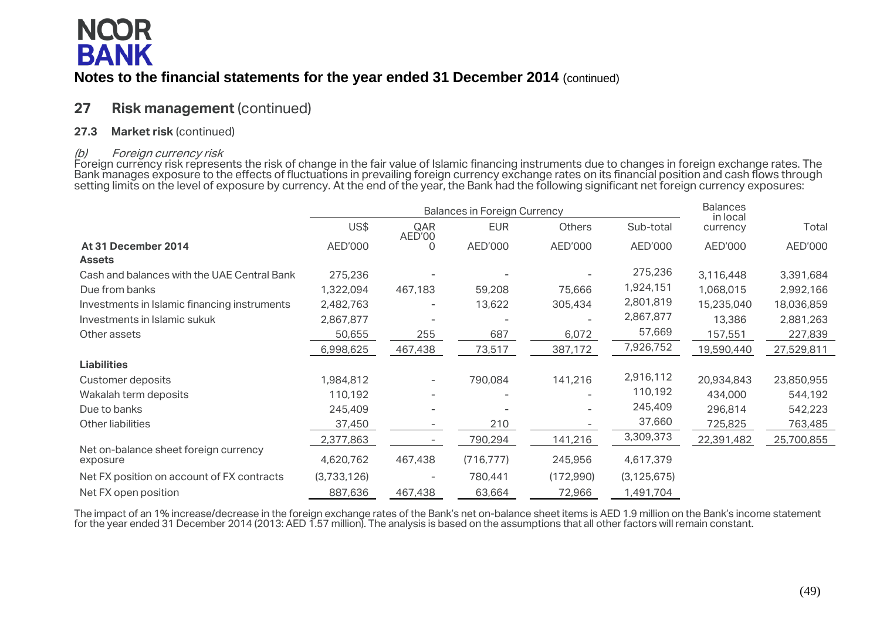NOOR BANK

**Notes to the financial statements for the year ended 31 December 2014** (continued)

## 27 Risk management (continued)

### 27.3 Market risk (continued)

*(b) Foreign currency risk*

Foreign currency risk represents the risk of change in the fair value of Islamic financing instruments due to changes in foreign exchange rates. The Bank manages exposure to the effects of fluctuations in prevailing foreign currency exchange rates on its financial position and cash flows through setting limits on the level of exposure by currency. At the end of the year, the Bank had the following significant net foreign currency exposures:

| | Balances in Foreign Currency | | | | | Balances in local currency | |
|---|---|---|---|---|---|---|---|
| | US$ | QAR | EUR | Others | Sub-total | | Total |
| **At 31 December 2014** | AED'000 | AED'000 | AED'000 | AED'000 | AED'000 | AED'000 | AED'000 |
| **Assets** | | | | | | | |
| Cash and balances with the UAE Central Bank | 275,236 | - | - | - | 275,236 | 3,116,448 | 3,391,684 |
| Due from banks | 1,322,094 | 467,183 | 59,208 | 75,666 | 1,924,151 | 1,068,015 | 2,992,166 |
| Investments in Islamic financing instruments | 2,482,763 | - | 13,622 | 305,434 | 2,801,819 | 15,235,040 | 18,036,859 |
| Investments in Islamic sukuk | 2,867,877 | - | - | - | 2,867,877 | 13,386 | 2,881,263 |
| Other assets | 50,655 | 255 | 687 | 6,072 | 57,669 | 157,551 | 227,839 |
| | 6,998,625 | 467,438 | 73,517 | 387,172 | 7,926,752 | 19,590,440 | 27,529,811 |
| **Liabilities** | | | | | | | |
| Customer deposits | 1,984,812 | - | 790,084 | 141,216 | 2,916,112 | 20,934,843 | 23,850,955 |
| Wakalah term deposits | 110,192 | - | - | - | 110,192 | 434,000 | 544,192 |
| Due to banks | 245,409 | - | - | - | 245,409 | 296,814 | 542,223 |
| Other liabilities | 37,450 | - | 210 | - | 37,660 | 725,825 | 763,485 |
| | 2,377,863 | - | 790,294 | 141,216 | 3,309,373 | 22,391,482 | 25,700,855 |
| Net on-balance sheet foreign currency exposure | 4,620,762 | 467,438 | (716,777) | 245,956 | 4,617,379 | | |
| Net FX position on account of FX contracts | (3,733,126) | - | 780,441 | (172,990) | (3,125,675) | | |
| Net FX open position | 887,636 | 467,438 | 63,664 | 72,966 | 1,491,704 | | |

The impact of an 1% increase/decrease in the foreign exchange rates of the Bank's net on-balance sheet items is AED 1.9 million on the Bank's income statement for the year ended 31 December 2014 (2013: AED 1.57 million). The analysis is based on the assumptions that all other factors will remain constant.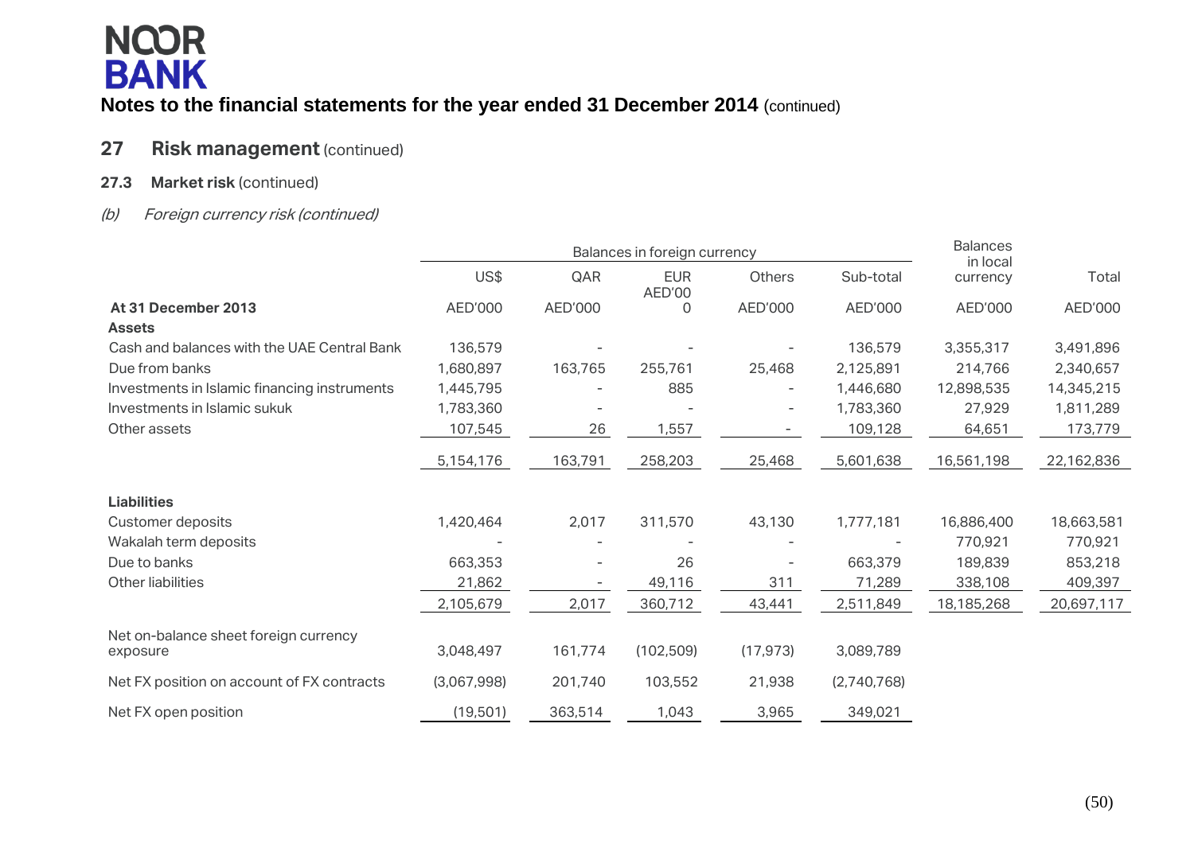NOOR BANK

**Notes to the financial statements for the year ended 31 December 2014** (continued)

## 27 Risk management (continued)

### 27.3 Market risk (continued)

*(b) Foreign currency risk (continued)*

| | Balances in foreign currency | | | | | Balances in local currency | Total |
|---|---|---|---|---|---|---|---|
| | US$ | QAR | EUR | Others | Sub-total | | |
| **At 31 December 2013** | AED'000 | AED'000 | AED'000 | AED'000 | AED'000 | AED'000 | AED'000 |
| **Assets** | | | | | | | |
| Cash and balances with the UAE Central Bank | 136,579 | - | - | - | 136,579 | 3,355,317 | 3,491,896 |
| Due from banks | 1,680,897 | 163,765 | 255,761 | 25,468 | 2,125,891 | 214,766 | 2,340,657 |
| Investments in Islamic financing instruments | 1,445,795 | - | 885 | - | 1,446,680 | 12,898,535 | 14,345,215 |
| Investments in Islamic sukuk | 1,783,360 | - | - | - | 1,783,360 | 27,929 | 1,811,289 |
| Other assets | 107,545 | 26 | 1,557 | - | 109,128 | 64,651 | 173,779 |
| | 5,154,176 | 163,791 | 258,203 | 25,468 | 5,601,638 | 16,561,198 | 22,162,836 |
| **Liabilities** | | | | | | | |
| Customer deposits | 1,420,464 | 2,017 | 311,570 | 43,130 | 1,777,181 | 16,886,400 | 18,663,581 |
| Wakalah term deposits | - | - | - | - | - | 770,921 | 770,921 |
| Due to banks | 663,353 | - | 26 | - | 663,379 | 189,839 | 853,218 |
| Other liabilities | 21,862 | - | 49,116 | 311 | 71,289 | 338,108 | 409,397 |
| | 2,105,679 | 2,017 | 360,712 | 43,441 | 2,511,849 | 18,185,268 | 20,697,117 |
| Net on-balance sheet foreign currency exposure | 3,048,497 | 161,774 | (102,509) | (17,973) | 3,089,789 | | |
| Net FX position on account of FX contracts | (3,067,998) | 201,740 | 103,552 | 21,938 | (2,740,768) | | |
| Net FX open position | (19,501) | 363,514 | 1,043 | 3,965 | 349,021 | | |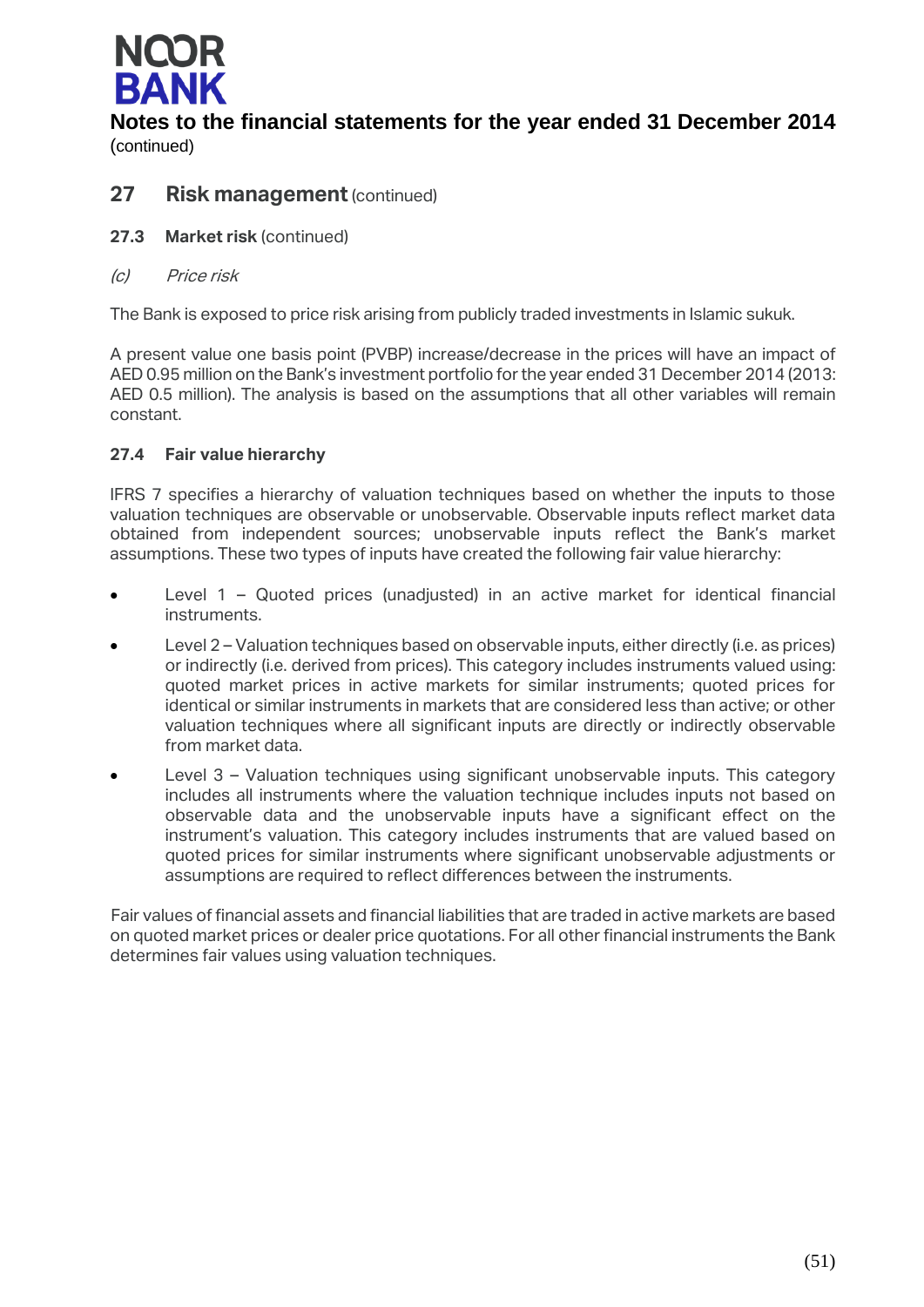# Notes to the financial statements for the year ended 31 December 2014

(continued)

## 27 Risk management (continued)

### 27.3 Market risk (continued)

*(c) Price risk*

The Bank is exposed to price risk arising from publicly traded investments in Islamic sukuk.

A present value one basis point (PVBP) increase/decrease in the prices will have an impact of AED 0.95 million on the Bank's investment portfolio for the year ended 31 December 2014 (2013: AED 0.5 million). The analysis is based on the assumptions that all other variables will remain constant.

### 27.4 Fair value hierarchy

IFRS 7 specifies a hierarchy of valuation techniques based on whether the inputs to those valuation techniques are observable or unobservable. Observable inputs reflect market data obtained from independent sources; unobservable inputs reflect the Bank's market assumptions. These two types of inputs have created the following fair value hierarchy:

- Level 1 – Quoted prices (unadjusted) in an active market for identical financial instruments.
- Level 2 – Valuation techniques based on observable inputs, either directly (i.e. as prices) or indirectly (i.e. derived from prices). This category includes instruments valued using: quoted market prices in active markets for similar instruments; quoted prices for identical or similar instruments in markets that are considered less than active; or other valuation techniques where all significant inputs are directly or indirectly observable from market data.
- Level 3 – Valuation techniques using significant unobservable inputs. This category includes all instruments where the valuation technique includes inputs not based on observable data and the unobservable inputs have a significant effect on the instrument's valuation. This category includes instruments that are valued based on quoted prices for similar instruments where significant unobservable adjustments or assumptions are required to reflect differences between the instruments.

Fair values of financial assets and financial liabilities that are traded in active markets are based on quoted market prices or dealer price quotations. For all other financial instruments the Bank determines fair values using valuation techniques.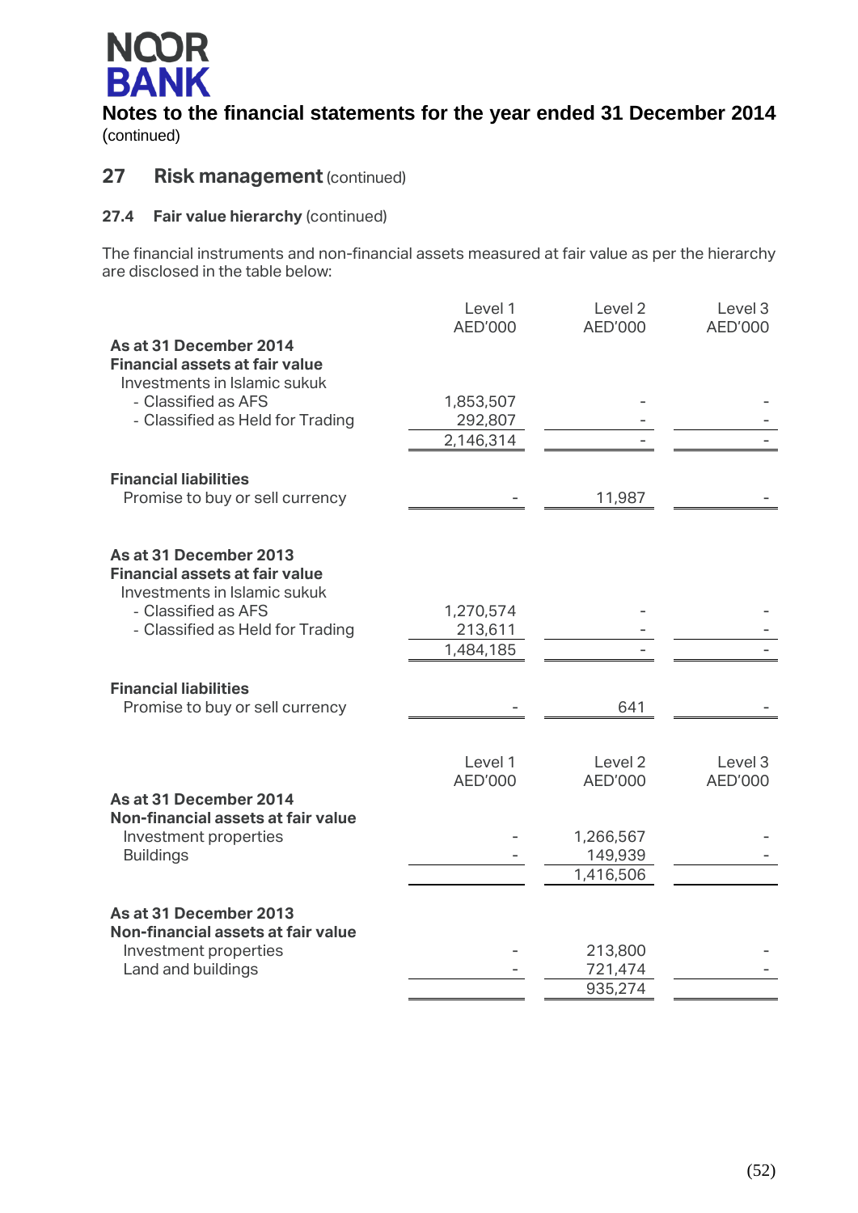## Notes to the financial statements for the year ended 31 December 2014

(continued)

## 27 Risk management (continued)

### 27.4 Fair value hierarchy (continued)

The financial instruments and non-financial assets measured at fair value as per the hierarchy are disclosed in the table below:

| | Level 1 AED'000 | Level 2 AED'000 | Level 3 AED'000 |
|---|---|---|---|
| **As at 31 December 2014** | | | |
| **Financial assets at fair value** | | | |
| Investments in Islamic sukuk | | | |
| - Classified as AFS | 1,853,507 | - | - |
| - Classified as Held for Trading | 292,807 | - | - |
| | 2,146,314 | - | - |
| **Financial liabilities** | | | |
| Promise to buy or sell currency | - | 11,987 | - |
| **As at 31 December 2013** | | | |
| **Financial assets at fair value** | | | |
| Investments in Islamic sukuk | | | |
| - Classified as AFS | 1,270,574 | - | - |
| - Classified as Held for Trading | 213,611 | - | - |
| | 1,484,185 | - | - |
| **Financial liabilities** | | | |
| Promise to buy or sell currency | - | 641 | - |

| | Level 1 AED'000 | Level 2 AED'000 | Level 3 AED'000 |
|---|---|---|---|
| **As at 31 December 2014** | | | |
| **Non-financial assets at fair value** | | | |
| Investment properties | - | 1,266,567 | - |
| Buildings | - | 149,939 | - |
| | | 1,416,506 | |
| **As at 31 December 2013** | | | |
| **Non-financial assets at fair value** | | | |
| Investment properties | - | 213,800 | - |
| Land and buildings | - | 721,474 | - |
| | | 935,274 | |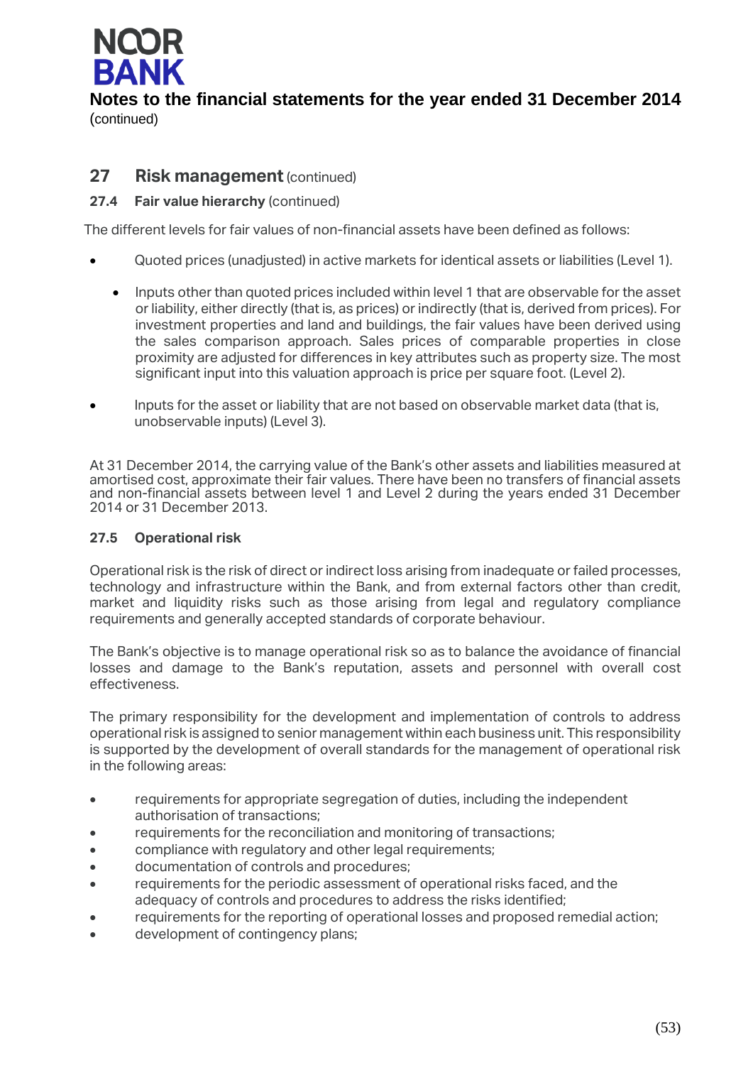## 27 Risk management (continued)

### 27.4 Fair value hierarchy (continued)

The different levels for fair values of non-financial assets have been defined as follows:

- Quoted prices (unadjusted) in active markets for identical assets or liabilities (Level 1).

  - Inputs other than quoted prices included within level 1 that are observable for the asset or liability, either directly (that is, as prices) or indirectly (that is, derived from prices). For investment properties and land and buildings, the fair values have been derived using the sales comparison approach. Sales prices of comparable properties in close proximity are adjusted for differences in key attributes such as property size. The most significant input into this valuation approach is price per square foot. (Level 2).

- Inputs for the asset or liability that are not based on observable market data (that is, unobservable inputs) (Level 3).

At 31 December 2014, the carrying value of the Bank's other assets and liabilities measured at amortised cost, approximate their fair values. There have been no transfers of financial assets and non-financial assets between level 1 and Level 2 during the years ended 31 December 2014 or 31 December 2013.

### 27.5 Operational risk

Operational risk is the risk of direct or indirect loss arising from inadequate or failed processes, technology and infrastructure within the Bank, and from external factors other than credit, market and liquidity risks such as those arising from legal and regulatory compliance requirements and generally accepted standards of corporate behaviour.

The Bank's objective is to manage operational risk so as to balance the avoidance of financial losses and damage to the Bank's reputation, assets and personnel with overall cost effectiveness.

The primary responsibility for the development and implementation of controls to address operational risk is assigned to senior management within each business unit. This responsibility is supported by the development of overall standards for the management of operational risk in the following areas:

- requirements for appropriate segregation of duties, including the independent authorisation of transactions;
- requirements for the reconciliation and monitoring of transactions;
- compliance with regulatory and other legal requirements;
- documentation of controls and procedures;
- requirements for the periodic assessment of operational risks faced, and the adequacy of controls and procedures to address the risks identified;
- requirements for the reporting of operational losses and proposed remedial action;
- development of contingency plans;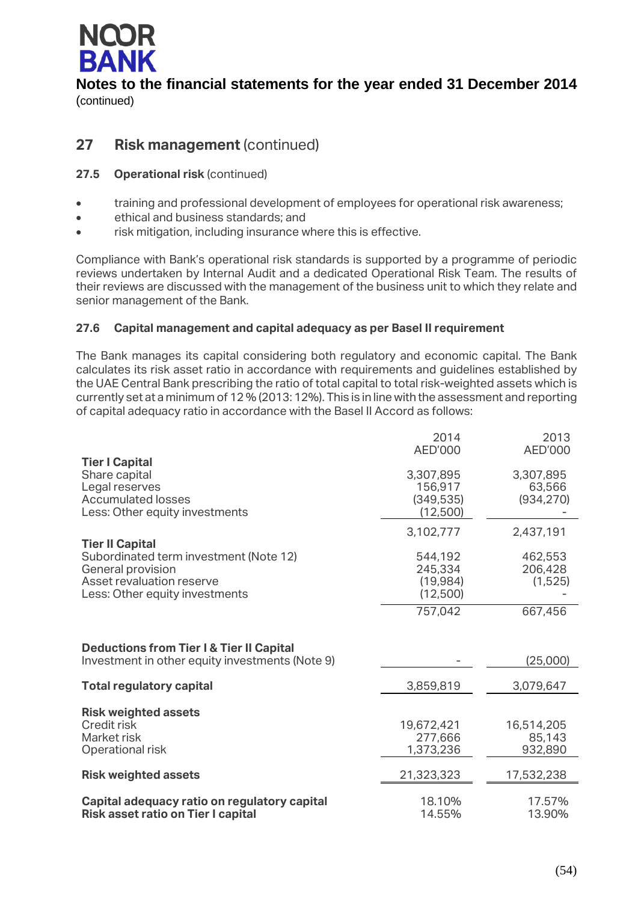## 27 Risk management (continued)

### 27.5 Operational risk (continued)

- training and professional development of employees for operational risk awareness;
- ethical and business standards; and
- risk mitigation, including insurance where this is effective.

Compliance with Bank's operational risk standards is supported by a programme of periodic reviews undertaken by Internal Audit and a dedicated Operational Risk Team. The results of their reviews are discussed with the management of the business unit to which they relate and senior management of the Bank.

### 27.6 Capital management and capital adequacy as per Basel II requirement

The Bank manages its capital considering both regulatory and economic capital. The Bank calculates its risk asset ratio in accordance with requirements and guidelines established by the UAE Central Bank prescribing the ratio of total capital to total risk-weighted assets which is currently set at a minimum of 12 % (2013: 12%). This is in line with the assessment and reporting of capital adequacy ratio in accordance with the Basel II Accord as follows:

| | 2014 AED'000 | 2013 AED'000 |
|---|---|---|
| **Tier I Capital** | | |
| Share capital | 3,307,895 | 3,307,895 |
| Legal reserves | 156,917 | 63,566 |
| Accumulated losses | (349,535) | (934,270) |
| Less: Other equity investments | (12,500) | - |
| | 3,102,777 | 2,437,191 |
| **Tier II Capital** | | |
| Subordinated term investment (Note 12) | 544,192 | 462,553 |
| General provision | 245,334 | 206,428 |
| Asset revaluation reserve | (19,984) | (1,525) |
| Less: Other equity investments | (12,500) | - |
| | 757,042 | 667,456 |
| **Deductions from Tier I & Tier II Capital** | | |
| Investment in other equity investments (Note 9) | - | (25,000) |
| **Total regulatory capital** | 3,859,819 | 3,079,647 |
| **Risk weighted assets** | | |
| Credit risk | 19,672,421 | 16,514,205 |
| Market risk | 277,666 | 85,143 |
| Operational risk | 1,373,236 | 932,890 |
| **Risk weighted assets** | 21,323,323 | 17,532,238 |
| **Capital adequacy ratio on regulatory capital** | 18.10% | 17.57% |
| **Risk asset ratio on Tier I capital** | 14.55% | 13.90% |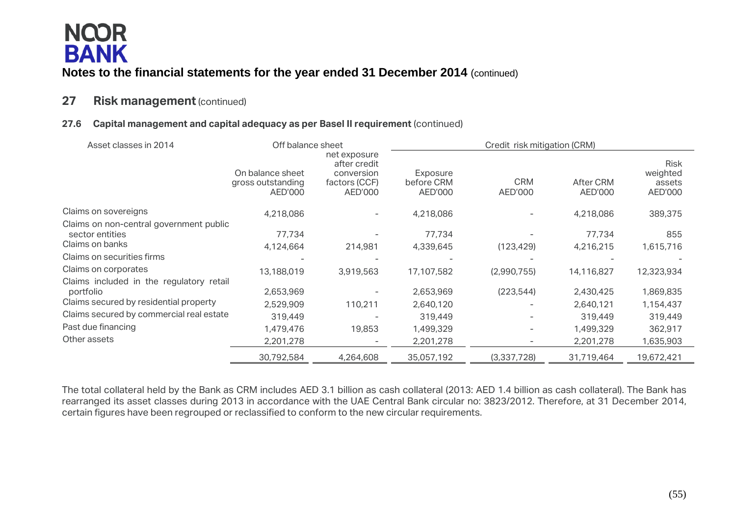# Notes to the financial statements for the year ended 31 December 2014 (continued)

## 27 Risk management (continued)

### 27.6 Capital management and capital adequacy as per Basel II requirement (continued)

| Asset classes in 2014 | Off balance sheet | | Credit risk mitigation (CRM) | | | |
|---|---|---|---|---|---|---|
| | On balance sheet gross outstanding AED'000 | net exposure after credit conversion factors (CCF) AED'000 | Exposure before CRM AED'000 | CRM AED'000 | After CRM AED'000 | Risk weighted assets AED'000 |
| Claims on sovereigns | 4,218,086 | - | 4,218,086 | - | 4,218,086 | 389,375 |
| Claims on non-central government public sector entities | 77,734 | - | 77,734 | - | 77,734 | 855 |
| Claims on banks | 4,124,664 | 214,981 | 4,339,645 | (123,429) | 4,216,215 | 1,615,716 |
| Claims on securities firms | - | - | - | - | - | - |
| Claims on corporates | 13,188,019 | 3,919,563 | 17,107,582 | (2,990,755) | 14,116,827 | 12,323,934 |
| Claims included in the regulatory retail portfolio | 2,653,969 | - | 2,653,969 | (223,544) | 2,430,425 | 1,869,835 |
| Claims secured by residential property | 2,529,909 | 110,211 | 2,640,120 | - | 2,640,121 | 1,154,437 |
| Claims secured by commercial real estate | 319,449 | - | 319,449 | - | 319,449 | 319,449 |
| Past due financing | 1,479,476 | 19,853 | 1,499,329 | - | 1,499,329 | 362,917 |
| Other assets | 2,201,278 | - | 2,201,278 | - | 2,201,278 | 1,635,903 |
| | 30,792,584 | 4,264,608 | 35,057,192 | (3,337,728) | 31,719,464 | 19,672,421 |

The total collateral held by the Bank as CRM includes AED 3.1 billion as cash collateral (2013: AED 1.4 billion as cash collateral). The Bank has rearranged its asset classes during 2013 in accordance with the UAE Central Bank circular no: 3823/2012. Therefore, at 31 December 2014, certain figures have been regrouped or reclassified to conform to the new circular requirements.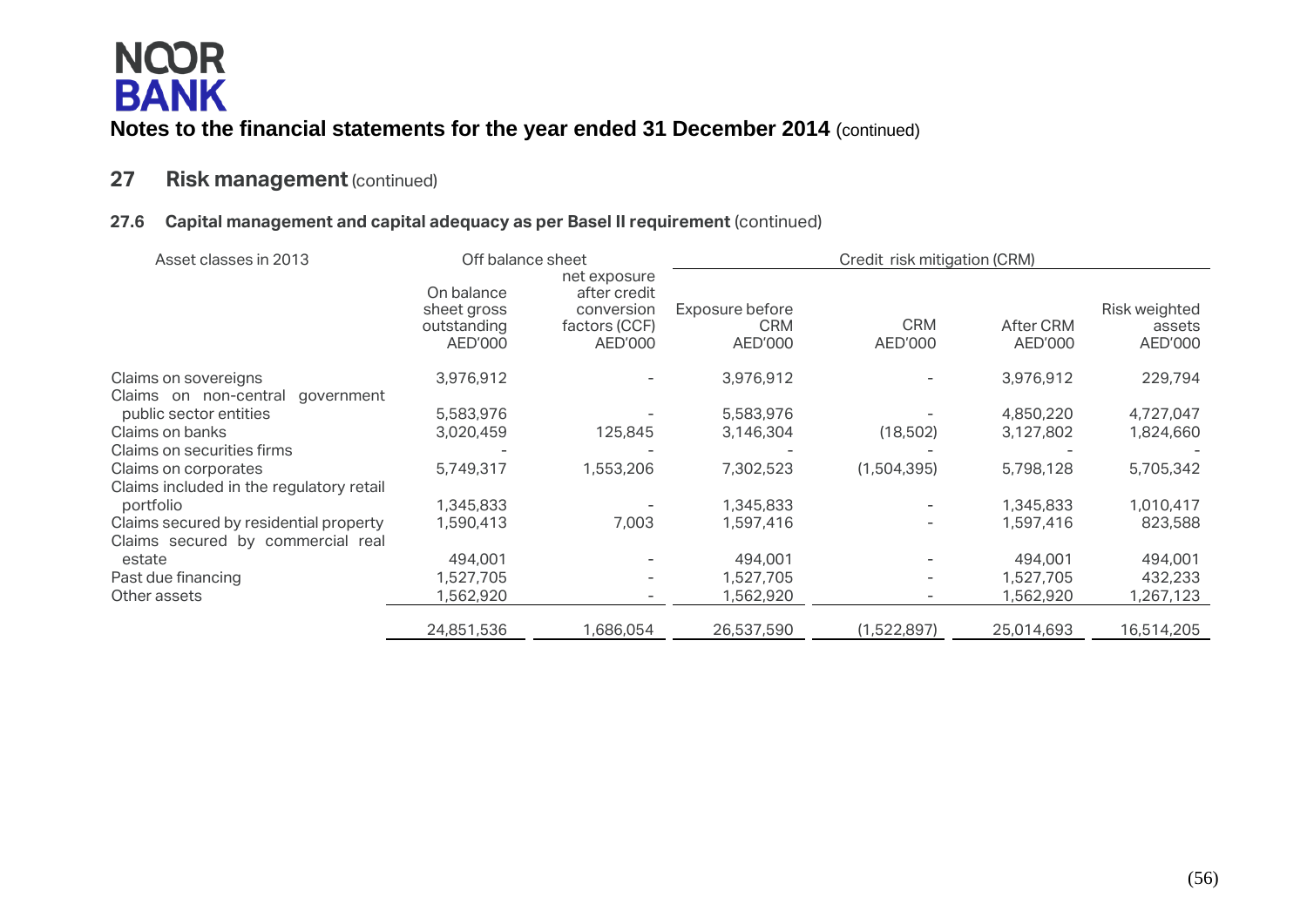**NOOR BANK**

**Notes to the financial statements for the year ended 31 December 2014** (continued)

## 27 Risk management (continued)

### 27.6 Capital management and capital adequacy as per Basel II requirement (continued)

| Asset classes in 2013 | Off balance sheet | | Credit risk mitigation (CRM) | | | |
|---|---|---|---|---|---|---|
| | On balance sheet gross outstanding AED'000 | net exposure after credit conversion factors (CCF) AED'000 | Exposure before CRM AED'000 | CRM AED'000 | After CRM AED'000 | Risk weighted assets AED'000 |
| Claims on sovereigns | 3,976,912 | - | 3,976,912 | - | 3,976,912 | 229,794 |
| Claims on non-central government public sector entities | 5,583,976 | - | 5,583,976 | - | 4,850,220 | 4,727,047 |
| Claims on banks | 3,020,459 | 125,845 | 3,146,304 | (18,502) | 3,127,802 | 1,824,660 |
| Claims on securities firms | - | - | - | - | - | - |
| Claims on corporates | 5,749,317 | 1,553,206 | 7,302,523 | (1,504,395) | 5,798,128 | 5,705,342 |
| Claims included in the regulatory retail portfolio | 1,345,833 | - | 1,345,833 | - | 1,345,833 | 1,010,417 |
| Claims secured by residential property | 1,590,413 | 7,003 | 1,597,416 | - | 1,597,416 | 823,588 |
| Claims secured by commercial real estate | 494,001 | - | 494,001 | - | 494,001 | 494,001 |
| Past due financing | 1,527,705 | - | 1,527,705 | - | 1,527,705 | 432,233 |
| Other assets | 1,562,920 | - | 1,562,920 | - | 1,562,920 | 1,267,123 |
| | 24,851,536 | 1,686,054 | 26,537,590 | (1,522,897) | 25,014,693 | 16,514,205 |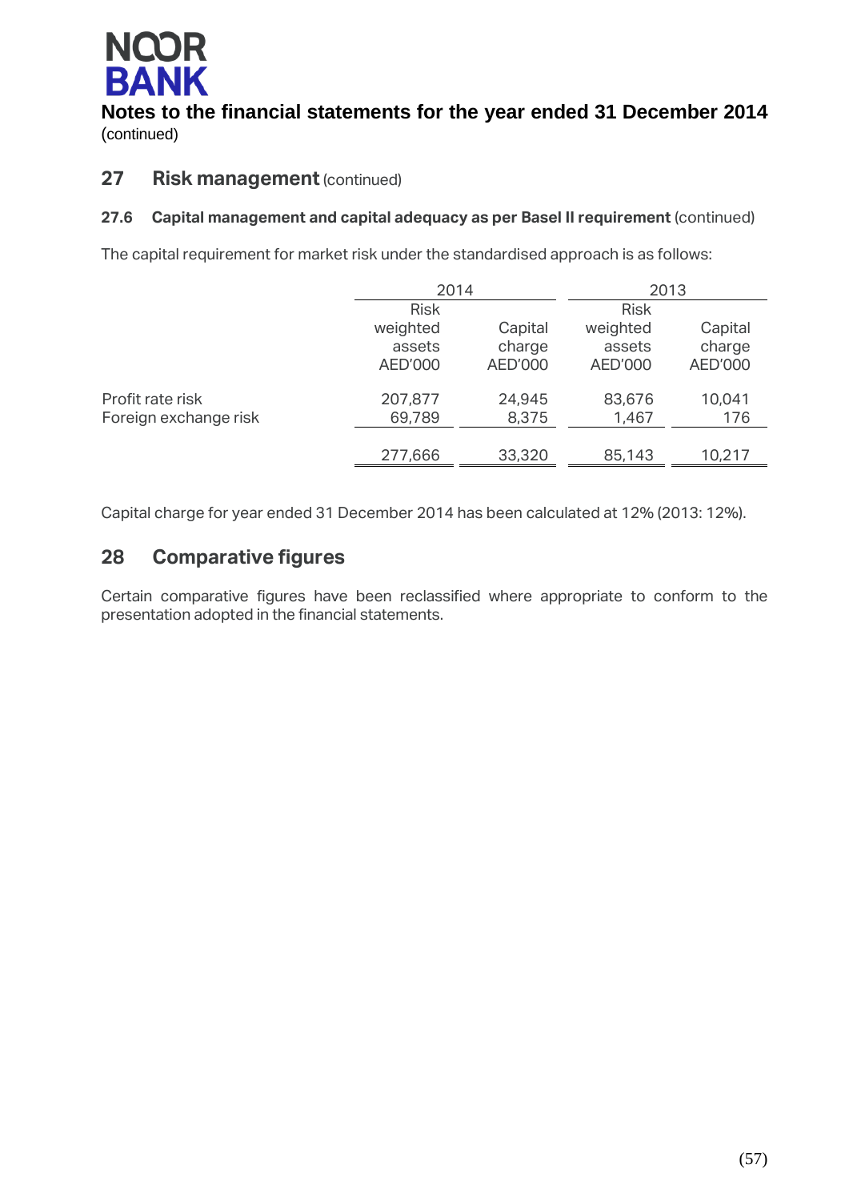NOOR BANK

**Notes to the financial statements for the year ended 31 December 2014** (continued)

## 27 Risk management (continued)

### 27.6 Capital management and capital adequacy as per Basel II requirement (continued)

The capital requirement for market risk under the standardised approach is as follows:

| | 2014 | | 2013 | |
|---|---|---|---|---|
| | Risk weighted assets AED'000 | Capital charge AED'000 | Risk weighted assets AED'000 | Capital charge AED'000 |
| Profit rate risk | 207,877 | 24,945 | 83,676 | 10,041 |
| Foreign exchange risk | 69,789 | 8,375 | 1,467 | 176 |
| | 277,666 | 33,320 | 85,143 | 10,217 |

Capital charge for year ended 31 December 2014 has been calculated at 12% (2013: 12%).

## 28 Comparative figures

Certain comparative figures have been reclassified where appropriate to conform to the presentation adopted in the financial statements.